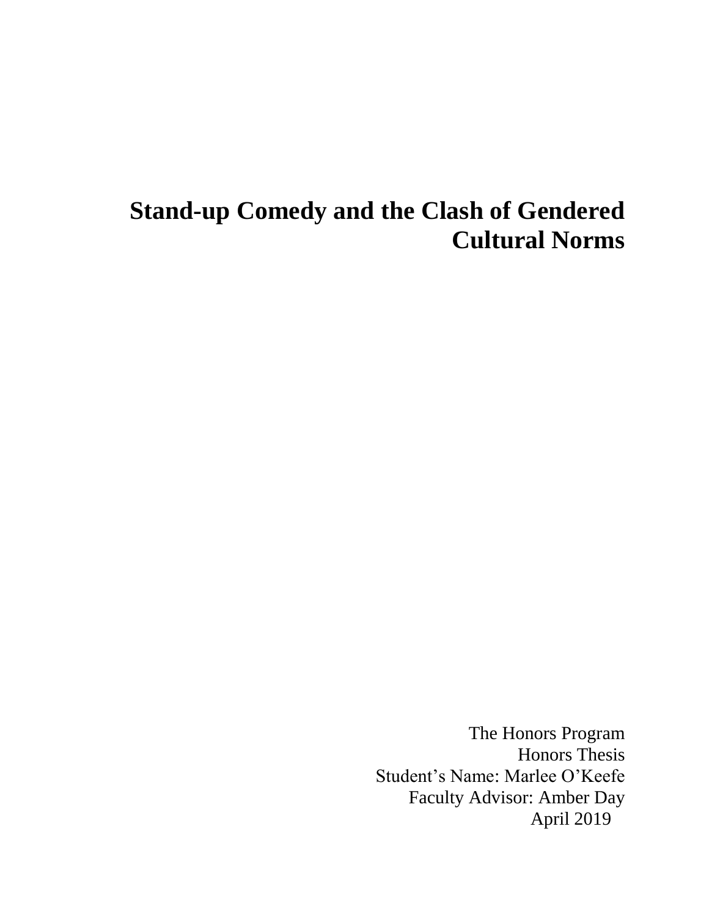# Stand-up Comedy and the Clash of Gendered Cultural Norms

The Honors Program
Honors Thesis
Student's Name: Marlee O'Keefe
Faculty Advisor: Amber Day
April 2019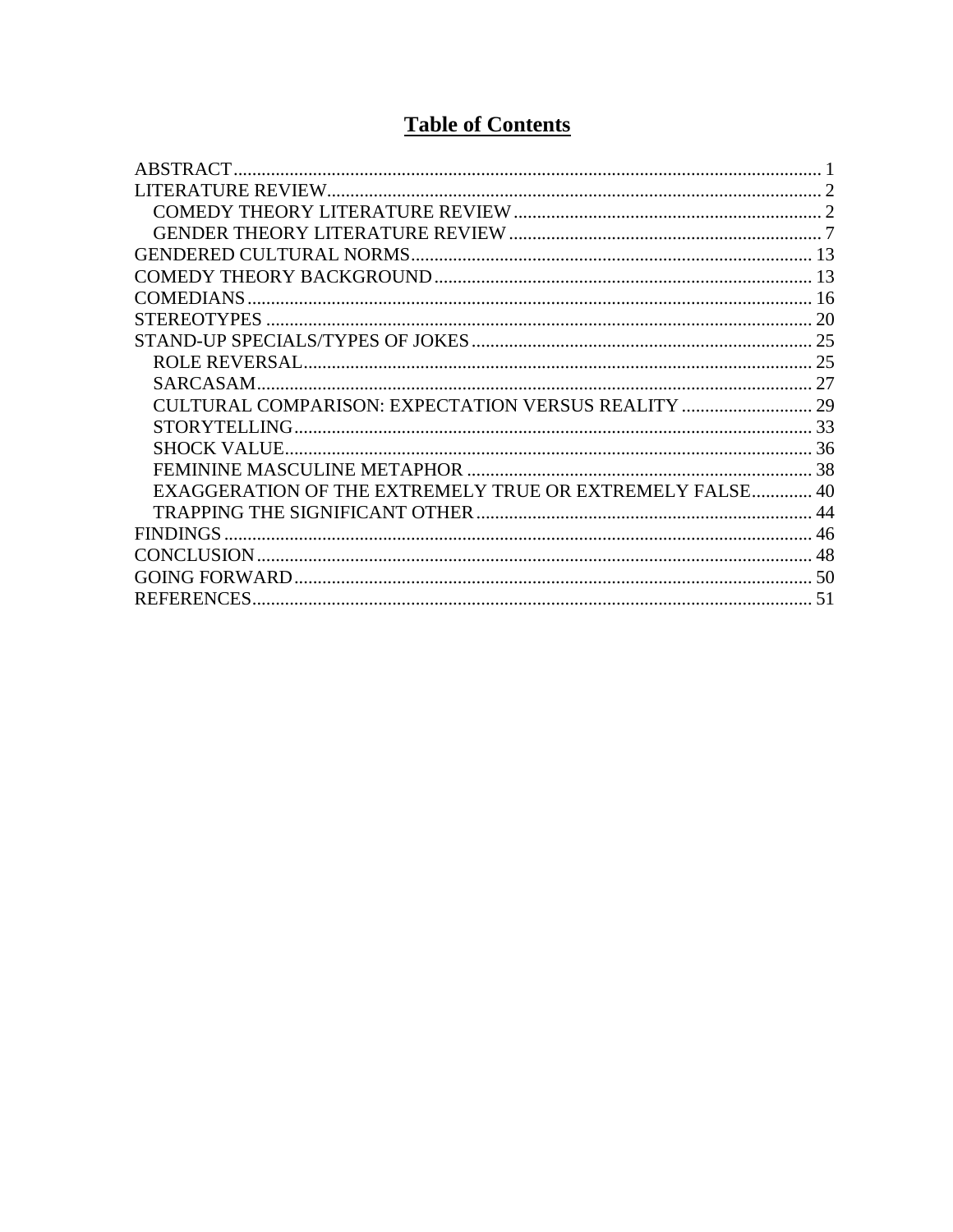# Table of Contents

ABSTRACT ..... 1
LITERATURE REVIEW ..... 2
  COMEDY THEORY LITERATURE REVIEW ..... 2
  GENDER THEORY LITERATURE REVIEW ..... 7
GENDERED CULTURAL NORMS ..... 13
COMEDY THEORY BACKGROUND ..... 13
COMEDIANS ..... 16
STEREOTYPES ..... 20
STAND-UP SPECIALS/TYPES OF JOKES ..... 25
  ROLE REVERSAL ..... 25
  SARCASAM ..... 27
  CULTURAL COMPARISON: EXPECTATION VERSUS REALITY ..... 29
  STORYTELLING ..... 33
  SHOCK VALUE ..... 36
  FEMININE MASCULINE METAPHOR ..... 38
  EXAGGERATION OF THE EXTREMELY TRUE OR EXTREMELY FALSE ..... 40
  TRAPPING THE SIGNIFICANT OTHER ..... 44
FINDINGS ..... 46
CONCLUSION ..... 48
GOING FORWARD ..... 50
REFERENCES ..... 51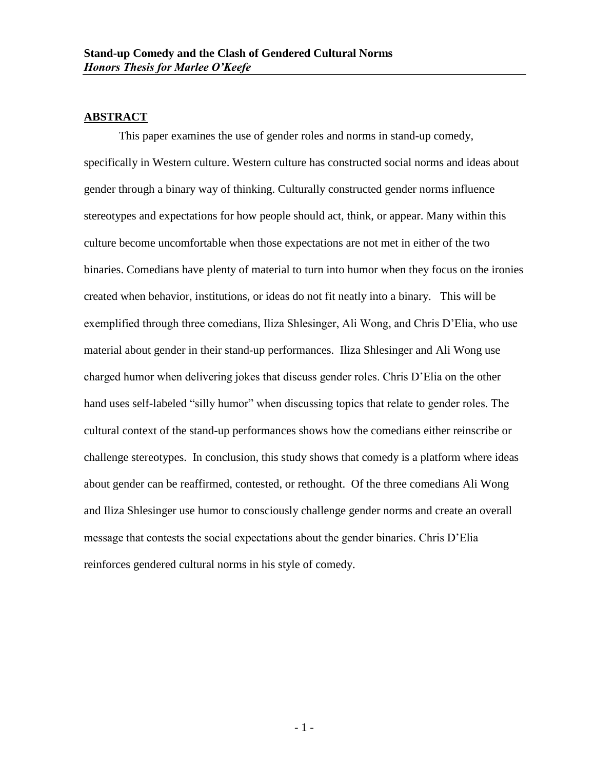**Stand-up Comedy and the Clash of Gendered Cultural Norms**
***Honors Thesis for Marlee O'Keefe***

## ABSTRACT

This paper examines the use of gender roles and norms in stand-up comedy, specifically in Western culture. Western culture has constructed social norms and ideas about gender through a binary way of thinking. Culturally constructed gender norms influence stereotypes and expectations for how people should act, think, or appear. Many within this culture become uncomfortable when those expectations are not met in either of the two binaries. Comedians have plenty of material to turn into humor when they focus on the ironies created when behavior, institutions, or ideas do not fit neatly into a binary. This will be exemplified through three comedians, Iliza Shlesinger, Ali Wong, and Chris D'Elia, who use material about gender in their stand-up performances. Iliza Shlesinger and Ali Wong use charged humor when delivering jokes that discuss gender roles. Chris D'Elia on the other hand uses self-labeled "silly humor" when discussing topics that relate to gender roles. The cultural context of the stand-up performances shows how the comedians either reinscribe or challenge stereotypes. In conclusion, this study shows that comedy is a platform where ideas about gender can be reaffirmed, contested, or rethought. Of the three comedians Ali Wong and Iliza Shlesinger use humor to consciously challenge gender norms and create an overall message that contests the social expectations about the gender binaries. Chris D'Elia reinforces gendered cultural norms in his style of comedy.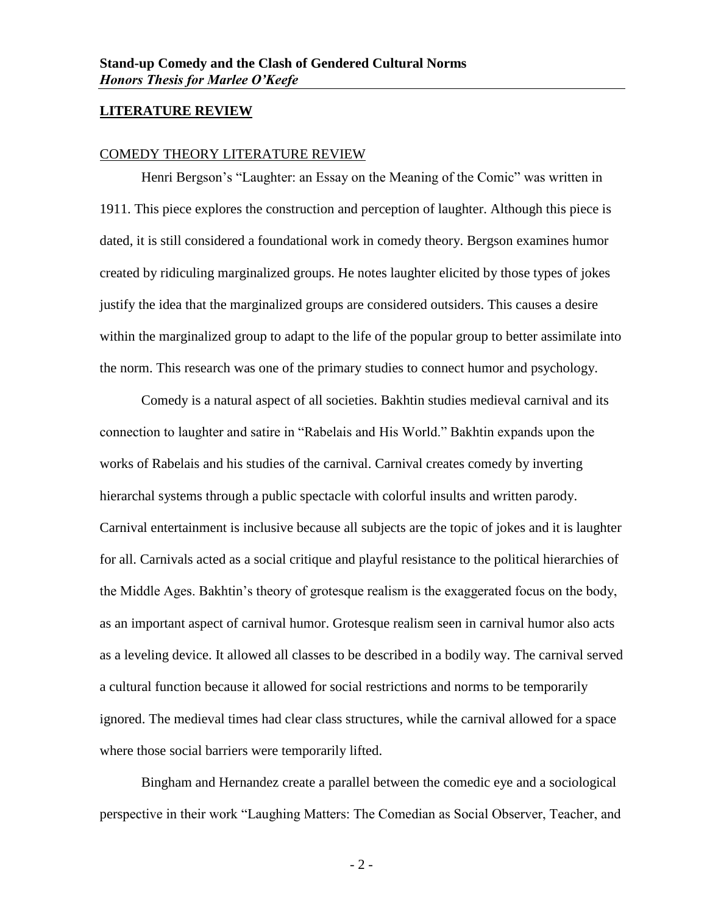## LITERATURE REVIEW

### COMEDY THEORY LITERATURE REVIEW

Henri Bergson's "Laughter: an Essay on the Meaning of the Comic" was written in 1911. This piece explores the construction and perception of laughter. Although this piece is dated, it is still considered a foundational work in comedy theory. Bergson examines humor created by ridiculing marginalized groups. He notes laughter elicited by those types of jokes justify the idea that the marginalized groups are considered outsiders. This causes a desire within the marginalized group to adapt to the life of the popular group to better assimilate into the norm. This research was one of the primary studies to connect humor and psychology.

Comedy is a natural aspect of all societies. Bakhtin studies medieval carnival and its connection to laughter and satire in "Rabelais and His World." Bakhtin expands upon the works of Rabelais and his studies of the carnival. Carnival creates comedy by inverting hierarchal systems through a public spectacle with colorful insults and written parody. Carnival entertainment is inclusive because all subjects are the topic of jokes and it is laughter for all. Carnivals acted as a social critique and playful resistance to the political hierarchies of the Middle Ages. Bakhtin's theory of grotesque realism is the exaggerated focus on the body, as an important aspect of carnival humor. Grotesque realism seen in carnival humor also acts as a leveling device. It allowed all classes to be described in a bodily way. The carnival served a cultural function because it allowed for social restrictions and norms to be temporarily ignored. The medieval times had clear class structures, while the carnival allowed for a space where those social barriers were temporarily lifted.

Bingham and Hernandez create a parallel between the comedic eye and a sociological perspective in their work "Laughing Matters: The Comedian as Social Observer, Teacher, and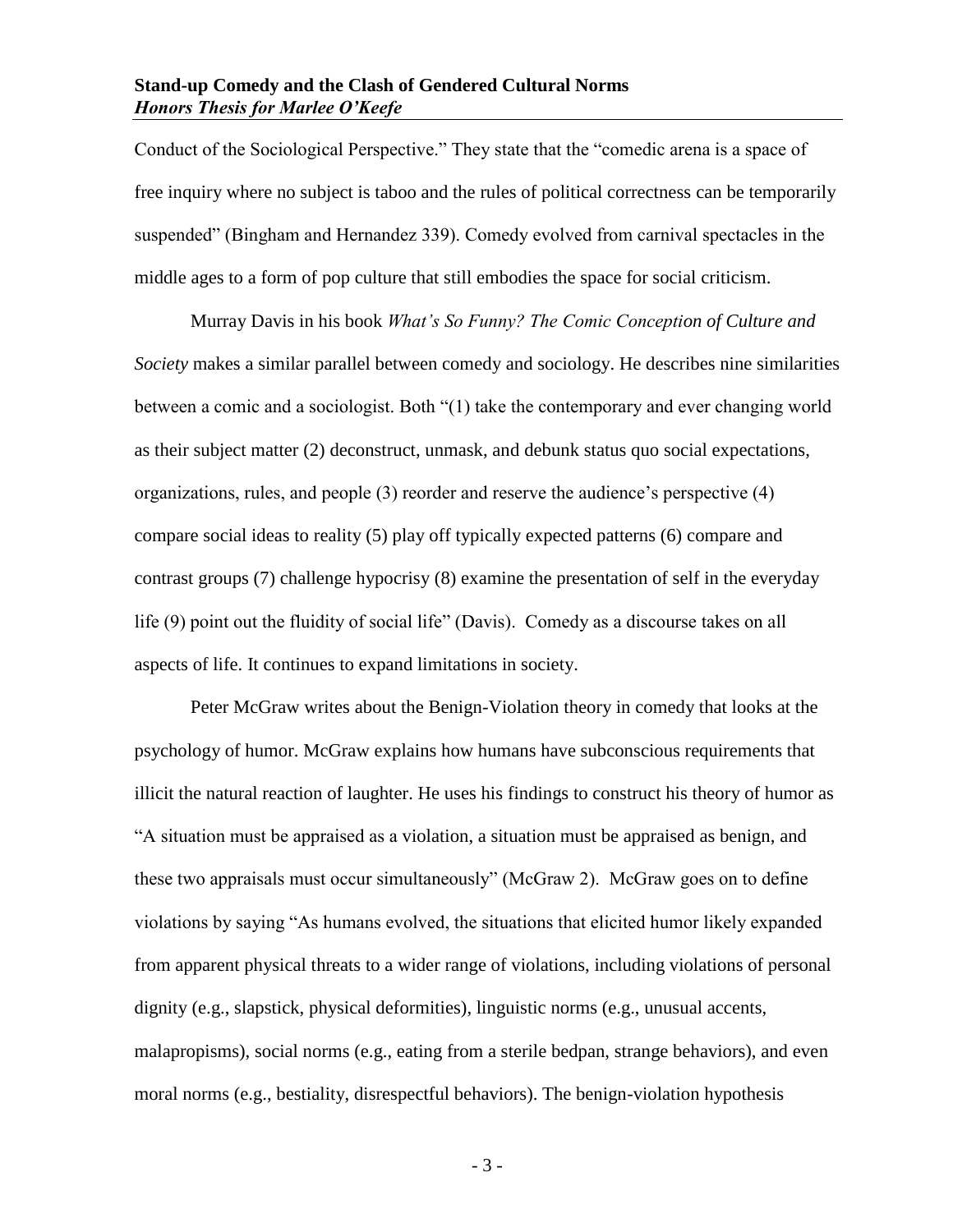Conduct of the Sociological Perspective." They state that the "comedic arena is a space of free inquiry where no subject is taboo and the rules of political correctness can be temporarily suspended" (Bingham and Hernandez 339). Comedy evolved from carnival spectacles in the middle ages to a form of pop culture that still embodies the space for social criticism.

Murray Davis in his book *What's So Funny? The Comic Conception of Culture and Society* makes a similar parallel between comedy and sociology. He describes nine similarities between a comic and a sociologist. Both "(1) take the contemporary and ever changing world as their subject matter (2) deconstruct, unmask, and debunk status quo social expectations, organizations, rules, and people (3) reorder and reserve the audience's perspective (4) compare social ideas to reality (5) play off typically expected patterns (6) compare and contrast groups (7) challenge hypocrisy (8) examine the presentation of self in the everyday life (9) point out the fluidity of social life" (Davis). Comedy as a discourse takes on all aspects of life. It continues to expand limitations in society.

Peter McGraw writes about the Benign-Violation theory in comedy that looks at the psychology of humor. McGraw explains how humans have subconscious requirements that illicit the natural reaction of laughter. He uses his findings to construct his theory of humor as "A situation must be appraised as a violation, a situation must be appraised as benign, and these two appraisals must occur simultaneously" (McGraw 2). McGraw goes on to define violations by saying "As humans evolved, the situations that elicited humor likely expanded from apparent physical threats to a wider range of violations, including violations of personal dignity (e.g., slapstick, physical deformities), linguistic norms (e.g., unusual accents, malapropisms), social norms (e.g., eating from a sterile bedpan, strange behaviors), and even moral norms (e.g., bestiality, disrespectful behaviors). The benign-violation hypothesis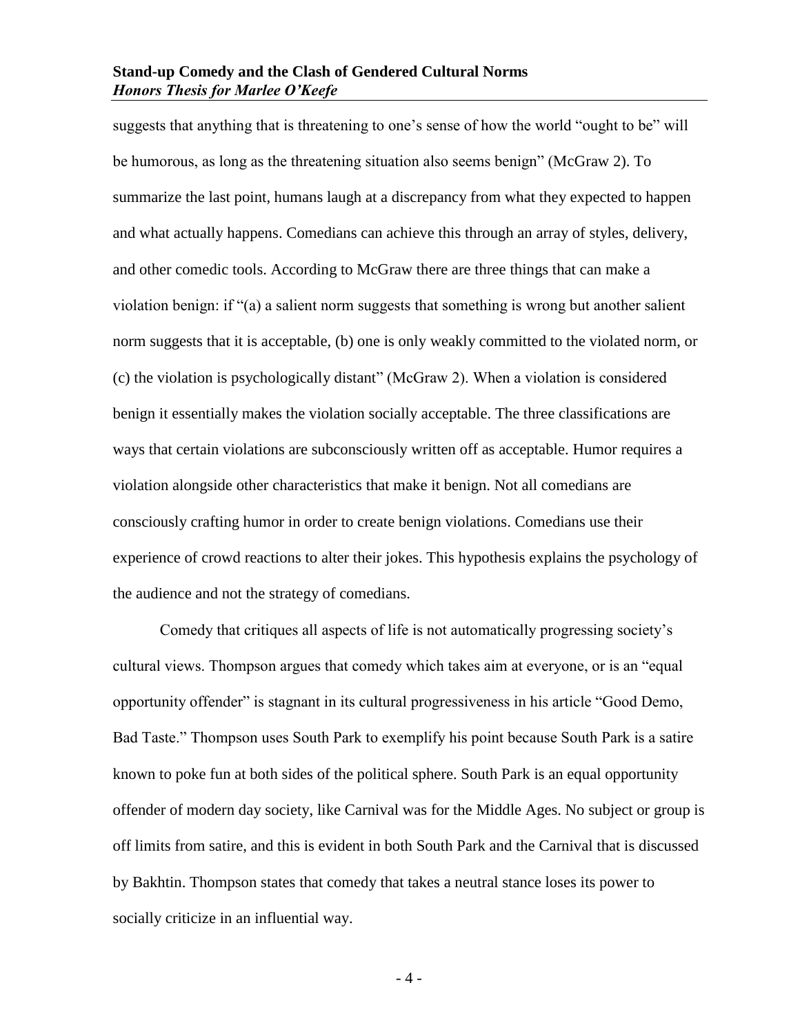suggests that anything that is threatening to one's sense of how the world "ought to be" will be humorous, as long as the threatening situation also seems benign" (McGraw 2). To summarize the last point, humans laugh at a discrepancy from what they expected to happen and what actually happens. Comedians can achieve this through an array of styles, delivery, and other comedic tools. According to McGraw there are three things that can make a violation benign: if "(a) a salient norm suggests that something is wrong but another salient norm suggests that it is acceptable, (b) one is only weakly committed to the violated norm, or (c) the violation is psychologically distant" (McGraw 2). When a violation is considered benign it essentially makes the violation socially acceptable. The three classifications are ways that certain violations are subconsciously written off as acceptable. Humor requires a violation alongside other characteristics that make it benign. Not all comedians are consciously crafting humor in order to create benign violations. Comedians use their experience of crowd reactions to alter their jokes. This hypothesis explains the psychology of the audience and not the strategy of comedians.

Comedy that critiques all aspects of life is not automatically progressing society's cultural views. Thompson argues that comedy which takes aim at everyone, or is an "equal opportunity offender" is stagnant in its cultural progressiveness in his article "Good Demo, Bad Taste." Thompson uses South Park to exemplify his point because South Park is a satire known to poke fun at both sides of the political sphere. South Park is an equal opportunity offender of modern day society, like Carnival was for the Middle Ages. No subject or group is off limits from satire, and this is evident in both South Park and the Carnival that is discussed by Bakhtin. Thompson states that comedy that takes a neutral stance loses its power to socially criticize in an influential way.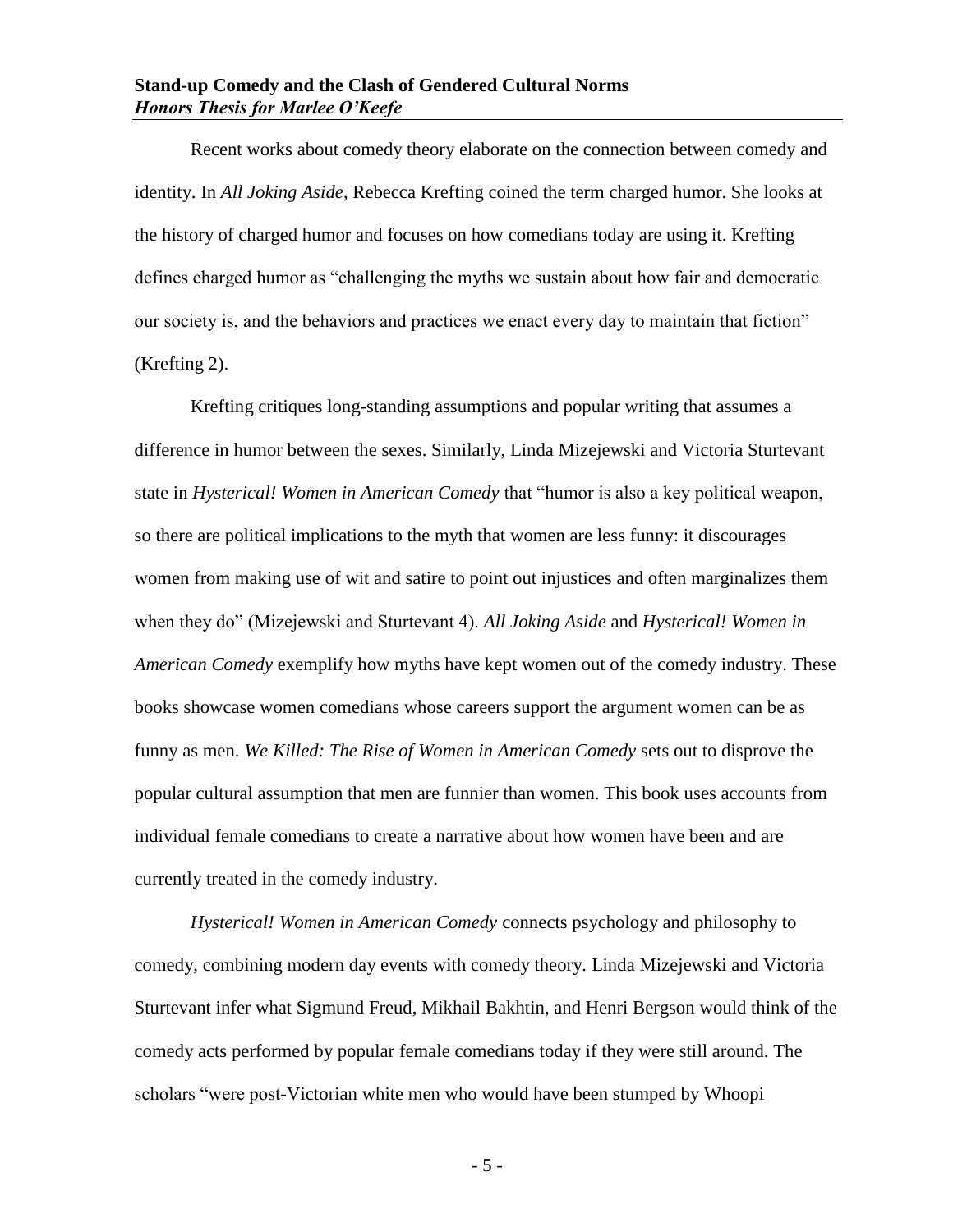Recent works about comedy theory elaborate on the connection between comedy and identity. In *All Joking Aside*, Rebecca Krefting coined the term charged humor. She looks at the history of charged humor and focuses on how comedians today are using it. Krefting defines charged humor as "challenging the myths we sustain about how fair and democratic our society is, and the behaviors and practices we enact every day to maintain that fiction" (Krefting 2).

Krefting critiques long-standing assumptions and popular writing that assumes a difference in humor between the sexes. Similarly, Linda Mizejewski and Victoria Sturtevant state in *Hysterical! Women in American Comedy* that "humor is also a key political weapon, so there are political implications to the myth that women are less funny: it discourages women from making use of wit and satire to point out injustices and often marginalizes them when they do" (Mizejewski and Sturtevant 4). *All Joking Aside* and *Hysterical! Women in American Comedy* exemplify how myths have kept women out of the comedy industry. These books showcase women comedians whose careers support the argument women can be as funny as men. *We Killed: The Rise of Women in American Comedy* sets out to disprove the popular cultural assumption that men are funnier than women. This book uses accounts from individual female comedians to create a narrative about how women have been and are currently treated in the comedy industry.

*Hysterical! Women in American Comedy* connects psychology and philosophy to comedy, combining modern day events with comedy theory. Linda Mizejewski and Victoria Sturtevant infer what Sigmund Freud, Mikhail Bakhtin, and Henri Bergson would think of the comedy acts performed by popular female comedians today if they were still around. The scholars "were post-Victorian white men who would have been stumped by Whoopi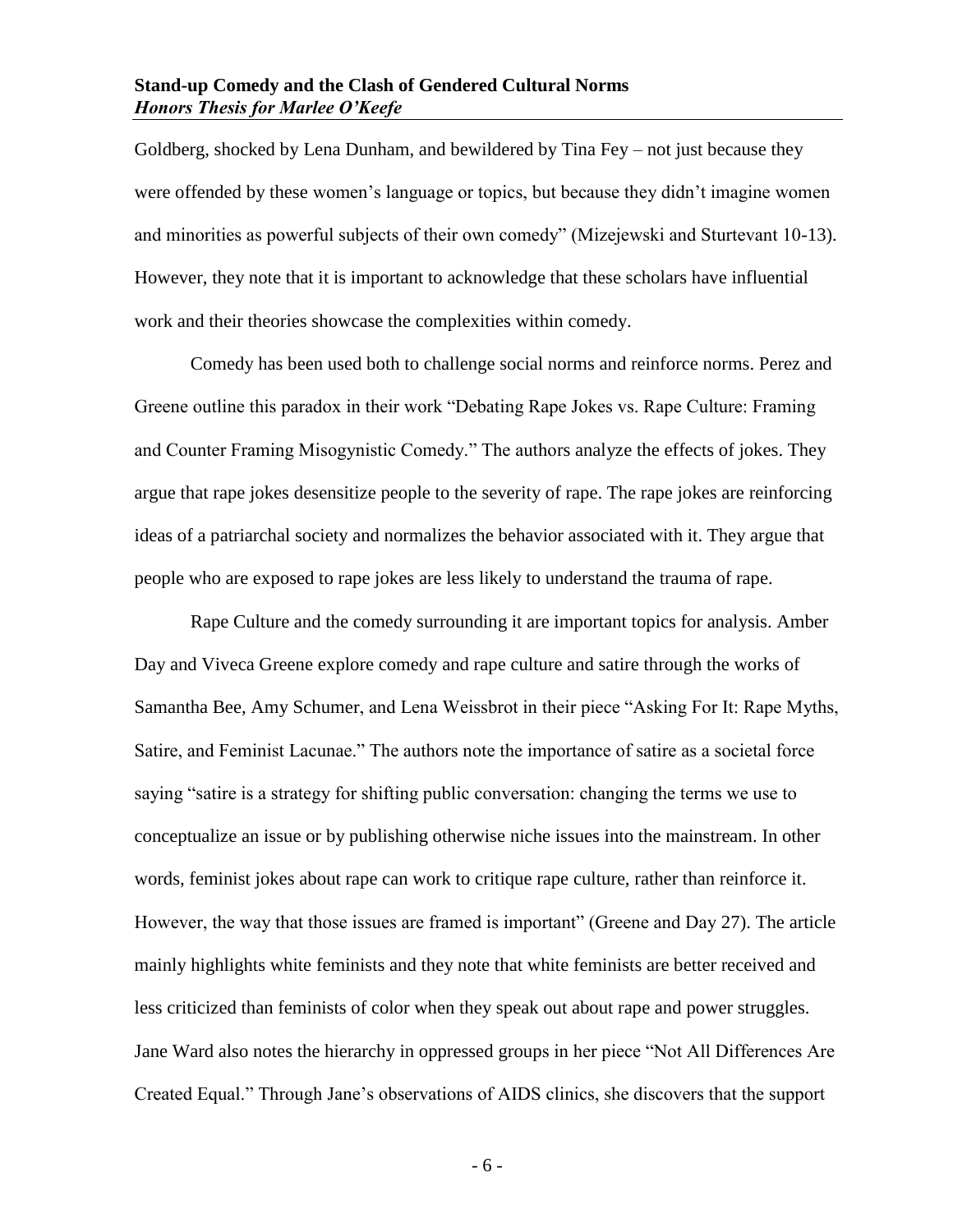Goldberg, shocked by Lena Dunham, and bewildered by Tina Fey – not just because they were offended by these women's language or topics, but because they didn't imagine women and minorities as powerful subjects of their own comedy" (Mizejewski and Sturtevant 10-13). However, they note that it is important to acknowledge that these scholars have influential work and their theories showcase the complexities within comedy.

Comedy has been used both to challenge social norms and reinforce norms. Perez and Greene outline this paradox in their work "Debating Rape Jokes vs. Rape Culture: Framing and Counter Framing Misogynistic Comedy." The authors analyze the effects of jokes. They argue that rape jokes desensitize people to the severity of rape. The rape jokes are reinforcing ideas of a patriarchal society and normalizes the behavior associated with it. They argue that people who are exposed to rape jokes are less likely to understand the trauma of rape.

Rape Culture and the comedy surrounding it are important topics for analysis. Amber Day and Viveca Greene explore comedy and rape culture and satire through the works of Samantha Bee, Amy Schumer, and Lena Weissbrot in their piece "Asking For It: Rape Myths, Satire, and Feminist Lacunae." The authors note the importance of satire as a societal force saying "satire is a strategy for shifting public conversation: changing the terms we use to conceptualize an issue or by publishing otherwise niche issues into the mainstream. In other words, feminist jokes about rape can work to critique rape culture, rather than reinforce it. However, the way that those issues are framed is important" (Greene and Day 27). The article mainly highlights white feminists and they note that white feminists are better received and less criticized than feminists of color when they speak out about rape and power struggles. Jane Ward also notes the hierarchy in oppressed groups in her piece "Not All Differences Are Created Equal." Through Jane's observations of AIDS clinics, she discovers that the support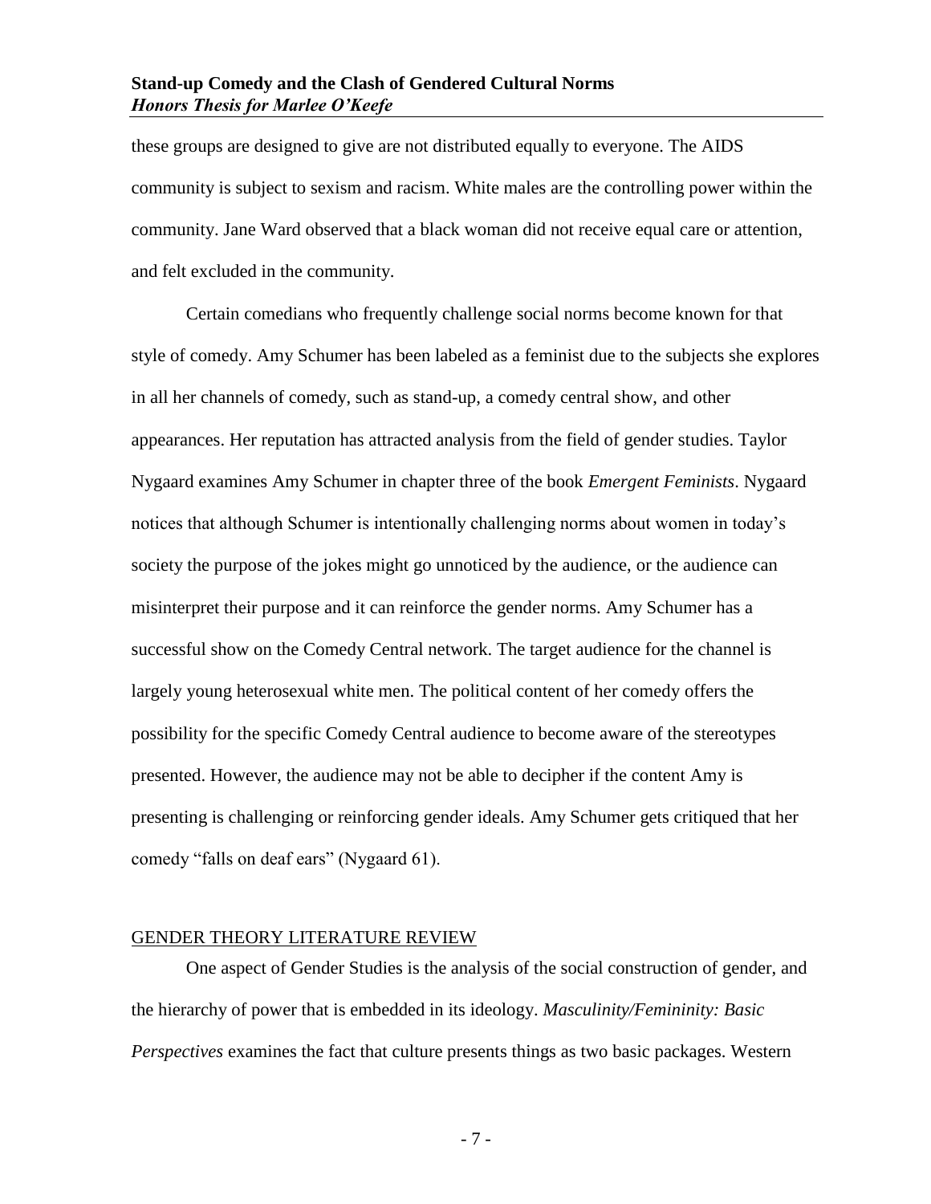these groups are designed to give are not distributed equally to everyone. The AIDS community is subject to sexism and racism. White males are the controlling power within the community. Jane Ward observed that a black woman did not receive equal care or attention, and felt excluded in the community.

Certain comedians who frequently challenge social norms become known for that style of comedy. Amy Schumer has been labeled as a feminist due to the subjects she explores in all her channels of comedy, such as stand-up, a comedy central show, and other appearances. Her reputation has attracted analysis from the field of gender studies. Taylor Nygaard examines Amy Schumer in chapter three of the book *Emergent Feminists*. Nygaard notices that although Schumer is intentionally challenging norms about women in today's society the purpose of the jokes might go unnoticed by the audience, or the audience can misinterpret their purpose and it can reinforce the gender norms. Amy Schumer has a successful show on the Comedy Central network. The target audience for the channel is largely young heterosexual white men. The political content of her comedy offers the possibility for the specific Comedy Central audience to become aware of the stereotypes presented. However, the audience may not be able to decipher if the content Amy is presenting is challenging or reinforcing gender ideals. Amy Schumer gets critiqued that her comedy "falls on deaf ears" (Nygaard 61).

## GENDER THEORY LITERATURE REVIEW

One aspect of Gender Studies is the analysis of the social construction of gender, and the hierarchy of power that is embedded in its ideology. *Masculinity/Femininity: Basic Perspectives* examines the fact that culture presents things as two basic packages. Western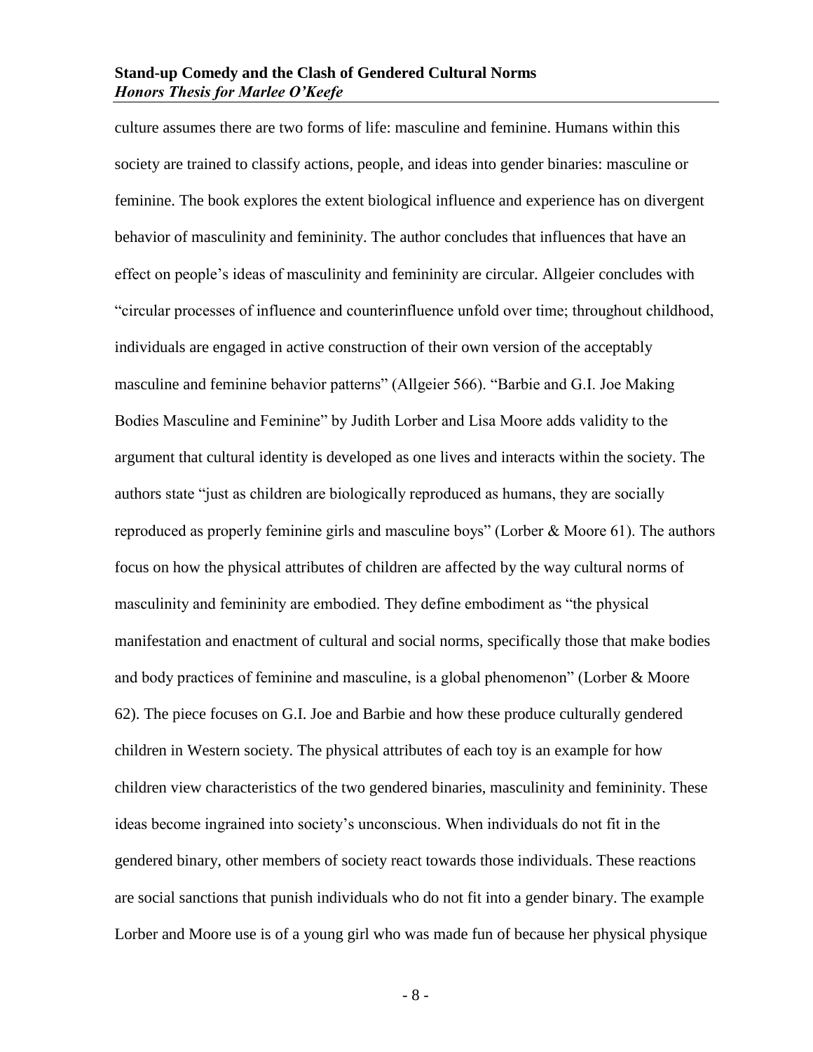culture assumes there are two forms of life: masculine and feminine. Humans within this society are trained to classify actions, people, and ideas into gender binaries: masculine or feminine. The book explores the extent biological influence and experience has on divergent behavior of masculinity and femininity. The author concludes that influences that have an effect on people's ideas of masculinity and femininity are circular. Allgeier concludes with "circular processes of influence and counterinfluence unfold over time; throughout childhood, individuals are engaged in active construction of their own version of the acceptably masculine and feminine behavior patterns" (Allgeier 566). "Barbie and G.I. Joe Making Bodies Masculine and Feminine" by Judith Lorber and Lisa Moore adds validity to the argument that cultural identity is developed as one lives and interacts within the society. The authors state "just as children are biologically reproduced as humans, they are socially reproduced as properly feminine girls and masculine boys" (Lorber & Moore 61). The authors focus on how the physical attributes of children are affected by the way cultural norms of masculinity and femininity are embodied. They define embodiment as "the physical manifestation and enactment of cultural and social norms, specifically those that make bodies and body practices of feminine and masculine, is a global phenomenon" (Lorber & Moore 62). The piece focuses on G.I. Joe and Barbie and how these produce culturally gendered children in Western society. The physical attributes of each toy is an example for how children view characteristics of the two gendered binaries, masculinity and femininity. These ideas become ingrained into society's unconscious. When individuals do not fit in the gendered binary, other members of society react towards those individuals. These reactions are social sanctions that punish individuals who do not fit into a gender binary. The example Lorber and Moore use is of a young girl who was made fun of because her physical physique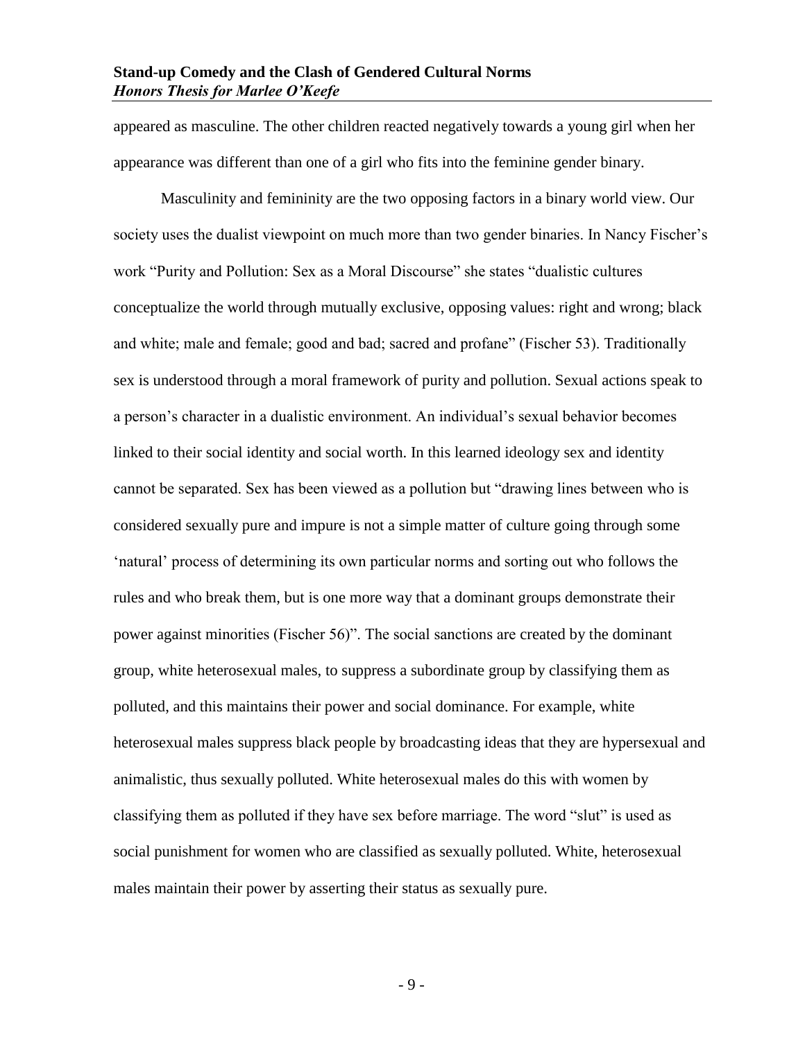appeared as masculine. The other children reacted negatively towards a young girl when her appearance was different than one of a girl who fits into the feminine gender binary.

Masculinity and femininity are the two opposing factors in a binary world view. Our society uses the dualist viewpoint on much more than two gender binaries. In Nancy Fischer's work "Purity and Pollution: Sex as a Moral Discourse" she states "dualistic cultures conceptualize the world through mutually exclusive, opposing values: right and wrong; black and white; male and female; good and bad; sacred and profane" (Fischer 53). Traditionally sex is understood through a moral framework of purity and pollution. Sexual actions speak to a person's character in a dualistic environment. An individual's sexual behavior becomes linked to their social identity and social worth. In this learned ideology sex and identity cannot be separated. Sex has been viewed as a pollution but "drawing lines between who is considered sexually pure and impure is not a simple matter of culture going through some 'natural' process of determining its own particular norms and sorting out who follows the rules and who break them, but is one more way that a dominant groups demonstrate their power against minorities (Fischer 56)". The social sanctions are created by the dominant group, white heterosexual males, to suppress a subordinate group by classifying them as polluted, and this maintains their power and social dominance. For example, white heterosexual males suppress black people by broadcasting ideas that they are hypersexual and animalistic, thus sexually polluted. White heterosexual males do this with women by classifying them as polluted if they have sex before marriage. The word "slut" is used as social punishment for women who are classified as sexually polluted. White, heterosexual males maintain their power by asserting their status as sexually pure.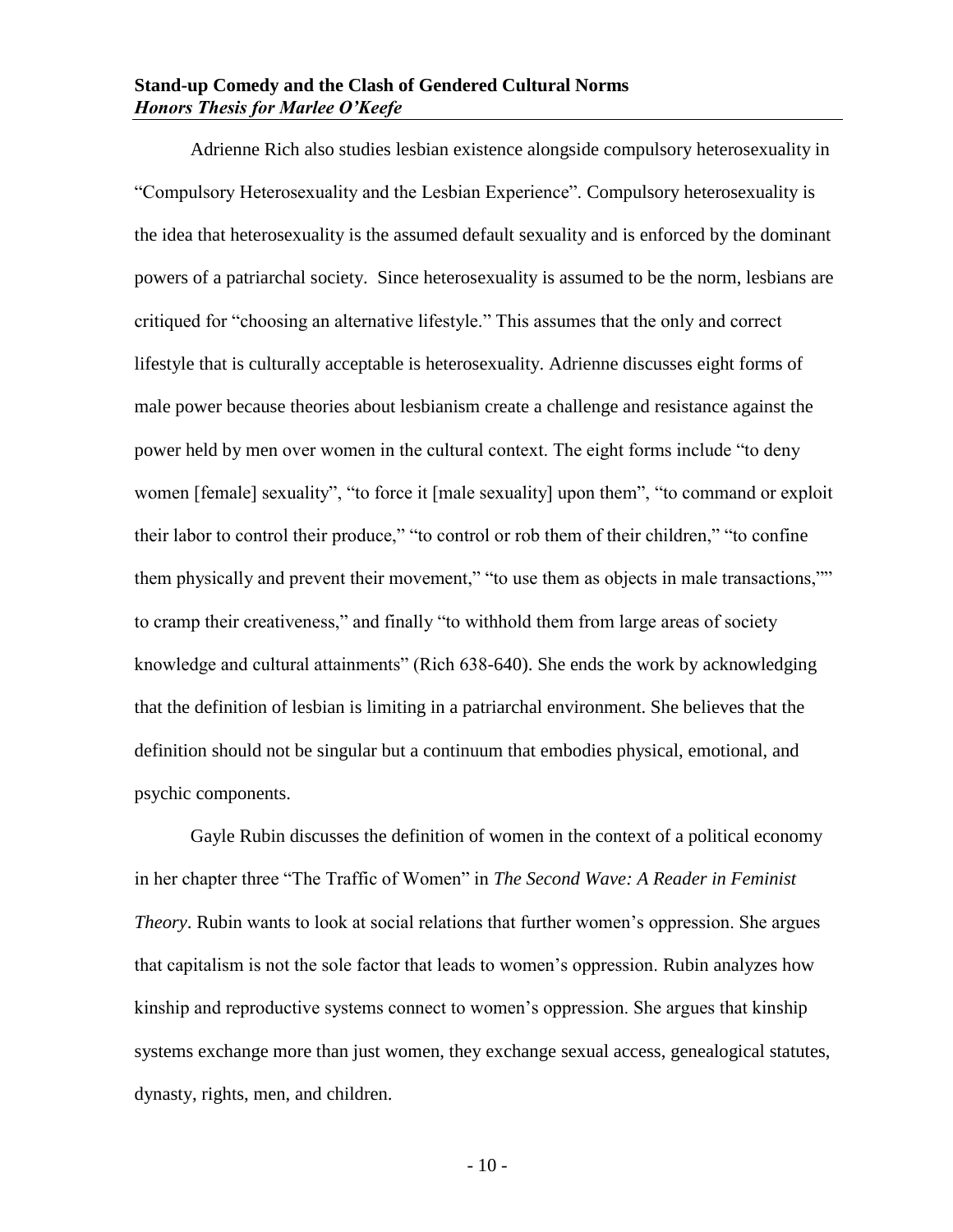Adrienne Rich also studies lesbian existence alongside compulsory heterosexuality in "Compulsory Heterosexuality and the Lesbian Experience". Compulsory heterosexuality is the idea that heterosexuality is the assumed default sexuality and is enforced by the dominant powers of a patriarchal society. Since heterosexuality is assumed to be the norm, lesbians are critiqued for "choosing an alternative lifestyle." This assumes that the only and correct lifestyle that is culturally acceptable is heterosexuality. Adrienne discusses eight forms of male power because theories about lesbianism create a challenge and resistance against the power held by men over women in the cultural context. The eight forms include "to deny women [female] sexuality", "to force it [male sexuality] upon them", "to command or exploit their labor to control their produce," "to control or rob them of their children," "to confine them physically and prevent their movement," "to use them as objects in male transactions,"" to cramp their creativeness," and finally "to withhold them from large areas of society knowledge and cultural attainments" (Rich 638-640). She ends the work by acknowledging that the definition of lesbian is limiting in a patriarchal environment. She believes that the definition should not be singular but a continuum that embodies physical, emotional, and psychic components.

Gayle Rubin discusses the definition of women in the context of a political economy in her chapter three "The Traffic of Women" in *The Second Wave: A Reader in Feminist Theory*. Rubin wants to look at social relations that further women's oppression. She argues that capitalism is not the sole factor that leads to women's oppression. Rubin analyzes how kinship and reproductive systems connect to women's oppression. She argues that kinship systems exchange more than just women, they exchange sexual access, genealogical statutes, dynasty, rights, men, and children.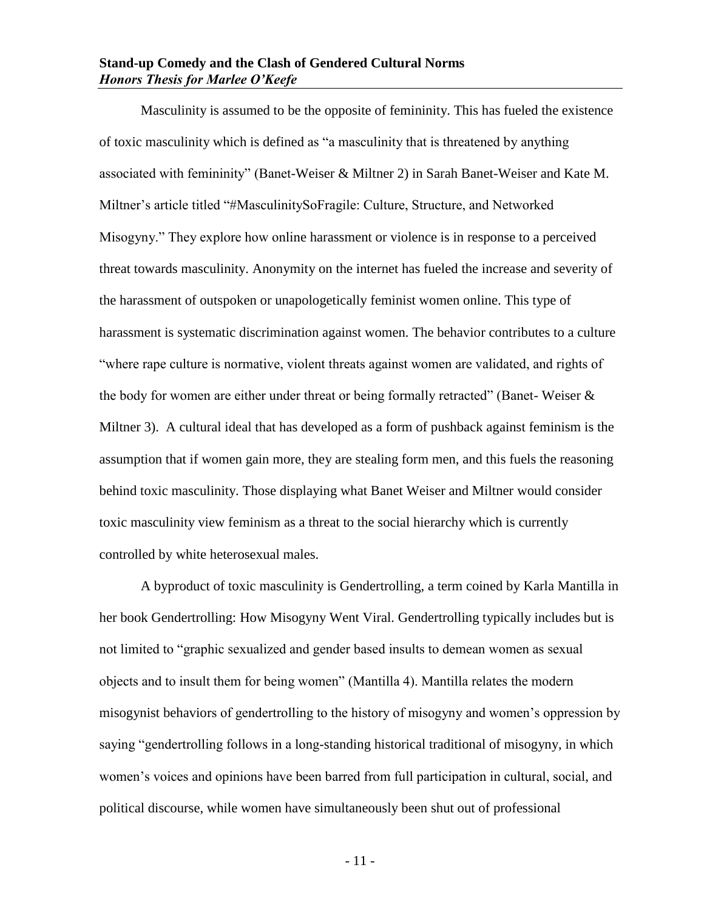Masculinity is assumed to be the opposite of femininity. This has fueled the existence of toxic masculinity which is defined as "a masculinity that is threatened by anything associated with femininity" (Banet-Weiser & Miltner 2) in Sarah Banet-Weiser and Kate M. Miltner's article titled "#MasculinitySoFragile: Culture, Structure, and Networked Misogyny." They explore how online harassment or violence is in response to a perceived threat towards masculinity. Anonymity on the internet has fueled the increase and severity of the harassment of outspoken or unapologetically feminist women online. This type of harassment is systematic discrimination against women. The behavior contributes to a culture "where rape culture is normative, violent threats against women are validated, and rights of the body for women are either under threat or being formally retracted" (Banet- Weiser & Miltner 3). A cultural ideal that has developed as a form of pushback against feminism is the assumption that if women gain more, they are stealing form men, and this fuels the reasoning behind toxic masculinity. Those displaying what Banet Weiser and Miltner would consider toxic masculinity view feminism as a threat to the social hierarchy which is currently controlled by white heterosexual males.

A byproduct of toxic masculinity is Gendertrolling, a term coined by Karla Mantilla in her book Gendertrolling: How Misogyny Went Viral. Gendertrolling typically includes but is not limited to "graphic sexualized and gender based insults to demean women as sexual objects and to insult them for being women" (Mantilla 4). Mantilla relates the modern misogynist behaviors of gendertrolling to the history of misogyny and women's oppression by saying "gendertrolling follows in a long-standing historical traditional of misogyny, in which women's voices and opinions have been barred from full participation in cultural, social, and political discourse, while women have simultaneously been shut out of professional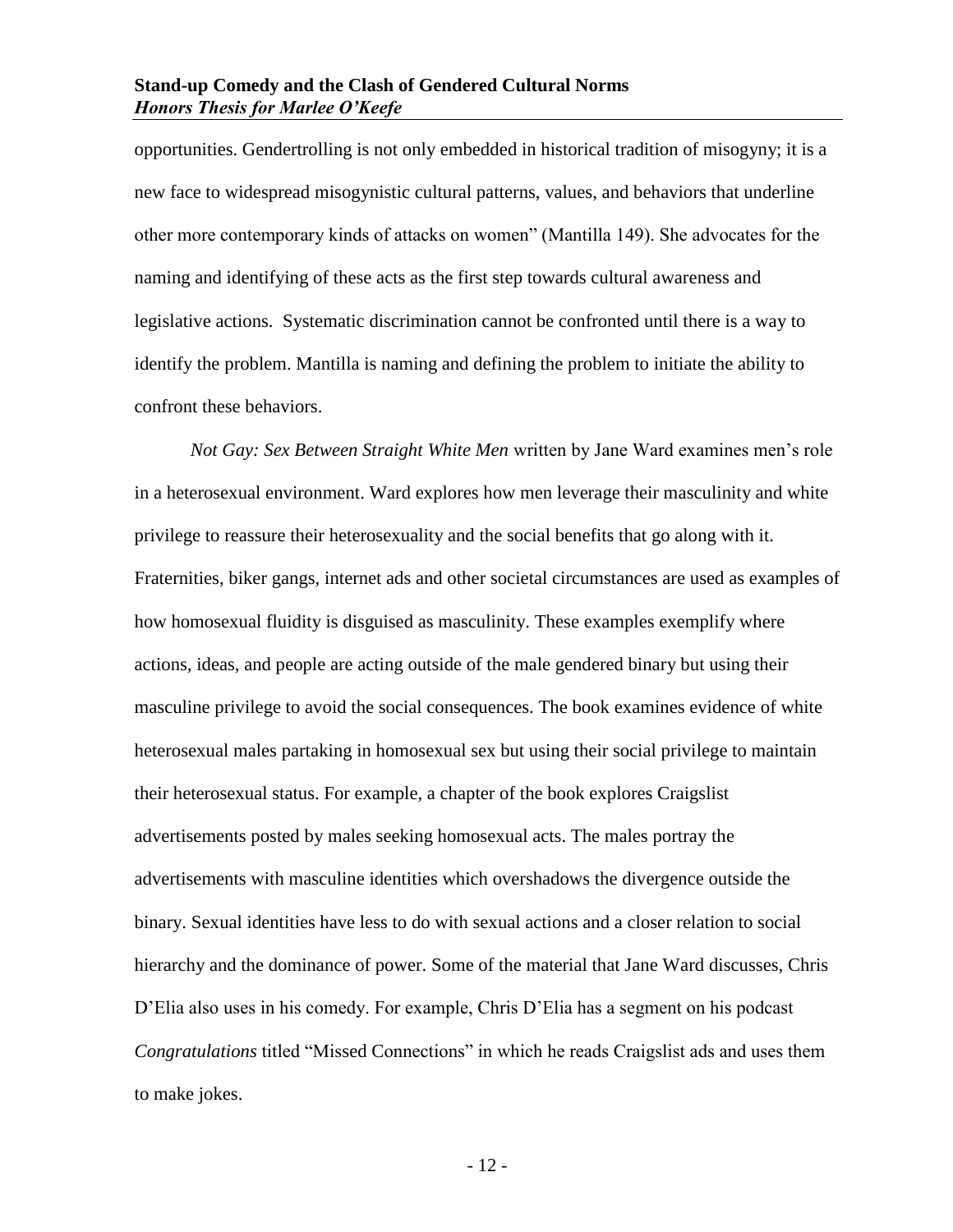opportunities. Gendertrolling is not only embedded in historical tradition of misogyny; it is a new face to widespread misogynistic cultural patterns, values, and behaviors that underline other more contemporary kinds of attacks on women" (Mantilla 149). She advocates for the naming and identifying of these acts as the first step towards cultural awareness and legislative actions. Systematic discrimination cannot be confronted until there is a way to identify the problem. Mantilla is naming and defining the problem to initiate the ability to confront these behaviors.

*Not Gay: Sex Between Straight White Men* written by Jane Ward examines men's role in a heterosexual environment. Ward explores how men leverage their masculinity and white privilege to reassure their heterosexuality and the social benefits that go along with it. Fraternities, biker gangs, internet ads and other societal circumstances are used as examples of how homosexual fluidity is disguised as masculinity. These examples exemplify where actions, ideas, and people are acting outside of the male gendered binary but using their masculine privilege to avoid the social consequences. The book examines evidence of white heterosexual males partaking in homosexual sex but using their social privilege to maintain their heterosexual status. For example, a chapter of the book explores Craigslist advertisements posted by males seeking homosexual acts. The males portray the advertisements with masculine identities which overshadows the divergence outside the binary. Sexual identities have less to do with sexual actions and a closer relation to social hierarchy and the dominance of power. Some of the material that Jane Ward discusses, Chris D'Elia also uses in his comedy. For example, Chris D'Elia has a segment on his podcast *Congratulations* titled "Missed Connections" in which he reads Craigslist ads and uses them to make jokes.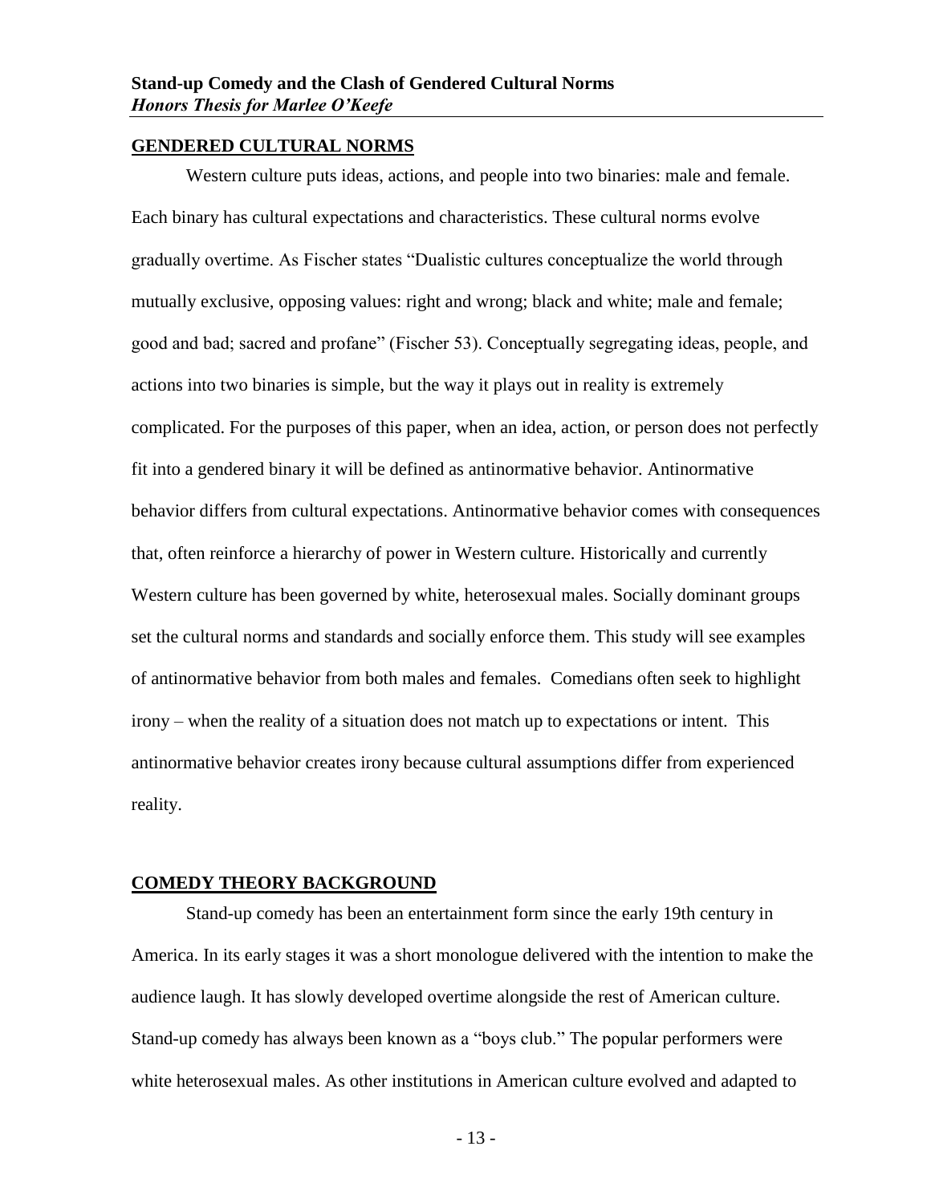## GENDERED CULTURAL NORMS

Western culture puts ideas, actions, and people into two binaries: male and female. Each binary has cultural expectations and characteristics. These cultural norms evolve gradually overtime. As Fischer states "Dualistic cultures conceptualize the world through mutually exclusive, opposing values: right and wrong; black and white; male and female; good and bad; sacred and profane" (Fischer 53). Conceptually segregating ideas, people, and actions into two binaries is simple, but the way it plays out in reality is extremely complicated. For the purposes of this paper, when an idea, action, or person does not perfectly fit into a gendered binary it will be defined as antinormative behavior. Antinormative behavior differs from cultural expectations. Antinormative behavior comes with consequences that, often reinforce a hierarchy of power in Western culture. Historically and currently Western culture has been governed by white, heterosexual males. Socially dominant groups set the cultural norms and standards and socially enforce them. This study will see examples of antinormative behavior from both males and females. Comedians often seek to highlight irony – when the reality of a situation does not match up to expectations or intent. This antinormative behavior creates irony because cultural assumptions differ from experienced reality.

## COMEDY THEORY BACKGROUND

Stand-up comedy has been an entertainment form since the early 19th century in America. In its early stages it was a short monologue delivered with the intention to make the audience laugh. It has slowly developed overtime alongside the rest of American culture. Stand-up comedy has always been known as a "boys club." The popular performers were white heterosexual males. As other institutions in American culture evolved and adapted to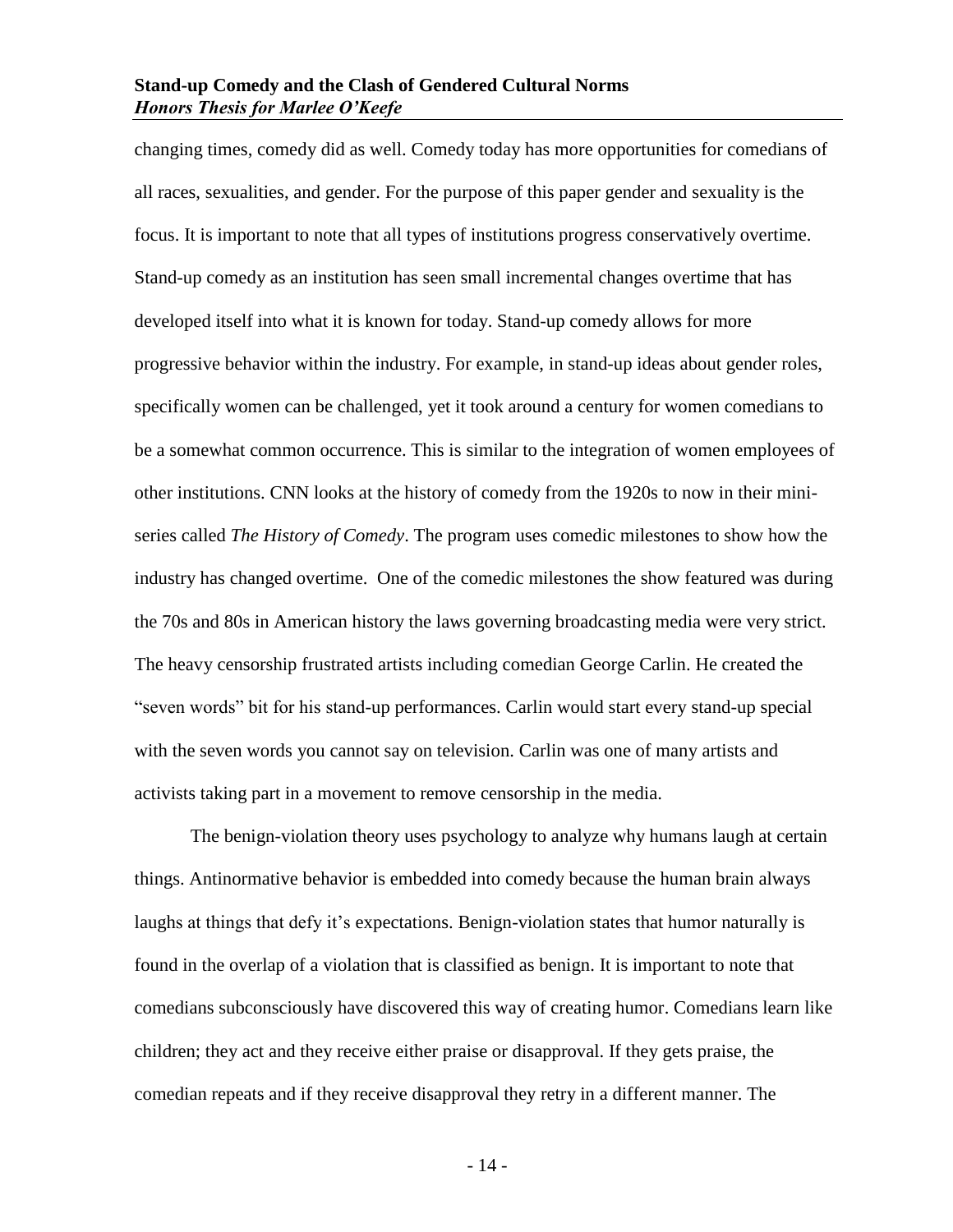changing times, comedy did as well. Comedy today has more opportunities for comedians of all races, sexualities, and gender. For the purpose of this paper gender and sexuality is the focus. It is important to note that all types of institutions progress conservatively overtime. Stand-up comedy as an institution has seen small incremental changes overtime that has developed itself into what it is known for today. Stand-up comedy allows for more progressive behavior within the industry. For example, in stand-up ideas about gender roles, specifically women can be challenged, yet it took around a century for women comedians to be a somewhat common occurrence. This is similar to the integration of women employees of other institutions. CNN looks at the history of comedy from the 1920s to now in their mini-series called *The History of Comedy*. The program uses comedic milestones to show how the industry has changed overtime. One of the comedic milestones the show featured was during the 70s and 80s in American history the laws governing broadcasting media were very strict. The heavy censorship frustrated artists including comedian George Carlin. He created the "seven words" bit for his stand-up performances. Carlin would start every stand-up special with the seven words you cannot say on television. Carlin was one of many artists and activists taking part in a movement to remove censorship in the media.

The benign-violation theory uses psychology to analyze why humans laugh at certain things. Antinormative behavior is embedded into comedy because the human brain always laughs at things that defy it's expectations. Benign-violation states that humor naturally is found in the overlap of a violation that is classified as benign. It is important to note that comedians subconsciously have discovered this way of creating humor. Comedians learn like children; they act and they receive either praise or disapproval. If they gets praise, the comedian repeats and if they receive disapproval they retry in a different manner. The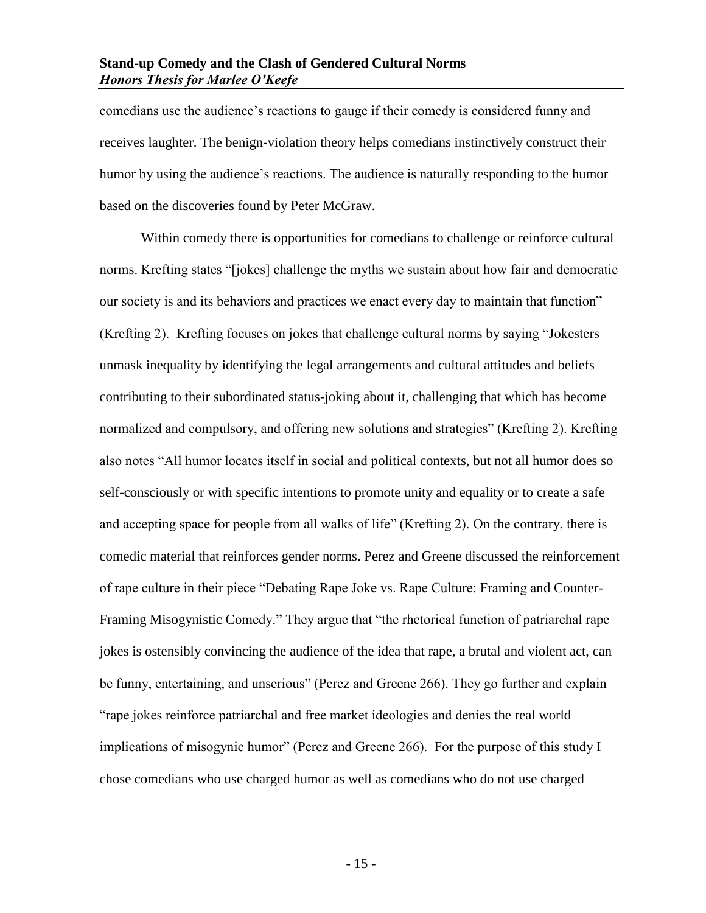comedians use the audience's reactions to gauge if their comedy is considered funny and receives laughter. The benign-violation theory helps comedians instinctively construct their humor by using the audience's reactions. The audience is naturally responding to the humor based on the discoveries found by Peter McGraw.

Within comedy there is opportunities for comedians to challenge or reinforce cultural norms. Krefting states "[jokes] challenge the myths we sustain about how fair and democratic our society is and its behaviors and practices we enact every day to maintain that function" (Krefting 2). Krefting focuses on jokes that challenge cultural norms by saying "Jokesters unmask inequality by identifying the legal arrangements and cultural attitudes and beliefs contributing to their subordinated status-joking about it, challenging that which has become normalized and compulsory, and offering new solutions and strategies" (Krefting 2). Krefting also notes "All humor locates itself in social and political contexts, but not all humor does so self-consciously or with specific intentions to promote unity and equality or to create a safe and accepting space for people from all walks of life" (Krefting 2). On the contrary, there is comedic material that reinforces gender norms. Perez and Greene discussed the reinforcement of rape culture in their piece "Debating Rape Joke vs. Rape Culture: Framing and Counter-Framing Misogynistic Comedy." They argue that "the rhetorical function of patriarchal rape jokes is ostensibly convincing the audience of the idea that rape, a brutal and violent act, can be funny, entertaining, and unserious" (Perez and Greene 266). They go further and explain "rape jokes reinforce patriarchal and free market ideologies and denies the real world implications of misogynic humor" (Perez and Greene 266). For the purpose of this study I chose comedians who use charged humor as well as comedians who do not use charged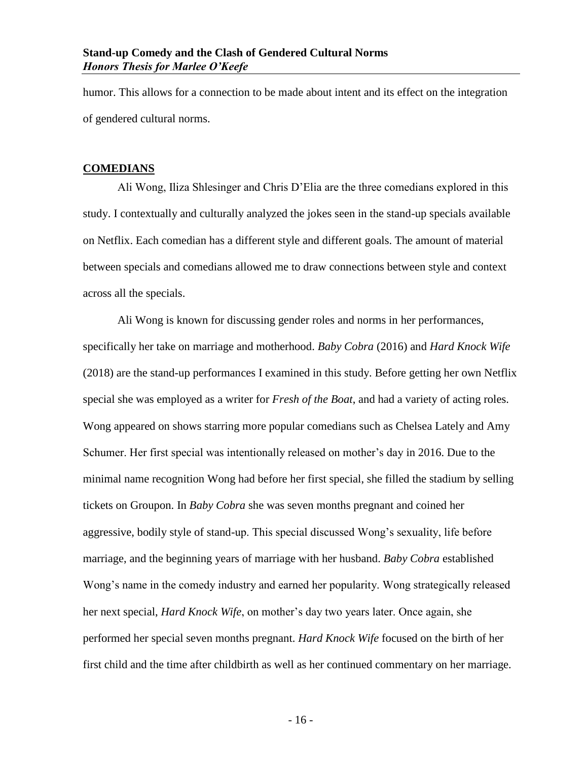humor. This allows for a connection to be made about intent and its effect on the integration of gendered cultural norms.

## COMEDIANS

Ali Wong, Iliza Shlesinger and Chris D'Elia are the three comedians explored in this study. I contextually and culturally analyzed the jokes seen in the stand-up specials available on Netflix. Each comedian has a different style and different goals. The amount of material between specials and comedians allowed me to draw connections between style and context across all the specials.

Ali Wong is known for discussing gender roles and norms in her performances, specifically her take on marriage and motherhood. *Baby Cobra* (2016) and *Hard Knock Wife* (2018) are the stand-up performances I examined in this study. Before getting her own Netflix special she was employed as a writer for *Fresh of the Boat*, and had a variety of acting roles. Wong appeared on shows starring more popular comedians such as Chelsea Lately and Amy Schumer. Her first special was intentionally released on mother's day in 2016. Due to the minimal name recognition Wong had before her first special, she filled the stadium by selling tickets on Groupon. In *Baby Cobra* she was seven months pregnant and coined her aggressive, bodily style of stand-up. This special discussed Wong's sexuality, life before marriage, and the beginning years of marriage with her husband. *Baby Cobra* established Wong's name in the comedy industry and earned her popularity. Wong strategically released her next special, *Hard Knock Wife*, on mother's day two years later. Once again, she performed her special seven months pregnant. *Hard Knock Wife* focused on the birth of her first child and the time after childbirth as well as her continued commentary on her marriage.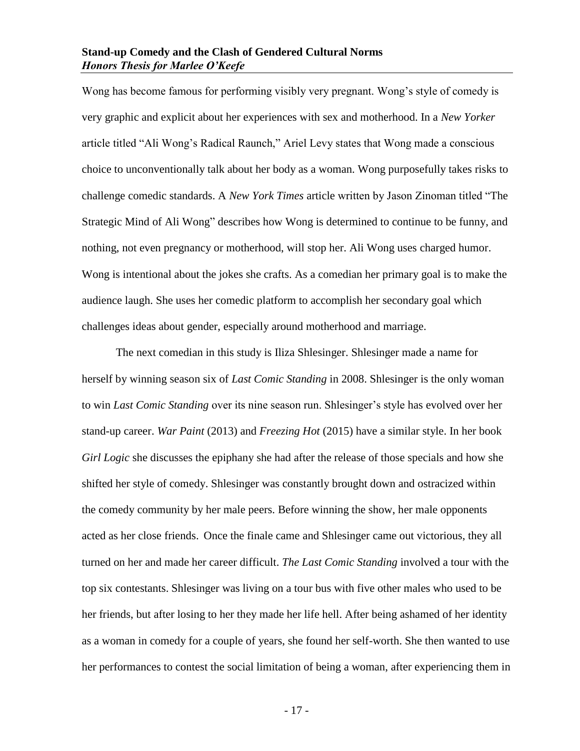Wong has become famous for performing visibly very pregnant. Wong's style of comedy is very graphic and explicit about her experiences with sex and motherhood. In a *New Yorker* article titled "Ali Wong's Radical Raunch," Ariel Levy states that Wong made a conscious choice to unconventionally talk about her body as a woman. Wong purposefully takes risks to challenge comedic standards. A *New York Times* article written by Jason Zinoman titled "The Strategic Mind of Ali Wong" describes how Wong is determined to continue to be funny, and nothing, not even pregnancy or motherhood, will stop her. Ali Wong uses charged humor. Wong is intentional about the jokes she crafts. As a comedian her primary goal is to make the audience laugh. She uses her comedic platform to accomplish her secondary goal which challenges ideas about gender, especially around motherhood and marriage.

The next comedian in this study is Iliza Shlesinger. Shlesinger made a name for herself by winning season six of *Last Comic Standing* in 2008. Shlesinger is the only woman to win *Last Comic Standing* over its nine season run. Shlesinger's style has evolved over her stand-up career. *War Paint* (2013) and *Freezing Hot* (2015) have a similar style. In her book *Girl Logic* she discusses the epiphany she had after the release of those specials and how she shifted her style of comedy. Shlesinger was constantly brought down and ostracized within the comedy community by her male peers. Before winning the show, her male opponents acted as her close friends. Once the finale came and Shlesinger came out victorious, they all turned on her and made her career difficult. *The Last Comic Standing* involved a tour with the top six contestants. Shlesinger was living on a tour bus with five other males who used to be her friends, but after losing to her they made her life hell. After being ashamed of her identity as a woman in comedy for a couple of years, she found her self-worth. She then wanted to use her performances to contest the social limitation of being a woman, after experiencing them in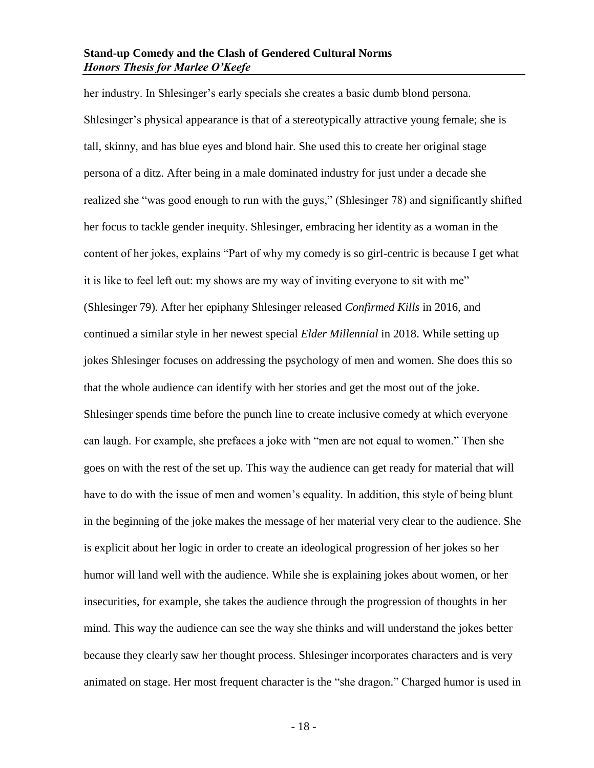her industry. In Shlesinger's early specials she creates a basic dumb blond persona. Shlesinger's physical appearance is that of a stereotypically attractive young female; she is tall, skinny, and has blue eyes and blond hair. She used this to create her original stage persona of a ditz. After being in a male dominated industry for just under a decade she realized she "was good enough to run with the guys," (Shlesinger 78) and significantly shifted her focus to tackle gender inequity. Shlesinger, embracing her identity as a woman in the content of her jokes, explains "Part of why my comedy is so girl-centric is because I get what it is like to feel left out: my shows are my way of inviting everyone to sit with me" (Shlesinger 79). After her epiphany Shlesinger released *Confirmed Kills* in 2016, and continued a similar style in her newest special *Elder Millennial* in 2018. While setting up jokes Shlesinger focuses on addressing the psychology of men and women. She does this so that the whole audience can identify with her stories and get the most out of the joke. Shlesinger spends time before the punch line to create inclusive comedy at which everyone can laugh. For example, she prefaces a joke with "men are not equal to women." Then she goes on with the rest of the set up. This way the audience can get ready for material that will have to do with the issue of men and women's equality. In addition, this style of being blunt in the beginning of the joke makes the message of her material very clear to the audience. She is explicit about her logic in order to create an ideological progression of her jokes so her humor will land well with the audience. While she is explaining jokes about women, or her insecurities, for example, she takes the audience through the progression of thoughts in her mind. This way the audience can see the way she thinks and will understand the jokes better because they clearly saw her thought process. Shlesinger incorporates characters and is very animated on stage. Her most frequent character is the "she dragon." Charged humor is used in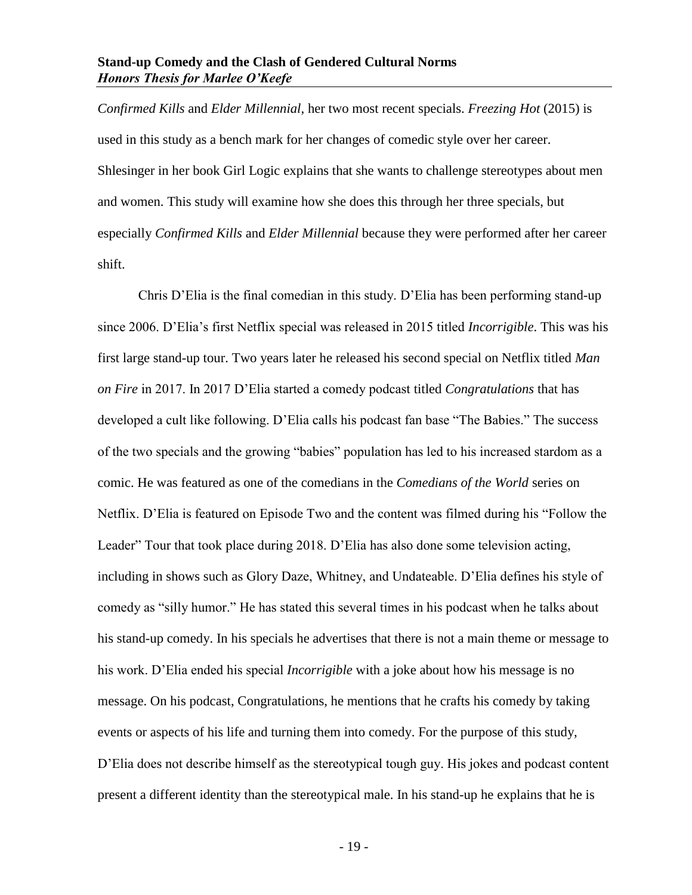*Confirmed Kills* and *Elder Millennial*, her two most recent specials. *Freezing Hot* (2015) is used in this study as a bench mark for her changes of comedic style over her career. Shlesinger in her book Girl Logic explains that she wants to challenge stereotypes about men and women. This study will examine how she does this through her three specials, but especially *Confirmed Kills* and *Elder Millennial* because they were performed after her career shift.

Chris D'Elia is the final comedian in this study. D'Elia has been performing stand-up since 2006. D'Elia's first Netflix special was released in 2015 titled *Incorrigible*. This was his first large stand-up tour. Two years later he released his second special on Netflix titled *Man on Fire* in 2017. In 2017 D'Elia started a comedy podcast titled *Congratulations* that has developed a cult like following. D'Elia calls his podcast fan base "The Babies." The success of the two specials and the growing "babies" population has led to his increased stardom as a comic. He was featured as one of the comedians in the *Comedians of the World* series on Netflix. D'Elia is featured on Episode Two and the content was filmed during his "Follow the Leader" Tour that took place during 2018. D'Elia has also done some television acting, including in shows such as Glory Daze, Whitney, and Undateable. D'Elia defines his style of comedy as "silly humor." He has stated this several times in his podcast when he talks about his stand-up comedy. In his specials he advertises that there is not a main theme or message to his work. D'Elia ended his special *Incorrigible* with a joke about how his message is no message. On his podcast, Congratulations, he mentions that he crafts his comedy by taking events or aspects of his life and turning them into comedy. For the purpose of this study, D'Elia does not describe himself as the stereotypical tough guy. His jokes and podcast content present a different identity than the stereotypical male. In his stand-up he explains that he is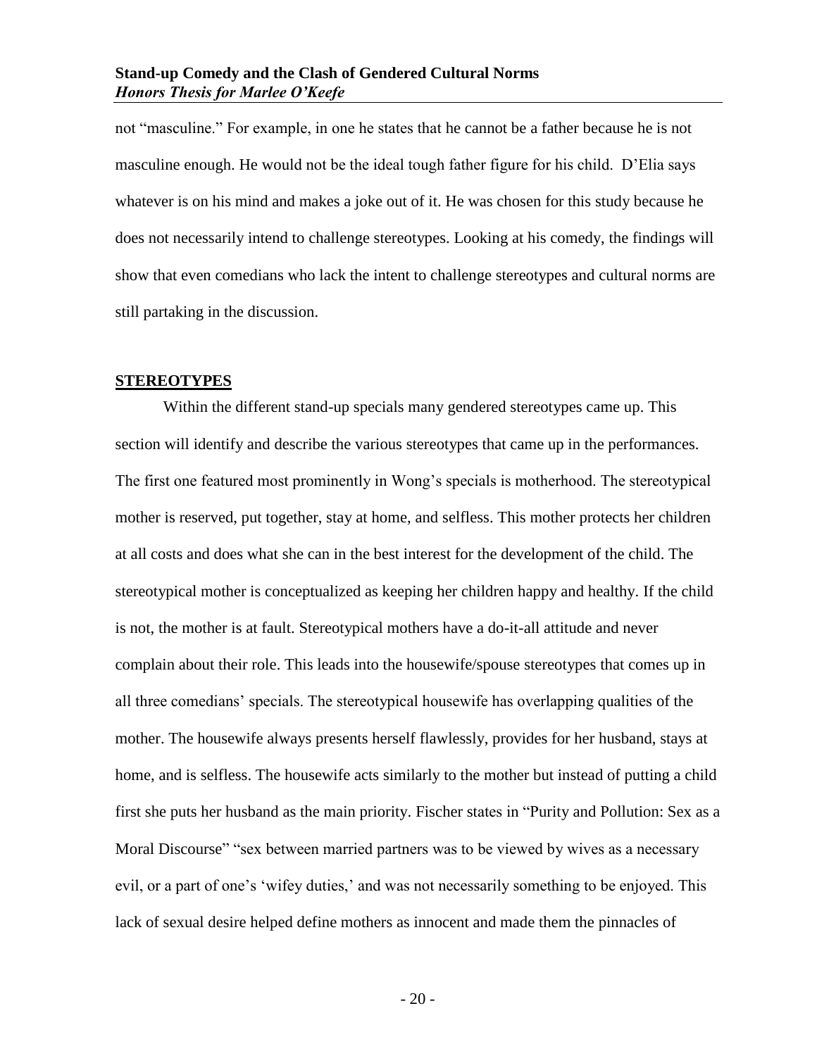not "masculine." For example, in one he states that he cannot be a father because he is not masculine enough. He would not be the ideal tough father figure for his child. D'Elia says whatever is on his mind and makes a joke out of it. He was chosen for this study because he does not necessarily intend to challenge stereotypes. Looking at his comedy, the findings will show that even comedians who lack the intent to challenge stereotypes and cultural norms are still partaking in the discussion.

## STEREOTYPES

Within the different stand-up specials many gendered stereotypes came up. This section will identify and describe the various stereotypes that came up in the performances. The first one featured most prominently in Wong's specials is motherhood. The stereotypical mother is reserved, put together, stay at home, and selfless. This mother protects her children at all costs and does what she can in the best interest for the development of the child. The stereotypical mother is conceptualized as keeping her children happy and healthy. If the child is not, the mother is at fault. Stereotypical mothers have a do-it-all attitude and never complain about their role. This leads into the housewife/spouse stereotypes that comes up in all three comedians' specials. The stereotypical housewife has overlapping qualities of the mother. The housewife always presents herself flawlessly, provides for her husband, stays at home, and is selfless. The housewife acts similarly to the mother but instead of putting a child first she puts her husband as the main priority. Fischer states in "Purity and Pollution: Sex as a Moral Discourse" "sex between married partners was to be viewed by wives as a necessary evil, or a part of one's 'wifey duties,' and was not necessarily something to be enjoyed. This lack of sexual desire helped define mothers as innocent and made them the pinnacles of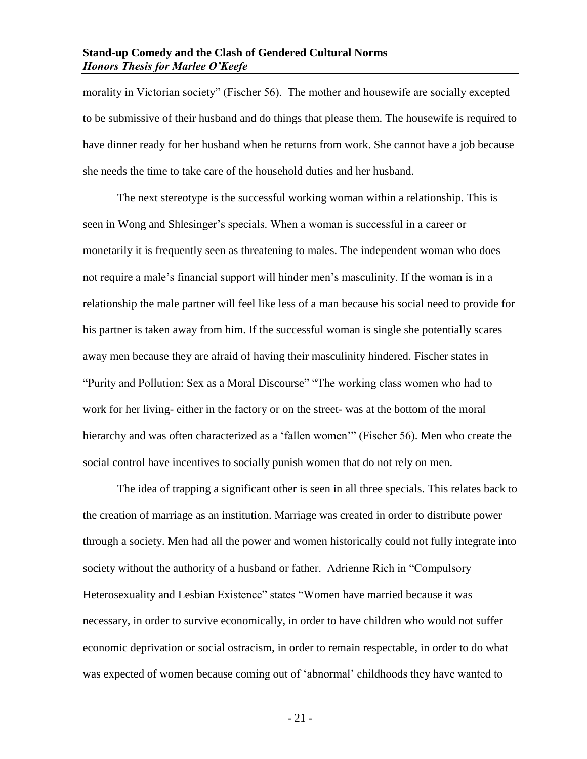morality in Victorian society" (Fischer 56). The mother and housewife are socially excepted to be submissive of their husband and do things that please them. The housewife is required to have dinner ready for her husband when he returns from work. She cannot have a job because she needs the time to take care of the household duties and her husband.

The next stereotype is the successful working woman within a relationship. This is seen in Wong and Shlesinger's specials. When a woman is successful in a career or monetarily it is frequently seen as threatening to males. The independent woman who does not require a male's financial support will hinder men's masculinity. If the woman is in a relationship the male partner will feel like less of a man because his social need to provide for his partner is taken away from him. If the successful woman is single she potentially scares away men because they are afraid of having their masculinity hindered. Fischer states in "Purity and Pollution: Sex as a Moral Discourse" "The working class women who had to work for her living- either in the factory or on the street- was at the bottom of the moral hierarchy and was often characterized as a 'fallen women'" (Fischer 56). Men who create the social control have incentives to socially punish women that do not rely on men.

The idea of trapping a significant other is seen in all three specials. This relates back to the creation of marriage as an institution. Marriage was created in order to distribute power through a society. Men had all the power and women historically could not fully integrate into society without the authority of a husband or father. Adrienne Rich in "Compulsory Heterosexuality and Lesbian Existence" states "Women have married because it was necessary, in order to survive economically, in order to have children who would not suffer economic deprivation or social ostracism, in order to remain respectable, in order to do what was expected of women because coming out of 'abnormal' childhoods they have wanted to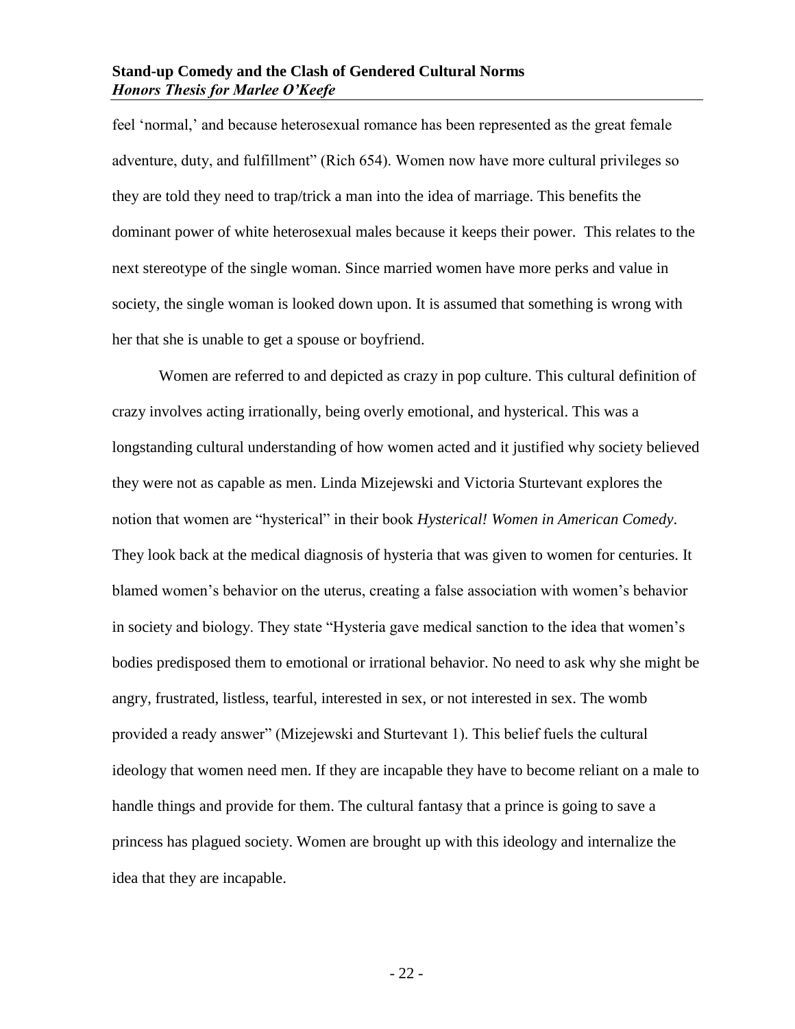feel 'normal,' and because heterosexual romance has been represented as the great female adventure, duty, and fulfillment" (Rich 654). Women now have more cultural privileges so they are told they need to trap/trick a man into the idea of marriage. This benefits the dominant power of white heterosexual males because it keeps their power. This relates to the next stereotype of the single woman. Since married women have more perks and value in society, the single woman is looked down upon. It is assumed that something is wrong with her that she is unable to get a spouse or boyfriend.

Women are referred to and depicted as crazy in pop culture. This cultural definition of crazy involves acting irrationally, being overly emotional, and hysterical. This was a longstanding cultural understanding of how women acted and it justified why society believed they were not as capable as men. Linda Mizejewski and Victoria Sturtevant explores the notion that women are "hysterical" in their book *Hysterical! Women in American Comedy*. They look back at the medical diagnosis of hysteria that was given to women for centuries. It blamed women's behavior on the uterus, creating a false association with women's behavior in society and biology. They state "Hysteria gave medical sanction to the idea that women's bodies predisposed them to emotional or irrational behavior. No need to ask why she might be angry, frustrated, listless, tearful, interested in sex, or not interested in sex. The womb provided a ready answer" (Mizejewski and Sturtevant 1). This belief fuels the cultural ideology that women need men. If they are incapable they have to become reliant on a male to handle things and provide for them. The cultural fantasy that a prince is going to save a princess has plagued society. Women are brought up with this ideology and internalize the idea that they are incapable.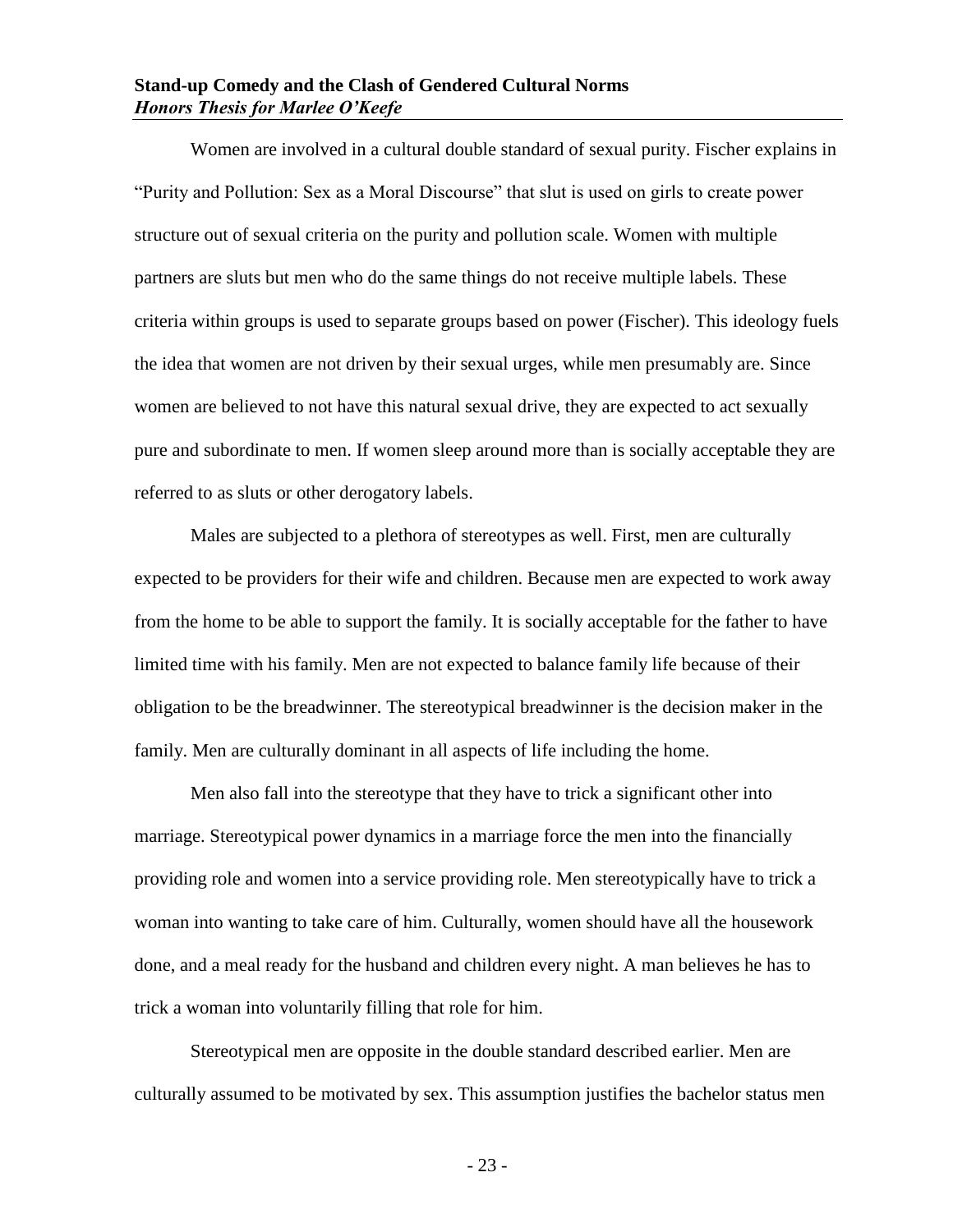Women are involved in a cultural double standard of sexual purity. Fischer explains in "Purity and Pollution: Sex as a Moral Discourse" that slut is used on girls to create power structure out of sexual criteria on the purity and pollution scale. Women with multiple partners are sluts but men who do the same things do not receive multiple labels. These criteria within groups is used to separate groups based on power (Fischer). This ideology fuels the idea that women are not driven by their sexual urges, while men presumably are. Since women are believed to not have this natural sexual drive, they are expected to act sexually pure and subordinate to men. If women sleep around more than is socially acceptable they are referred to as sluts or other derogatory labels.

Males are subjected to a plethora of stereotypes as well. First, men are culturally expected to be providers for their wife and children. Because men are expected to work away from the home to be able to support the family. It is socially acceptable for the father to have limited time with his family. Men are not expected to balance family life because of their obligation to be the breadwinner. The stereotypical breadwinner is the decision maker in the family. Men are culturally dominant in all aspects of life including the home.

Men also fall into the stereotype that they have to trick a significant other into marriage. Stereotypical power dynamics in a marriage force the men into the financially providing role and women into a service providing role. Men stereotypically have to trick a woman into wanting to take care of him. Culturally, women should have all the housework done, and a meal ready for the husband and children every night. A man believes he has to trick a woman into voluntarily filling that role for him.

Stereotypical men are opposite in the double standard described earlier. Men are culturally assumed to be motivated by sex. This assumption justifies the bachelor status men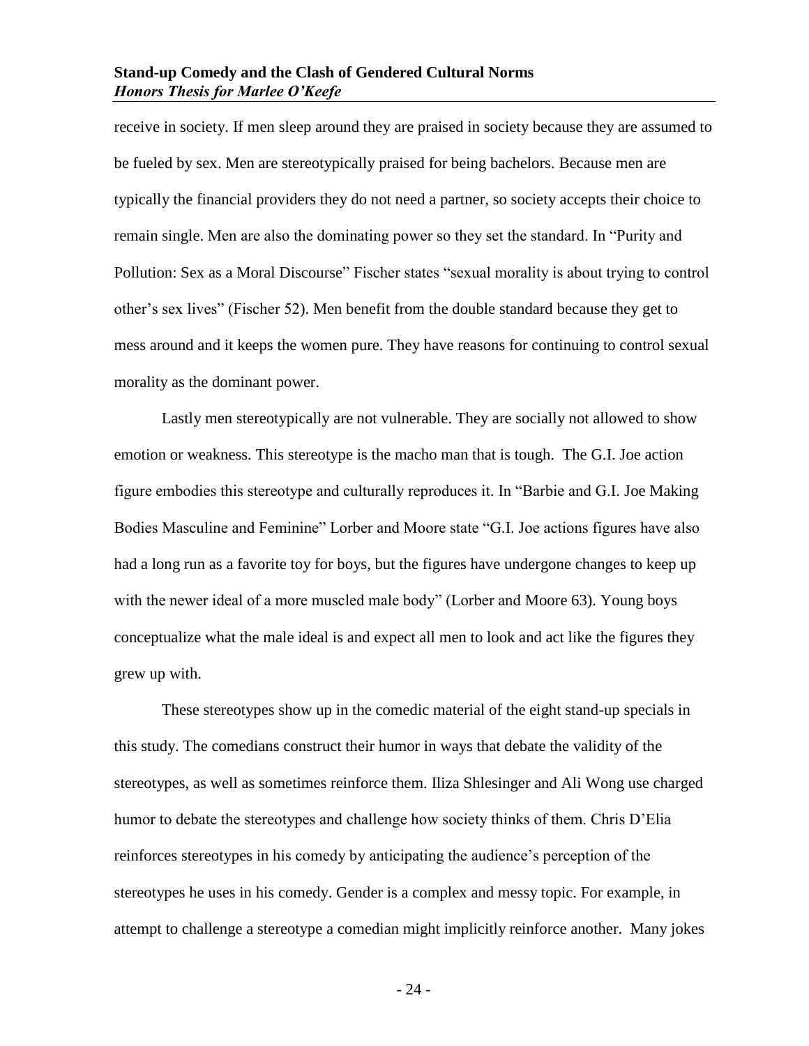receive in society. If men sleep around they are praised in society because they are assumed to be fueled by sex. Men are stereotypically praised for being bachelors. Because men are typically the financial providers they do not need a partner, so society accepts their choice to remain single. Men are also the dominating power so they set the standard. In "Purity and Pollution: Sex as a Moral Discourse" Fischer states "sexual morality is about trying to control other's sex lives" (Fischer 52). Men benefit from the double standard because they get to mess around and it keeps the women pure. They have reasons for continuing to control sexual morality as the dominant power.

Lastly men stereotypically are not vulnerable. They are socially not allowed to show emotion or weakness. This stereotype is the macho man that is tough. The G.I. Joe action figure embodies this stereotype and culturally reproduces it. In "Barbie and G.I. Joe Making Bodies Masculine and Feminine" Lorber and Moore state "G.I. Joe actions figures have also had a long run as a favorite toy for boys, but the figures have undergone changes to keep up with the newer ideal of a more muscled male body" (Lorber and Moore 63). Young boys conceptualize what the male ideal is and expect all men to look and act like the figures they grew up with.

These stereotypes show up in the comedic material of the eight stand-up specials in this study. The comedians construct their humor in ways that debate the validity of the stereotypes, as well as sometimes reinforce them. Iliza Shlesinger and Ali Wong use charged humor to debate the stereotypes and challenge how society thinks of them. Chris D'Elia reinforces stereotypes in his comedy by anticipating the audience's perception of the stereotypes he uses in his comedy. Gender is a complex and messy topic. For example, in attempt to challenge a stereotype a comedian might implicitly reinforce another. Many jokes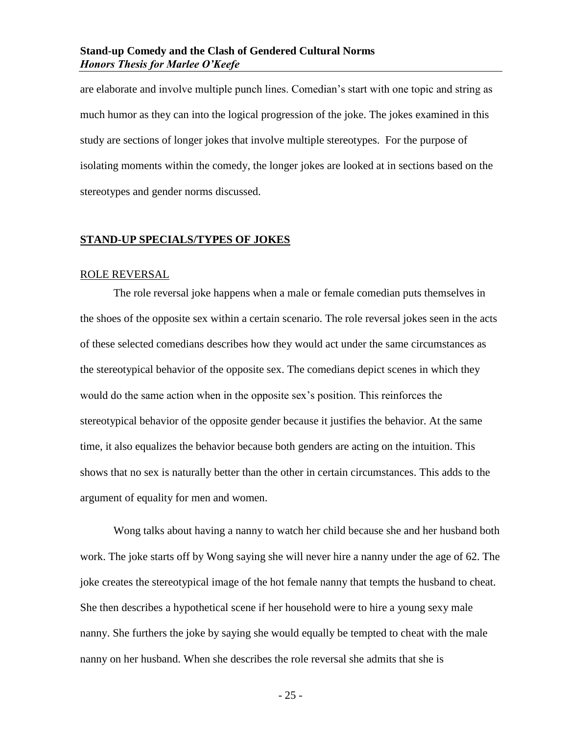are elaborate and involve multiple punch lines. Comedian's start with one topic and string as much humor as they can into the logical progression of the joke. The jokes examined in this study are sections of longer jokes that involve multiple stereotypes. For the purpose of isolating moments within the comedy, the longer jokes are looked at in sections based on the stereotypes and gender norms discussed.

## STAND-UP SPECIALS/TYPES OF JOKES

### ROLE REVERSAL

The role reversal joke happens when a male or female comedian puts themselves in the shoes of the opposite sex within a certain scenario. The role reversal jokes seen in the acts of these selected comedians describes how they would act under the same circumstances as the stereotypical behavior of the opposite sex. The comedians depict scenes in which they would do the same action when in the opposite sex's position. This reinforces the stereotypical behavior of the opposite gender because it justifies the behavior. At the same time, it also equalizes the behavior because both genders are acting on the intuition. This shows that no sex is naturally better than the other in certain circumstances. This adds to the argument of equality for men and women.

Wong talks about having a nanny to watch her child because she and her husband both work. The joke starts off by Wong saying she will never hire a nanny under the age of 62. The joke creates the stereotypical image of the hot female nanny that tempts the husband to cheat. She then describes a hypothetical scene if her household were to hire a young sexy male nanny. She furthers the joke by saying she would equally be tempted to cheat with the male nanny on her husband. When she describes the role reversal she admits that she is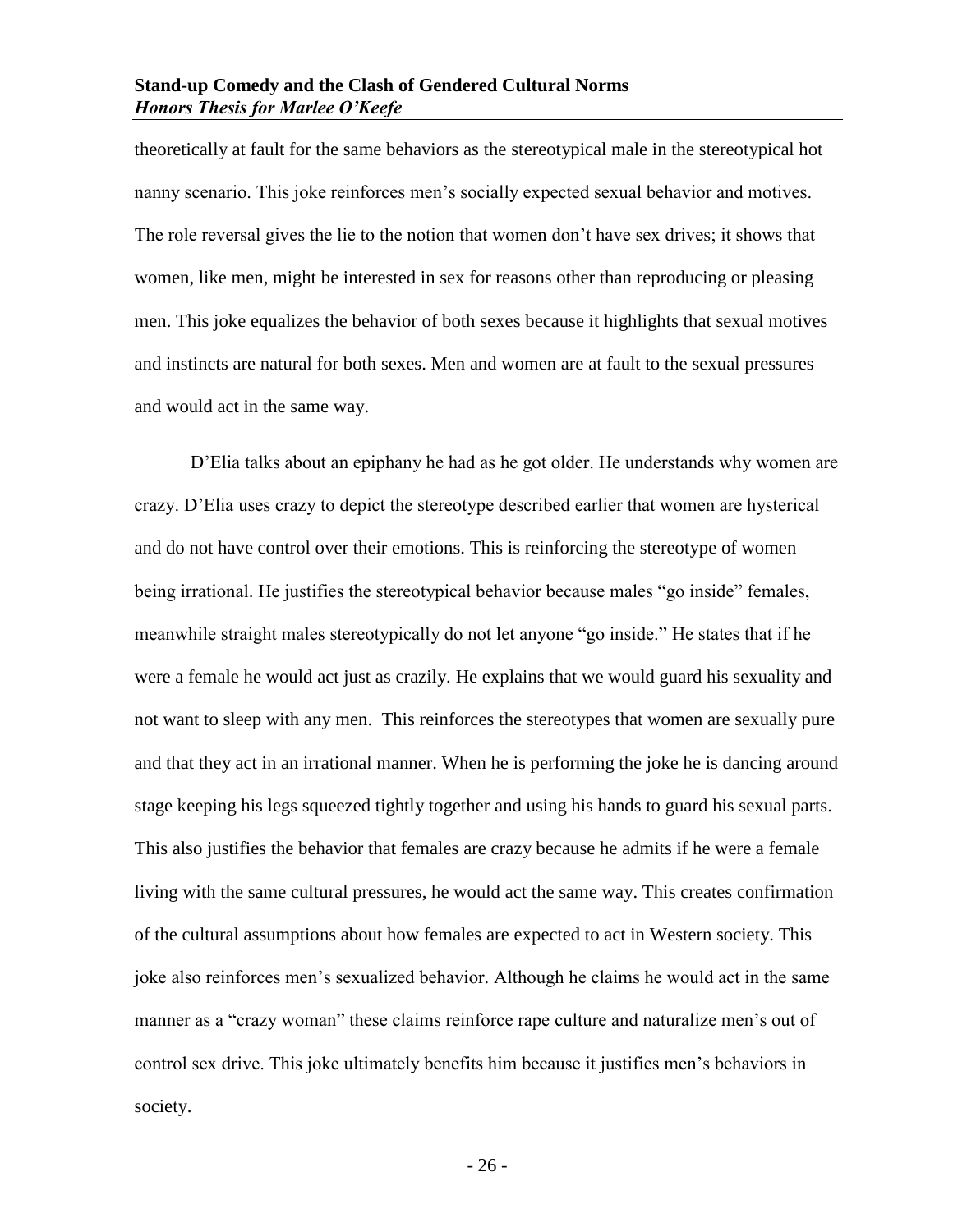theoretically at fault for the same behaviors as the stereotypical male in the stereotypical hot nanny scenario. This joke reinforces men's socially expected sexual behavior and motives. The role reversal gives the lie to the notion that women don't have sex drives; it shows that women, like men, might be interested in sex for reasons other than reproducing or pleasing men. This joke equalizes the behavior of both sexes because it highlights that sexual motives and instincts are natural for both sexes. Men and women are at fault to the sexual pressures and would act in the same way.

D'Elia talks about an epiphany he had as he got older. He understands why women are crazy. D'Elia uses crazy to depict the stereotype described earlier that women are hysterical and do not have control over their emotions. This is reinforcing the stereotype of women being irrational. He justifies the stereotypical behavior because males "go inside" females, meanwhile straight males stereotypically do not let anyone "go inside." He states that if he were a female he would act just as crazily. He explains that we would guard his sexuality and not want to sleep with any men. This reinforces the stereotypes that women are sexually pure and that they act in an irrational manner. When he is performing the joke he is dancing around stage keeping his legs squeezed tightly together and using his hands to guard his sexual parts. This also justifies the behavior that females are crazy because he admits if he were a female living with the same cultural pressures, he would act the same way. This creates confirmation of the cultural assumptions about how females are expected to act in Western society. This joke also reinforces men's sexualized behavior. Although he claims he would act in the same manner as a "crazy woman" these claims reinforce rape culture and naturalize men's out of control sex drive. This joke ultimately benefits him because it justifies men's behaviors in society.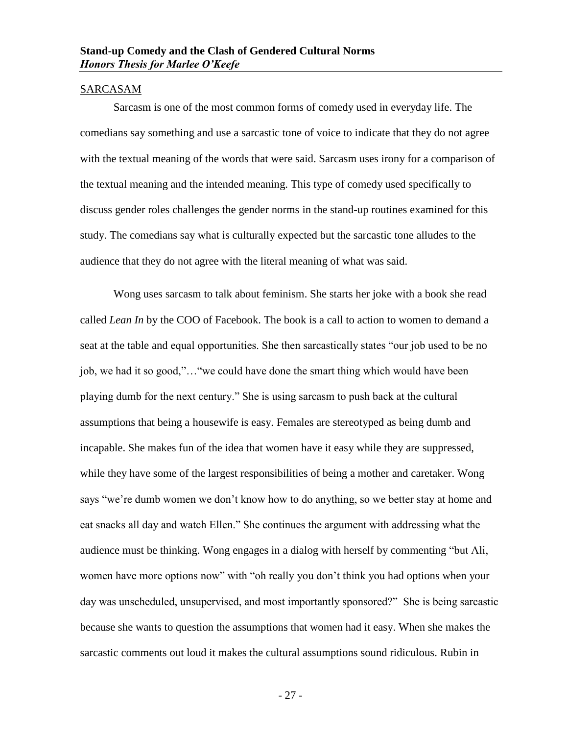SARCASAM

Sarcasm is one of the most common forms of comedy used in everyday life. The comedians say something and use a sarcastic tone of voice to indicate that they do not agree with the textual meaning of the words that were said. Sarcasm uses irony for a comparison of the textual meaning and the intended meaning. This type of comedy used specifically to discuss gender roles challenges the gender norms in the stand-up routines examined for this study. The comedians say what is culturally expected but the sarcastic tone alludes to the audience that they do not agree with the literal meaning of what was said.

Wong uses sarcasm to talk about feminism. She starts her joke with a book she read called *Lean In* by the COO of Facebook. The book is a call to action to women to demand a seat at the table and equal opportunities. She then sarcastically states "our job used to be no job, we had it so good,"…"we could have done the smart thing which would have been playing dumb for the next century." She is using sarcasm to push back at the cultural assumptions that being a housewife is easy. Females are stereotyped as being dumb and incapable. She makes fun of the idea that women have it easy while they are suppressed, while they have some of the largest responsibilities of being a mother and caretaker. Wong says "we're dumb women we don't know how to do anything, so we better stay at home and eat snacks all day and watch Ellen." She continues the argument with addressing what the audience must be thinking. Wong engages in a dialog with herself by commenting "but Ali, women have more options now" with "oh really you don't think you had options when your day was unscheduled, unsupervised, and most importantly sponsored?" She is being sarcastic because she wants to question the assumptions that women had it easy. When she makes the sarcastic comments out loud it makes the cultural assumptions sound ridiculous. Rubin in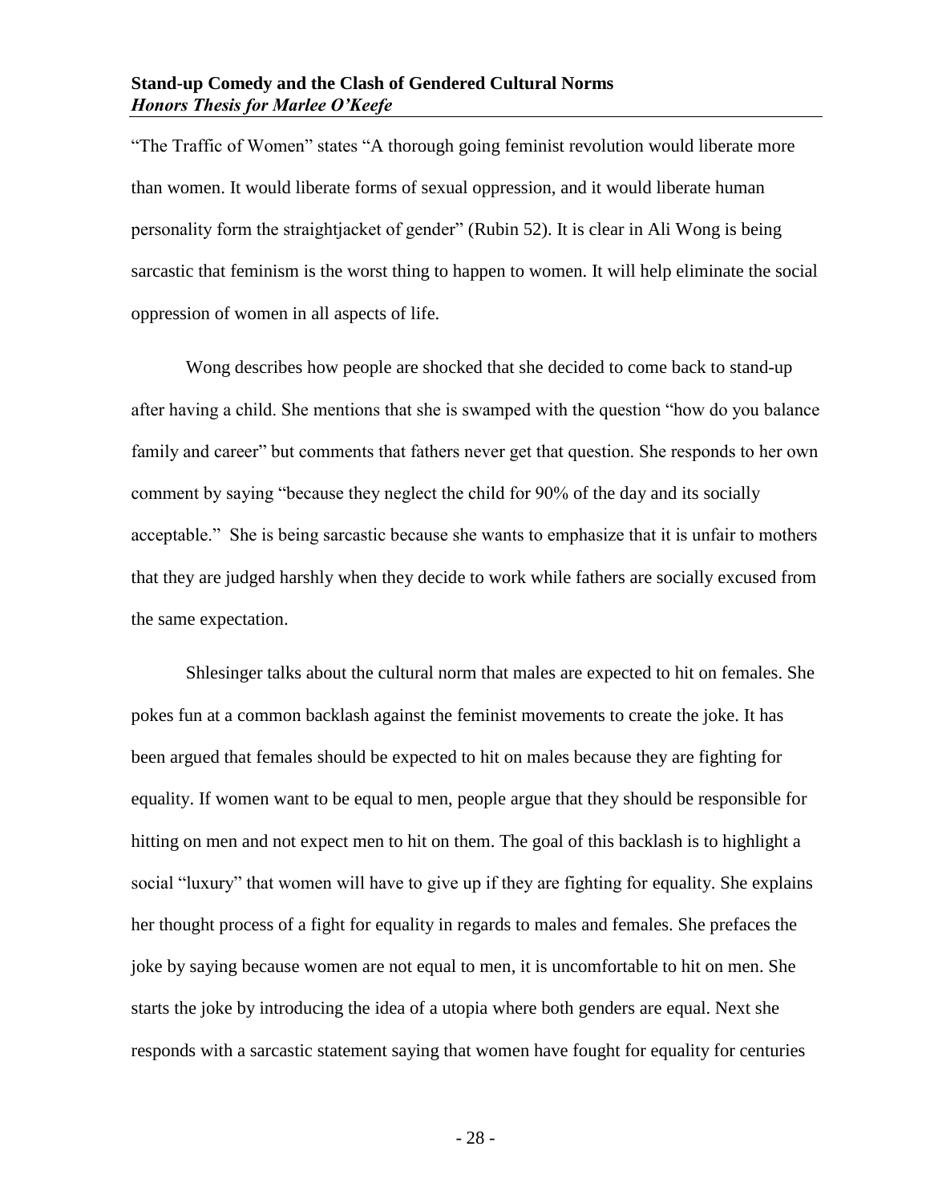"The Traffic of Women" states "A thorough going feminist revolution would liberate more than women. It would liberate forms of sexual oppression, and it would liberate human personality form the straightjacket of gender" (Rubin 52). It is clear in Ali Wong is being sarcastic that feminism is the worst thing to happen to women. It will help eliminate the social oppression of women in all aspects of life.

Wong describes how people are shocked that she decided to come back to stand-up after having a child. She mentions that she is swamped with the question "how do you balance family and career" but comments that fathers never get that question. She responds to her own comment by saying "because they neglect the child for 90% of the day and its socially acceptable." She is being sarcastic because she wants to emphasize that it is unfair to mothers that they are judged harshly when they decide to work while fathers are socially excused from the same expectation.

Shlesinger talks about the cultural norm that males are expected to hit on females. She pokes fun at a common backlash against the feminist movements to create the joke. It has been argued that females should be expected to hit on males because they are fighting for equality. If women want to be equal to men, people argue that they should be responsible for hitting on men and not expect men to hit on them. The goal of this backlash is to highlight a social "luxury" that women will have to give up if they are fighting for equality. She explains her thought process of a fight for equality in regards to males and females. She prefaces the joke by saying because women are not equal to men, it is uncomfortable to hit on men. She starts the joke by introducing the idea of a utopia where both genders are equal. Next she responds with a sarcastic statement saying that women have fought for equality for centuries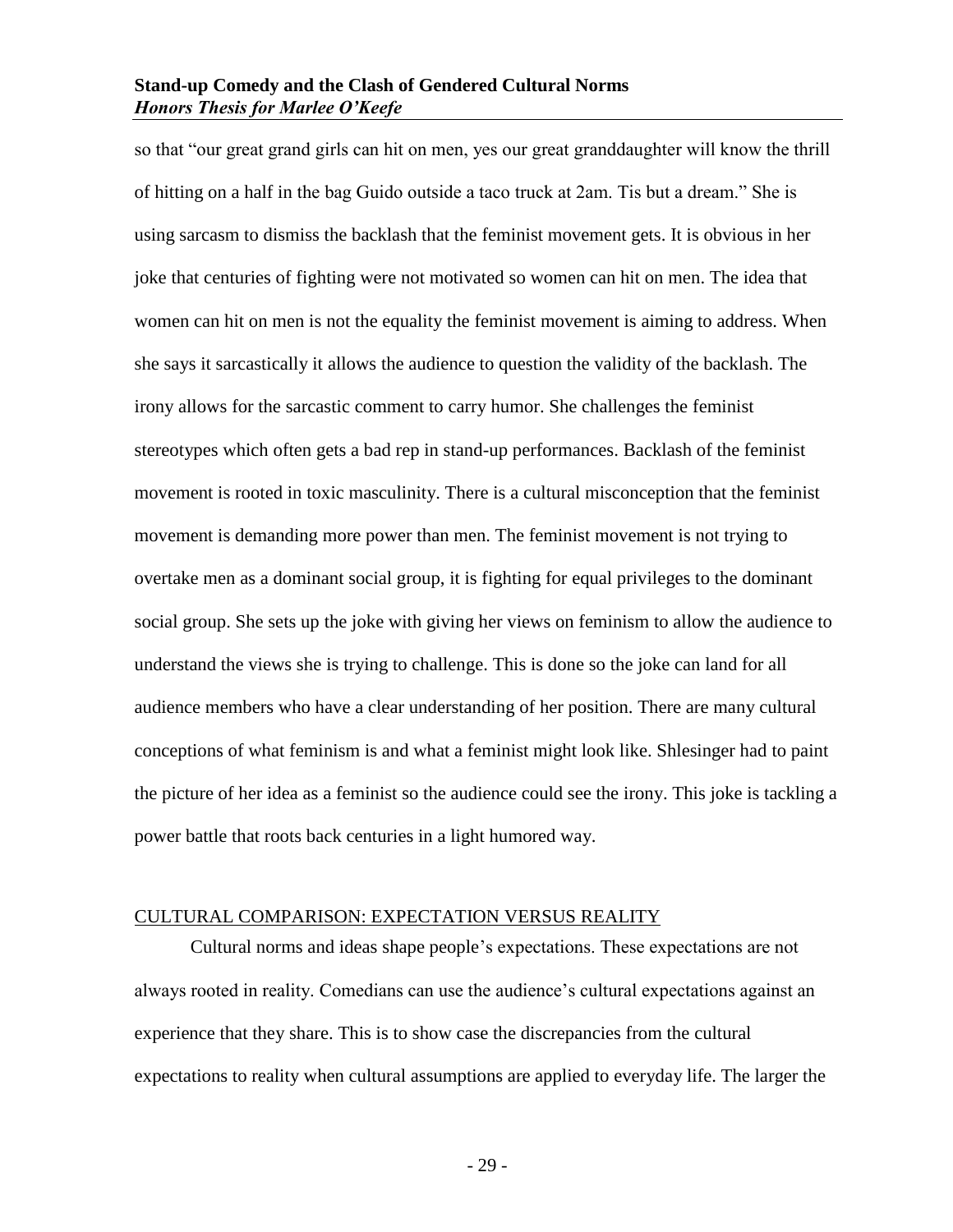so that "our great grand girls can hit on men, yes our great granddaughter will know the thrill of hitting on a half in the bag Guido outside a taco truck at 2am. Tis but a dream." She is using sarcasm to dismiss the backlash that the feminist movement gets. It is obvious in her joke that centuries of fighting were not motivated so women can hit on men. The idea that women can hit on men is not the equality the feminist movement is aiming to address. When she says it sarcastically it allows the audience to question the validity of the backlash. The irony allows for the sarcastic comment to carry humor. She challenges the feminist stereotypes which often gets a bad rep in stand-up performances. Backlash of the feminist movement is rooted in toxic masculinity. There is a cultural misconception that the feminist movement is demanding more power than men. The feminist movement is not trying to overtake men as a dominant social group, it is fighting for equal privileges to the dominant social group. She sets up the joke with giving her views on feminism to allow the audience to understand the views she is trying to challenge. This is done so the joke can land for all audience members who have a clear understanding of her position. There are many cultural conceptions of what feminism is and what a feminist might look like. Shlesinger had to paint the picture of her idea as a feminist so the audience could see the irony. This joke is tackling a power battle that roots back centuries in a light humored way.

## CULTURAL COMPARISON: EXPECTATION VERSUS REALITY

Cultural norms and ideas shape people's expectations. These expectations are not always rooted in reality. Comedians can use the audience's cultural expectations against an experience that they share. This is to show case the discrepancies from the cultural expectations to reality when cultural assumptions are applied to everyday life. The larger the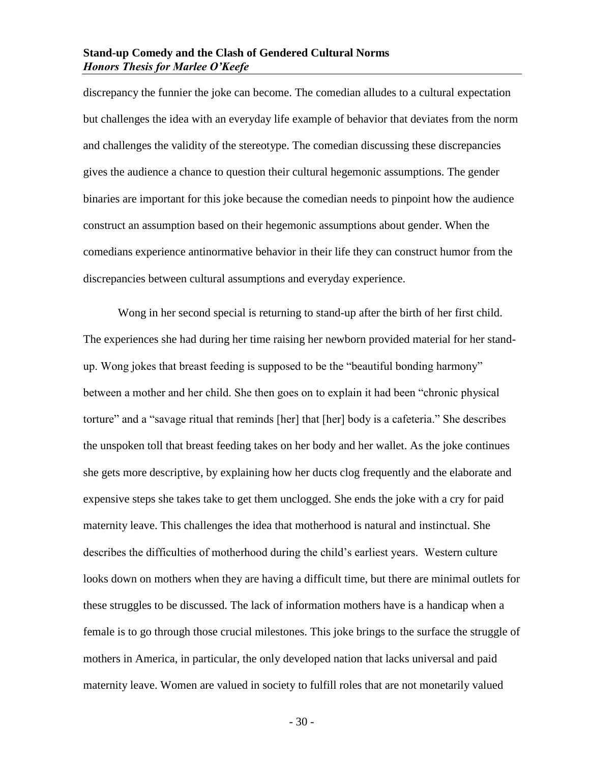discrepancy the funnier the joke can become. The comedian alludes to a cultural expectation but challenges the idea with an everyday life example of behavior that deviates from the norm and challenges the validity of the stereotype. The comedian discussing these discrepancies gives the audience a chance to question their cultural hegemonic assumptions. The gender binaries are important for this joke because the comedian needs to pinpoint how the audience construct an assumption based on their hegemonic assumptions about gender. When the comedians experience antinormative behavior in their life they can construct humor from the discrepancies between cultural assumptions and everyday experience.

Wong in her second special is returning to stand-up after the birth of her first child. The experiences she had during her time raising her newborn provided material for her stand-up. Wong jokes that breast feeding is supposed to be the "beautiful bonding harmony" between a mother and her child. She then goes on to explain it had been "chronic physical torture" and a "savage ritual that reminds [her] that [her] body is a cafeteria." She describes the unspoken toll that breast feeding takes on her body and her wallet. As the joke continues she gets more descriptive, by explaining how her ducts clog frequently and the elaborate and expensive steps she takes take to get them unclogged. She ends the joke with a cry for paid maternity leave. This challenges the idea that motherhood is natural and instinctual. She describes the difficulties of motherhood during the child's earliest years. Western culture looks down on mothers when they are having a difficult time, but there are minimal outlets for these struggles to be discussed. The lack of information mothers have is a handicap when a female is to go through those crucial milestones. This joke brings to the surface the struggle of mothers in America, in particular, the only developed nation that lacks universal and paid maternity leave. Women are valued in society to fulfill roles that are not monetarily valued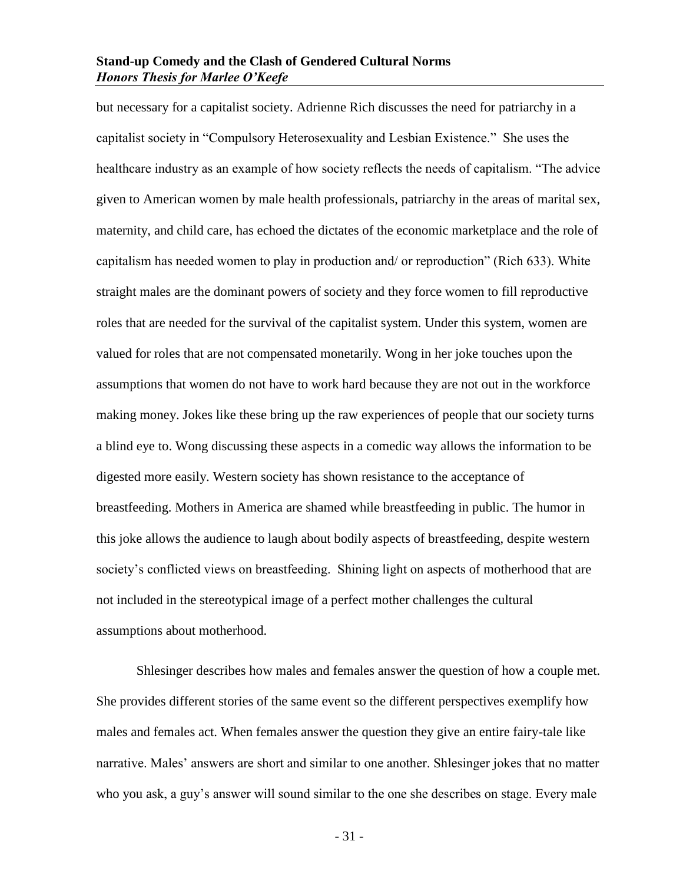but necessary for a capitalist society. Adrienne Rich discusses the need for patriarchy in a capitalist society in "Compulsory Heterosexuality and Lesbian Existence." She uses the healthcare industry as an example of how society reflects the needs of capitalism. "The advice given to American women by male health professionals, patriarchy in the areas of marital sex, maternity, and child care, has echoed the dictates of the economic marketplace and the role of capitalism has needed women to play in production and/ or reproduction" (Rich 633). White straight males are the dominant powers of society and they force women to fill reproductive roles that are needed for the survival of the capitalist system. Under this system, women are valued for roles that are not compensated monetarily. Wong in her joke touches upon the assumptions that women do not have to work hard because they are not out in the workforce making money. Jokes like these bring up the raw experiences of people that our society turns a blind eye to. Wong discussing these aspects in a comedic way allows the information to be digested more easily. Western society has shown resistance to the acceptance of breastfeeding. Mothers in America are shamed while breastfeeding in public. The humor in this joke allows the audience to laugh about bodily aspects of breastfeeding, despite western society's conflicted views on breastfeeding. Shining light on aspects of motherhood that are not included in the stereotypical image of a perfect mother challenges the cultural assumptions about motherhood.

Shlesinger describes how males and females answer the question of how a couple met. She provides different stories of the same event so the different perspectives exemplify how males and females act. When females answer the question they give an entire fairy-tale like narrative. Males' answers are short and similar to one another. Shlesinger jokes that no matter who you ask, a guy's answer will sound similar to the one she describes on stage. Every male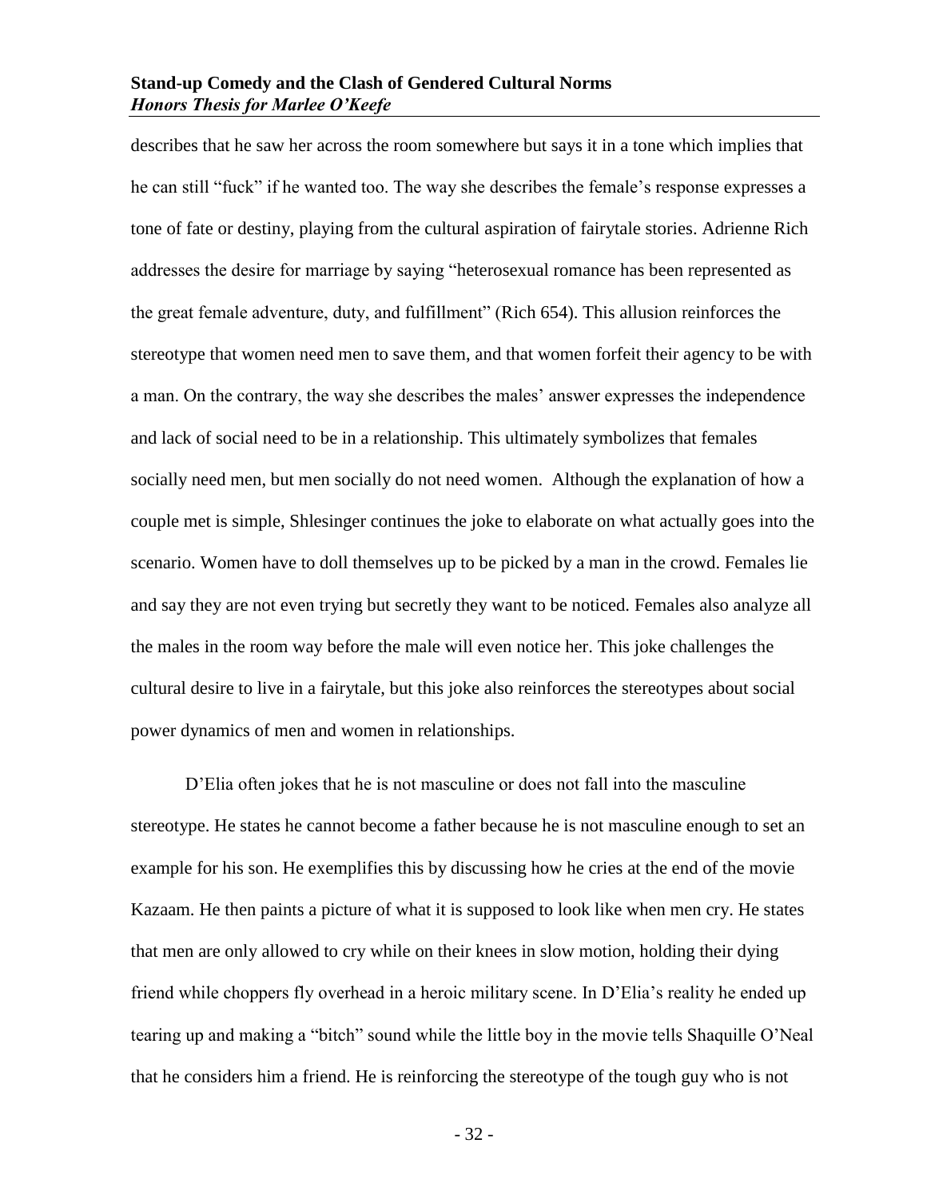describes that he saw her across the room somewhere but says it in a tone which implies that he can still "fuck" if he wanted too. The way she describes the female's response expresses a tone of fate or destiny, playing from the cultural aspiration of fairytale stories. Adrienne Rich addresses the desire for marriage by saying "heterosexual romance has been represented as the great female adventure, duty, and fulfillment" (Rich 654). This allusion reinforces the stereotype that women need men to save them, and that women forfeit their agency to be with a man. On the contrary, the way she describes the males' answer expresses the independence and lack of social need to be in a relationship. This ultimately symbolizes that females socially need men, but men socially do not need women.  Although the explanation of how a couple met is simple, Shlesinger continues the joke to elaborate on what actually goes into the scenario. Women have to doll themselves up to be picked by a man in the crowd. Females lie and say they are not even trying but secretly they want to be noticed. Females also analyze all the males in the room way before the male will even notice her. This joke challenges the cultural desire to live in a fairytale, but this joke also reinforces the stereotypes about social power dynamics of men and women in relationships.

D'Elia often jokes that he is not masculine or does not fall into the masculine stereotype. He states he cannot become a father because he is not masculine enough to set an example for his son. He exemplifies this by discussing how he cries at the end of the movie Kazaam. He then paints a picture of what it is supposed to look like when men cry. He states that men are only allowed to cry while on their knees in slow motion, holding their dying friend while choppers fly overhead in a heroic military scene. In D'Elia's reality he ended up tearing up and making a "bitch" sound while the little boy in the movie tells Shaquille O'Neal that he considers him a friend. He is reinforcing the stereotype of the tough guy who is not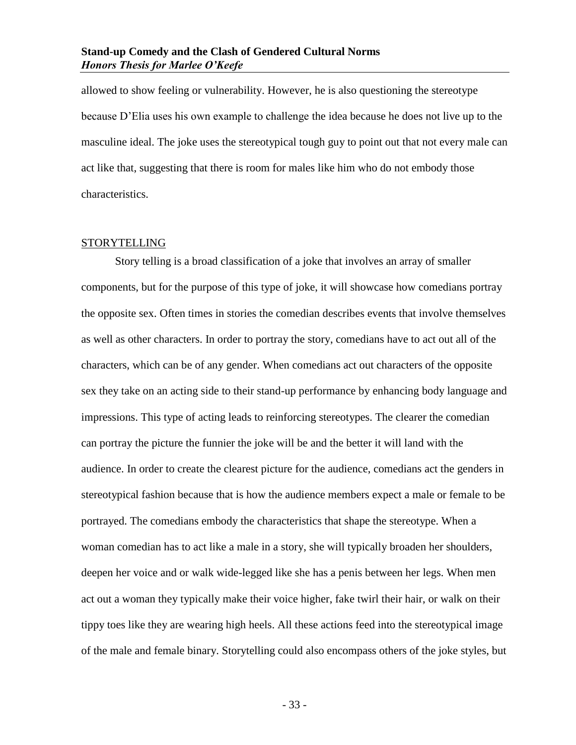allowed to show feeling or vulnerability. However, he is also questioning the stereotype because D'Elia uses his own example to challenge the idea because he does not live up to the masculine ideal. The joke uses the stereotypical tough guy to point out that not every male can act like that, suggesting that there is room for males like him who do not embody those characteristics.

## STORYTELLING

Story telling is a broad classification of a joke that involves an array of smaller components, but for the purpose of this type of joke, it will showcase how comedians portray the opposite sex. Often times in stories the comedian describes events that involve themselves as well as other characters. In order to portray the story, comedians have to act out all of the characters, which can be of any gender. When comedians act out characters of the opposite sex they take on an acting side to their stand-up performance by enhancing body language and impressions. This type of acting leads to reinforcing stereotypes. The clearer the comedian can portray the picture the funnier the joke will be and the better it will land with the audience. In order to create the clearest picture for the audience, comedians act the genders in stereotypical fashion because that is how the audience members expect a male or female to be portrayed. The comedians embody the characteristics that shape the stereotype. When a woman comedian has to act like a male in a story, she will typically broaden her shoulders, deepen her voice and or walk wide-legged like she has a penis between her legs. When men act out a woman they typically make their voice higher, fake twirl their hair, or walk on their tippy toes like they are wearing high heels. All these actions feed into the stereotypical image of the male and female binary. Storytelling could also encompass others of the joke styles, but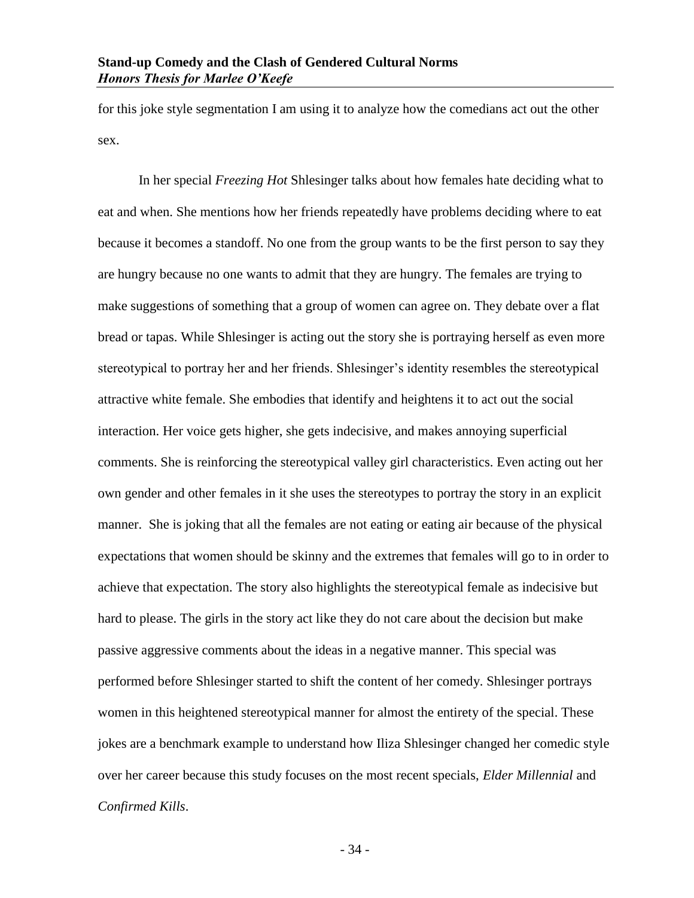for this joke style segmentation I am using it to analyze how the comedians act out the other sex.

In her special *Freezing Hot* Shlesinger talks about how females hate deciding what to eat and when. She mentions how her friends repeatedly have problems deciding where to eat because it becomes a standoff. No one from the group wants to be the first person to say they are hungry because no one wants to admit that they are hungry. The females are trying to make suggestions of something that a group of women can agree on. They debate over a flat bread or tapas. While Shlesinger is acting out the story she is portraying herself as even more stereotypical to portray her and her friends. Shlesinger's identity resembles the stereotypical attractive white female. She embodies that identify and heightens it to act out the social interaction. Her voice gets higher, she gets indecisive, and makes annoying superficial comments. She is reinforcing the stereotypical valley girl characteristics. Even acting out her own gender and other females in it she uses the stereotypes to portray the story in an explicit manner. She is joking that all the females are not eating or eating air because of the physical expectations that women should be skinny and the extremes that females will go to in order to achieve that expectation. The story also highlights the stereotypical female as indecisive but hard to please. The girls in the story act like they do not care about the decision but make passive aggressive comments about the ideas in a negative manner. This special was performed before Shlesinger started to shift the content of her comedy. Shlesinger portrays women in this heightened stereotypical manner for almost the entirety of the special. These jokes are a benchmark example to understand how Iliza Shlesinger changed her comedic style over her career because this study focuses on the most recent specials, *Elder Millennial* and *Confirmed Kills*.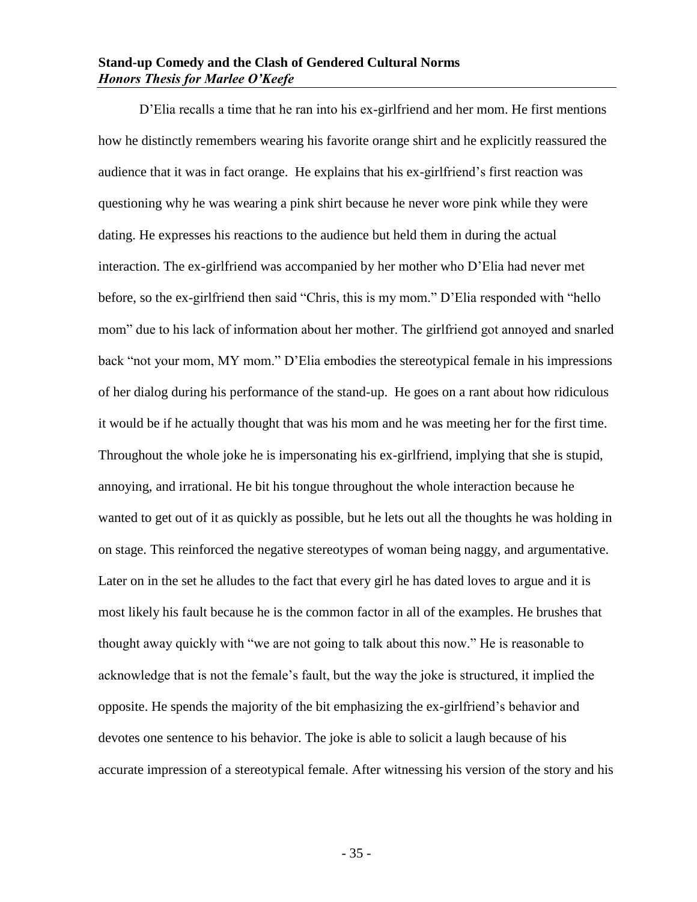D'Elia recalls a time that he ran into his ex-girlfriend and her mom. He first mentions how he distinctly remembers wearing his favorite orange shirt and he explicitly reassured the audience that it was in fact orange. He explains that his ex-girlfriend's first reaction was questioning why he was wearing a pink shirt because he never wore pink while they were dating. He expresses his reactions to the audience but held them in during the actual interaction. The ex-girlfriend was accompanied by her mother who D'Elia had never met before, so the ex-girlfriend then said "Chris, this is my mom." D'Elia responded with "hello mom" due to his lack of information about her mother. The girlfriend got annoyed and snarled back "not your mom, MY mom." D'Elia embodies the stereotypical female in his impressions of her dialog during his performance of the stand-up. He goes on a rant about how ridiculous it would be if he actually thought that was his mom and he was meeting her for the first time. Throughout the whole joke he is impersonating his ex-girlfriend, implying that she is stupid, annoying, and irrational. He bit his tongue throughout the whole interaction because he wanted to get out of it as quickly as possible, but he lets out all the thoughts he was holding in on stage. This reinforced the negative stereotypes of woman being naggy, and argumentative. Later on in the set he alludes to the fact that every girl he has dated loves to argue and it is most likely his fault because he is the common factor in all of the examples. He brushes that thought away quickly with "we are not going to talk about this now." He is reasonable to acknowledge that is not the female's fault, but the way the joke is structured, it implied the opposite. He spends the majority of the bit emphasizing the ex-girlfriend's behavior and devotes one sentence to his behavior. The joke is able to solicit a laugh because of his accurate impression of a stereotypical female. After witnessing his version of the story and his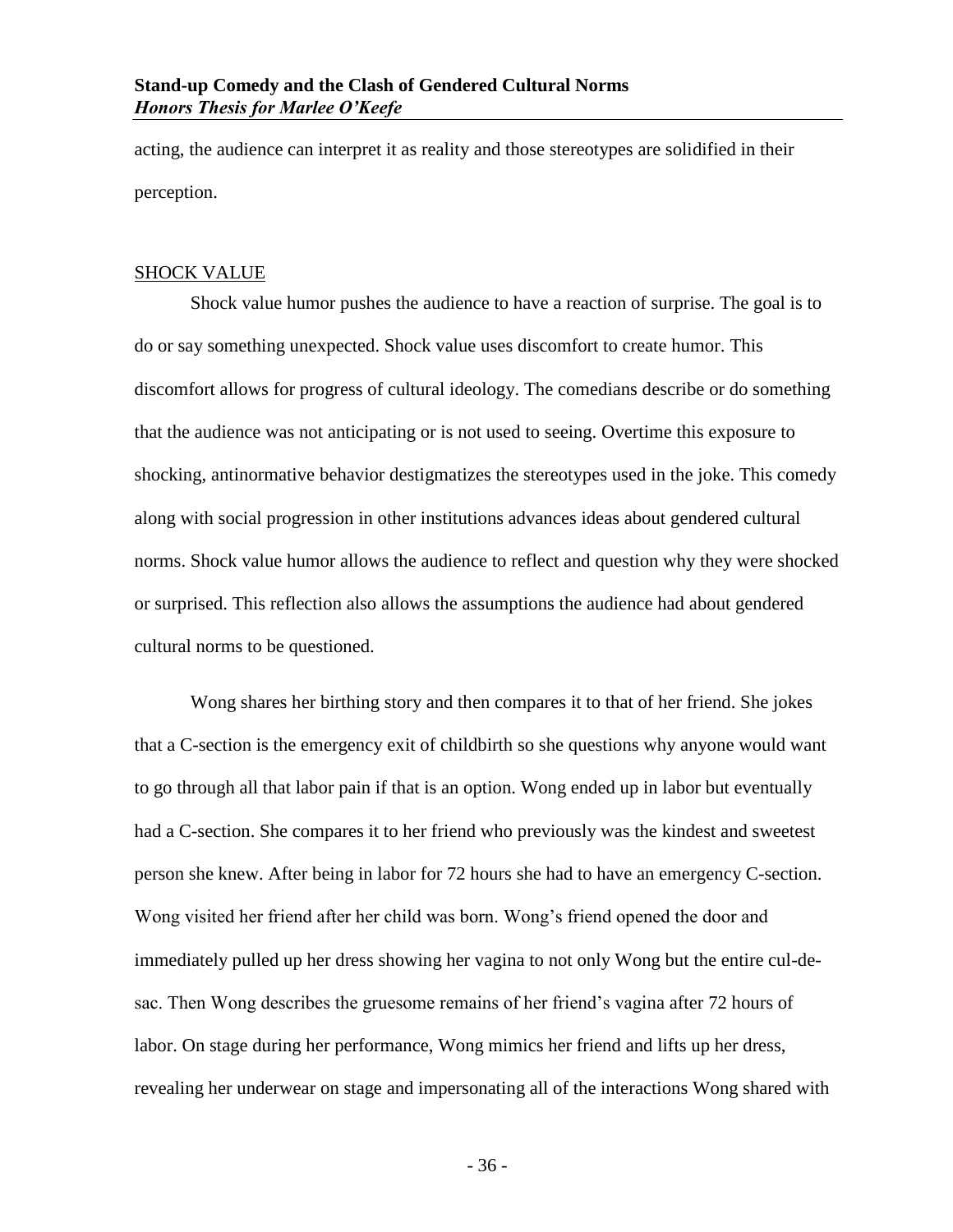acting, the audience can interpret it as reality and those stereotypes are solidified in their perception.

## SHOCK VALUE

Shock value humor pushes the audience to have a reaction of surprise. The goal is to do or say something unexpected. Shock value uses discomfort to create humor. This discomfort allows for progress of cultural ideology. The comedians describe or do something that the audience was not anticipating or is not used to seeing. Overtime this exposure to shocking, antinormative behavior destigmatizes the stereotypes used in the joke. This comedy along with social progression in other institutions advances ideas about gendered cultural norms. Shock value humor allows the audience to reflect and question why they were shocked or surprised. This reflection also allows the assumptions the audience had about gendered cultural norms to be questioned.

Wong shares her birthing story and then compares it to that of her friend. She jokes that a C-section is the emergency exit of childbirth so she questions why anyone would want to go through all that labor pain if that is an option. Wong ended up in labor but eventually had a C-section. She compares it to her friend who previously was the kindest and sweetest person she knew. After being in labor for 72 hours she had to have an emergency C-section. Wong visited her friend after her child was born. Wong's friend opened the door and immediately pulled up her dress showing her vagina to not only Wong but the entire cul-de-sac. Then Wong describes the gruesome remains of her friend's vagina after 72 hours of labor. On stage during her performance, Wong mimics her friend and lifts up her dress, revealing her underwear on stage and impersonating all of the interactions Wong shared with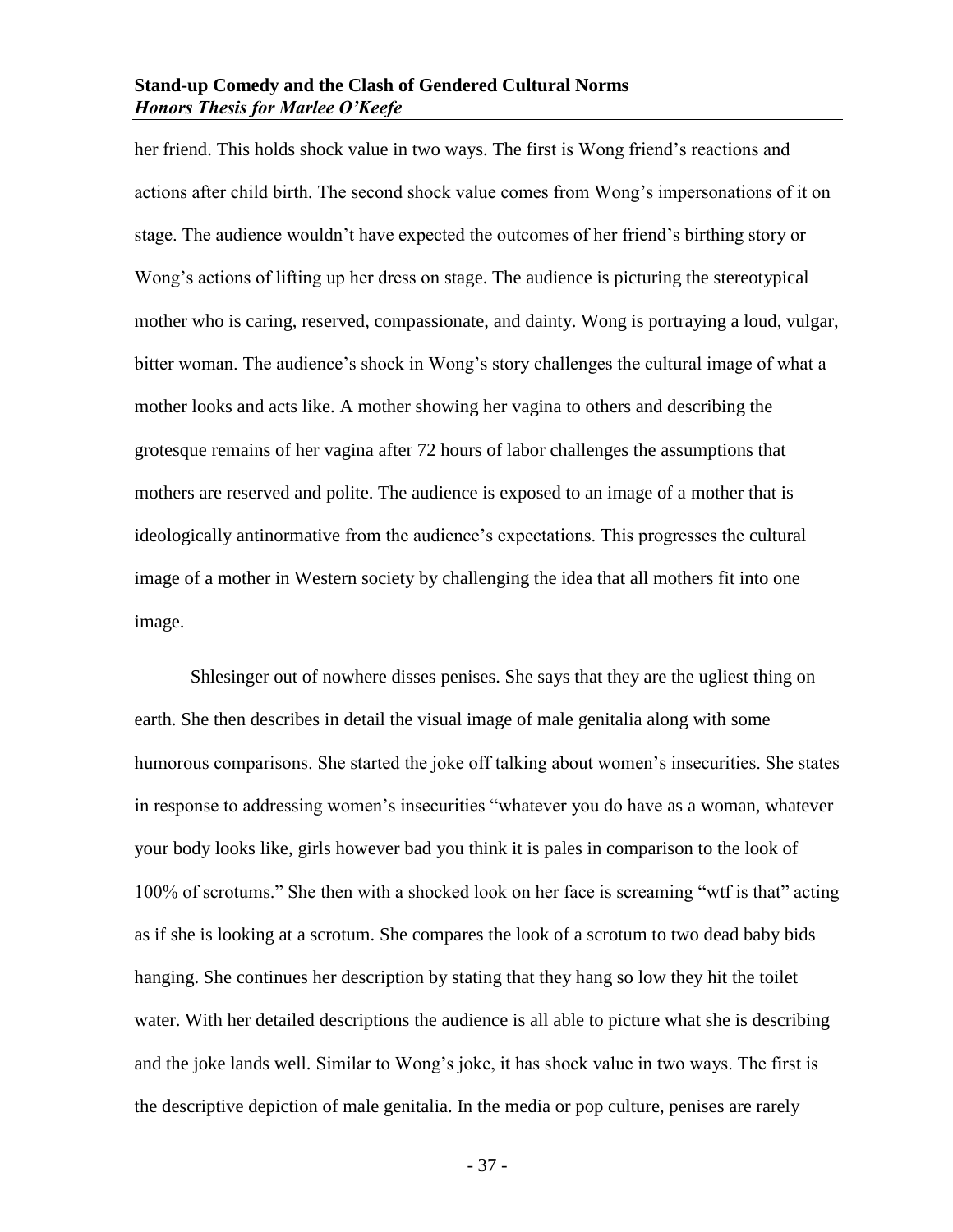her friend. This holds shock value in two ways. The first is Wong friend's reactions and actions after child birth. The second shock value comes from Wong's impersonations of it on stage. The audience wouldn't have expected the outcomes of her friend's birthing story or Wong's actions of lifting up her dress on stage. The audience is picturing the stereotypical mother who is caring, reserved, compassionate, and dainty. Wong is portraying a loud, vulgar, bitter woman. The audience's shock in Wong's story challenges the cultural image of what a mother looks and acts like. A mother showing her vagina to others and describing the grotesque remains of her vagina after 72 hours of labor challenges the assumptions that mothers are reserved and polite. The audience is exposed to an image of a mother that is ideologically antinormative from the audience's expectations. This progresses the cultural image of a mother in Western society by challenging the idea that all mothers fit into one image.

Shlesinger out of nowhere disses penises. She says that they are the ugliest thing on earth. She then describes in detail the visual image of male genitalia along with some humorous comparisons. She started the joke off talking about women's insecurities. She states in response to addressing women's insecurities "whatever you do have as a woman, whatever your body looks like, girls however bad you think it is pales in comparison to the look of 100% of scrotums." She then with a shocked look on her face is screaming "wtf is that" acting as if she is looking at a scrotum. She compares the look of a scrotum to two dead baby bids hanging. She continues her description by stating that they hang so low they hit the toilet water. With her detailed descriptions the audience is all able to picture what she is describing and the joke lands well. Similar to Wong's joke, it has shock value in two ways. The first is the descriptive depiction of male genitalia. In the media or pop culture, penises are rarely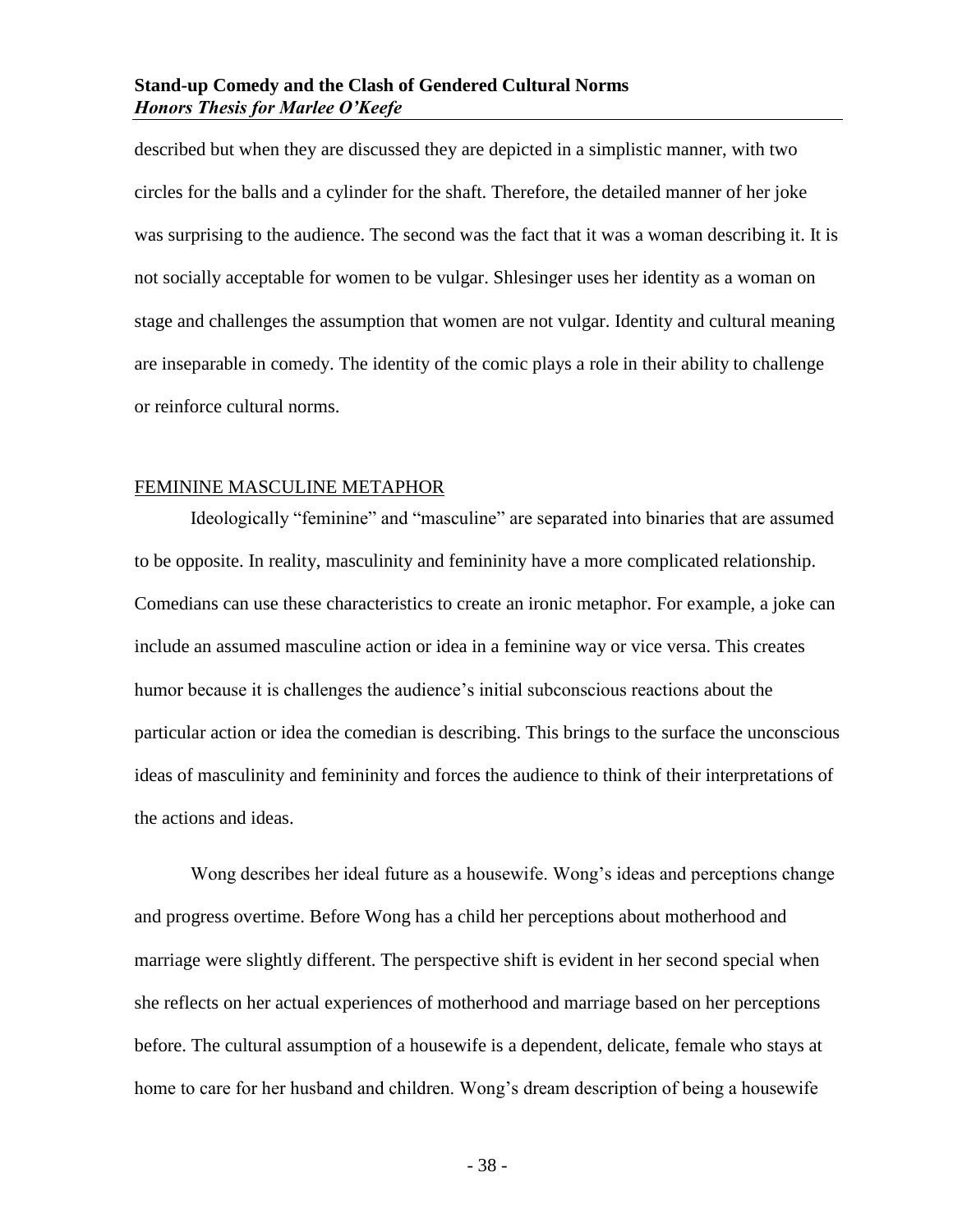described but when they are discussed they are depicted in a simplistic manner, with two circles for the balls and a cylinder for the shaft. Therefore, the detailed manner of her joke was surprising to the audience. The second was the fact that it was a woman describing it. It is not socially acceptable for women to be vulgar. Shlesinger uses her identity as a woman on stage and challenges the assumption that women are not vulgar. Identity and cultural meaning are inseparable in comedy. The identity of the comic plays a role in their ability to challenge or reinforce cultural norms.

## FEMININE MASCULINE METAPHOR

Ideologically "feminine" and "masculine" are separated into binaries that are assumed to be opposite. In reality, masculinity and femininity have a more complicated relationship. Comedians can use these characteristics to create an ironic metaphor. For example, a joke can include an assumed masculine action or idea in a feminine way or vice versa. This creates humor because it is challenges the audience's initial subconscious reactions about the particular action or idea the comedian is describing. This brings to the surface the unconscious ideas of masculinity and femininity and forces the audience to think of their interpretations of the actions and ideas.

Wong describes her ideal future as a housewife. Wong's ideas and perceptions change and progress overtime. Before Wong has a child her perceptions about motherhood and marriage were slightly different. The perspective shift is evident in her second special when she reflects on her actual experiences of motherhood and marriage based on her perceptions before. The cultural assumption of a housewife is a dependent, delicate, female who stays at home to care for her husband and children. Wong's dream description of being a housewife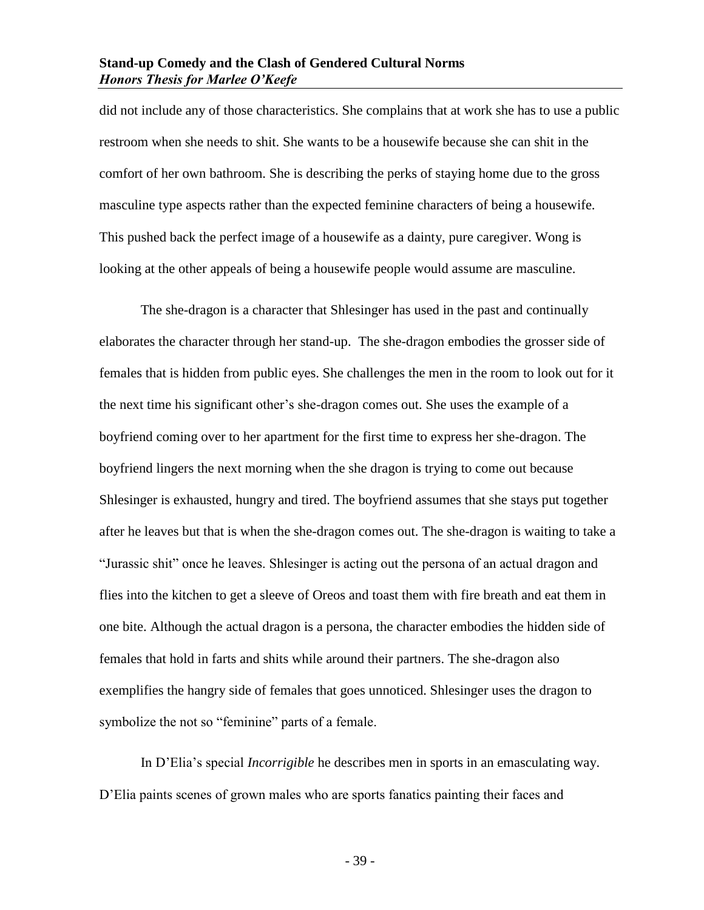did not include any of those characteristics. She complains that at work she has to use a public restroom when she needs to shit. She wants to be a housewife because she can shit in the comfort of her own bathroom. She is describing the perks of staying home due to the gross masculine type aspects rather than the expected feminine characters of being a housewife. This pushed back the perfect image of a housewife as a dainty, pure caregiver. Wong is looking at the other appeals of being a housewife people would assume are masculine.

The she-dragon is a character that Shlesinger has used in the past and continually elaborates the character through her stand-up. The she-dragon embodies the grosser side of females that is hidden from public eyes. She challenges the men in the room to look out for it the next time his significant other's she-dragon comes out. She uses the example of a boyfriend coming over to her apartment for the first time to express her she-dragon. The boyfriend lingers the next morning when the she dragon is trying to come out because Shlesinger is exhausted, hungry and tired. The boyfriend assumes that she stays put together after he leaves but that is when the she-dragon comes out. The she-dragon is waiting to take a "Jurassic shit" once he leaves. Shlesinger is acting out the persona of an actual dragon and flies into the kitchen to get a sleeve of Oreos and toast them with fire breath and eat them in one bite. Although the actual dragon is a persona, the character embodies the hidden side of females that hold in farts and shits while around their partners. The she-dragon also exemplifies the hangry side of females that goes unnoticed. Shlesinger uses the dragon to symbolize the not so "feminine" parts of a female.

In D'Elia's special *Incorrigible* he describes men in sports in an emasculating way. D'Elia paints scenes of grown males who are sports fanatics painting their faces and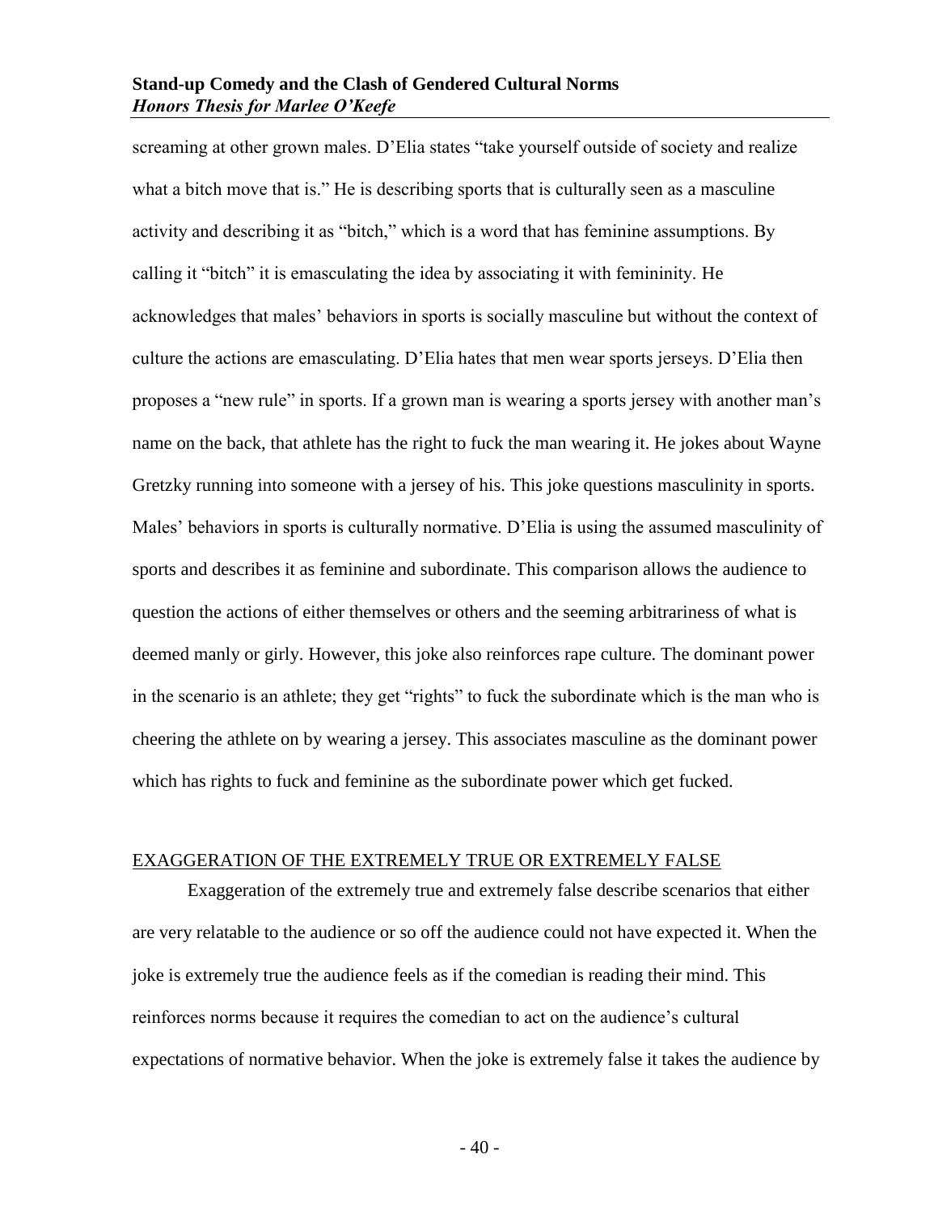screaming at other grown males. D'Elia states "take yourself outside of society and realize what a bitch move that is." He is describing sports that is culturally seen as a masculine activity and describing it as "bitch," which is a word that has feminine assumptions. By calling it "bitch" it is emasculating the idea by associating it with femininity. He acknowledges that males' behaviors in sports is socially masculine but without the context of culture the actions are emasculating. D'Elia hates that men wear sports jerseys. D'Elia then proposes a "new rule" in sports. If a grown man is wearing a sports jersey with another man's name on the back, that athlete has the right to fuck the man wearing it. He jokes about Wayne Gretzky running into someone with a jersey of his. This joke questions masculinity in sports. Males' behaviors in sports is culturally normative. D'Elia is using the assumed masculinity of sports and describes it as feminine and subordinate. This comparison allows the audience to question the actions of either themselves or others and the seeming arbitrariness of what is deemed manly or girly. However, this joke also reinforces rape culture. The dominant power in the scenario is an athlete; they get "rights" to fuck the subordinate which is the man who is cheering the athlete on by wearing a jersey. This associates masculine as the dominant power which has rights to fuck and feminine as the subordinate power which get fucked.

## EXAGGERATION OF THE EXTREMELY TRUE OR EXTREMELY FALSE

Exaggeration of the extremely true and extremely false describe scenarios that either are very relatable to the audience or so off the audience could not have expected it. When the joke is extremely true the audience feels as if the comedian is reading their mind. This reinforces norms because it requires the comedian to act on the audience's cultural expectations of normative behavior. When the joke is extremely false it takes the audience by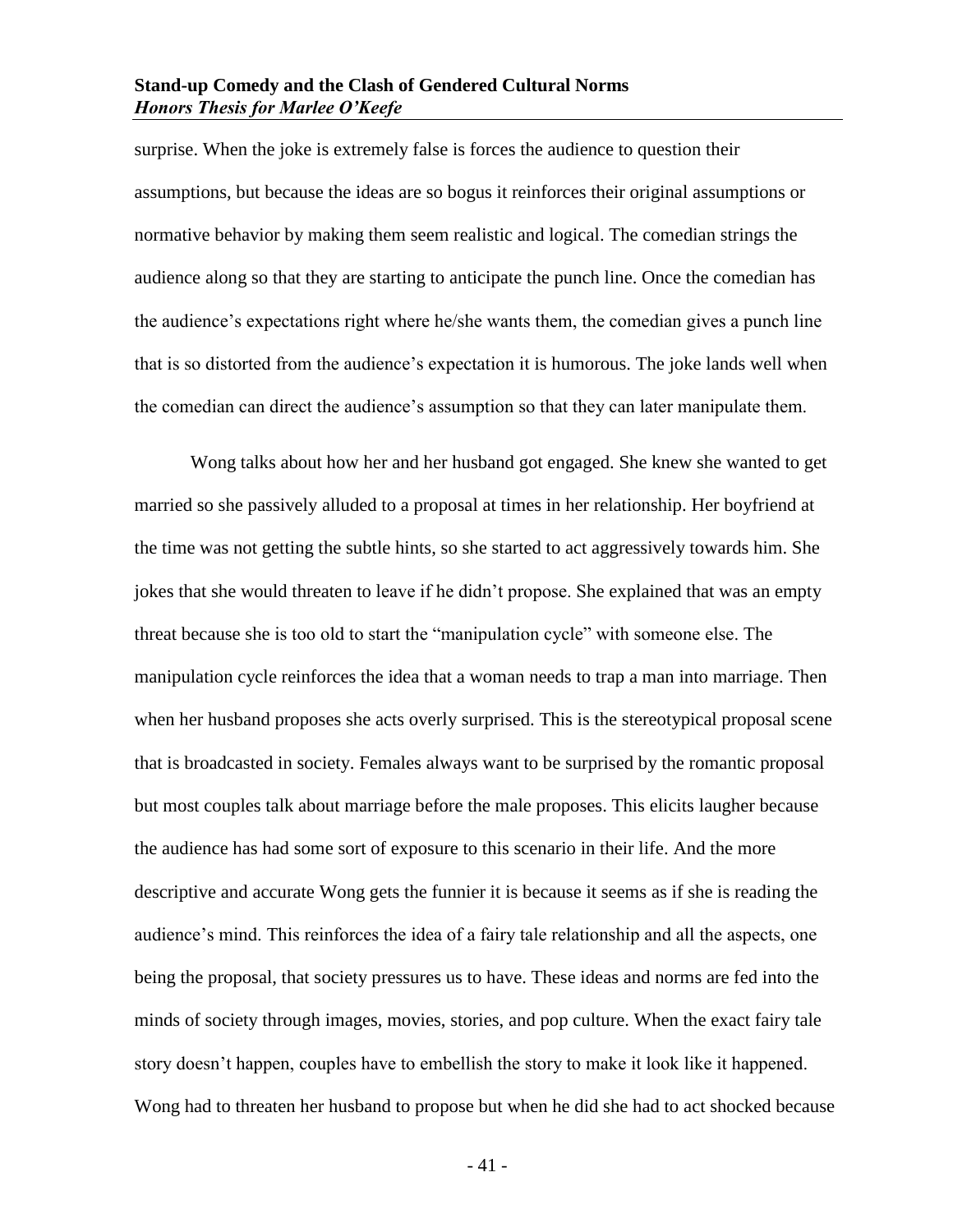surprise. When the joke is extremely false is forces the audience to question their assumptions, but because the ideas are so bogus it reinforces their original assumptions or normative behavior by making them seem realistic and logical. The comedian strings the audience along so that they are starting to anticipate the punch line. Once the comedian has the audience's expectations right where he/she wants them, the comedian gives a punch line that is so distorted from the audience's expectation it is humorous. The joke lands well when the comedian can direct the audience's assumption so that they can later manipulate them.

Wong talks about how her and her husband got engaged. She knew she wanted to get married so she passively alluded to a proposal at times in her relationship. Her boyfriend at the time was not getting the subtle hints, so she started to act aggressively towards him. She jokes that she would threaten to leave if he didn't propose. She explained that was an empty threat because she is too old to start the "manipulation cycle" with someone else. The manipulation cycle reinforces the idea that a woman needs to trap a man into marriage. Then when her husband proposes she acts overly surprised. This is the stereotypical proposal scene that is broadcasted in society. Females always want to be surprised by the romantic proposal but most couples talk about marriage before the male proposes. This elicits laughter because the audience has had some sort of exposure to this scenario in their life. And the more descriptive and accurate Wong gets the funnier it is because it seems as if she is reading the audience's mind. This reinforces the idea of a fairy tale relationship and all the aspects, one being the proposal, that society pressures us to have. These ideas and norms are fed into the minds of society through images, movies, stories, and pop culture. When the exact fairy tale story doesn't happen, couples have to embellish the story to make it look like it happened. Wong had to threaten her husband to propose but when he did she had to act shocked because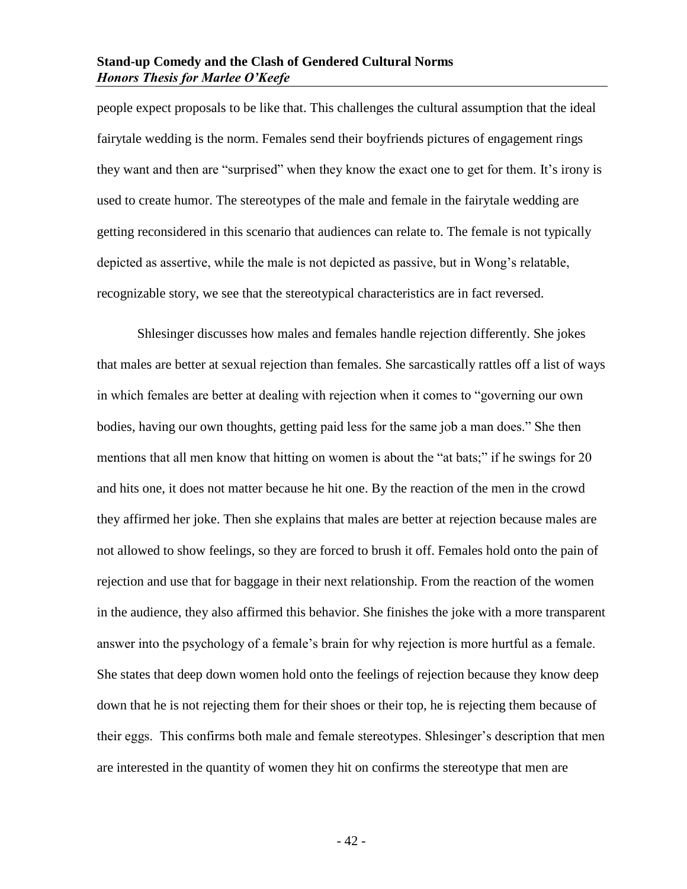people expect proposals to be like that. This challenges the cultural assumption that the ideal fairytale wedding is the norm. Females send their boyfriends pictures of engagement rings they want and then are "surprised" when they know the exact one to get for them. It's irony is used to create humor. The stereotypes of the male and female in the fairytale wedding are getting reconsidered in this scenario that audiences can relate to. The female is not typically depicted as assertive, while the male is not depicted as passive, but in Wong's relatable, recognizable story, we see that the stereotypical characteristics are in fact reversed.

Shlesinger discusses how males and females handle rejection differently. She jokes that males are better at sexual rejection than females. She sarcastically rattles off a list of ways in which females are better at dealing with rejection when it comes to "governing our own bodies, having our own thoughts, getting paid less for the same job a man does." She then mentions that all men know that hitting on women is about the "at bats;" if he swings for 20 and hits one, it does not matter because he hit one. By the reaction of the men in the crowd they affirmed her joke. Then she explains that males are better at rejection because males are not allowed to show feelings, so they are forced to brush it off. Females hold onto the pain of rejection and use that for baggage in their next relationship. From the reaction of the women in the audience, they also affirmed this behavior. She finishes the joke with a more transparent answer into the psychology of a female's brain for why rejection is more hurtful as a female. She states that deep down women hold onto the feelings of rejection because they know deep down that he is not rejecting them for their shoes or their top, he is rejecting them because of their eggs. This confirms both male and female stereotypes. Shlesinger's description that men are interested in the quantity of women they hit on confirms the stereotype that men are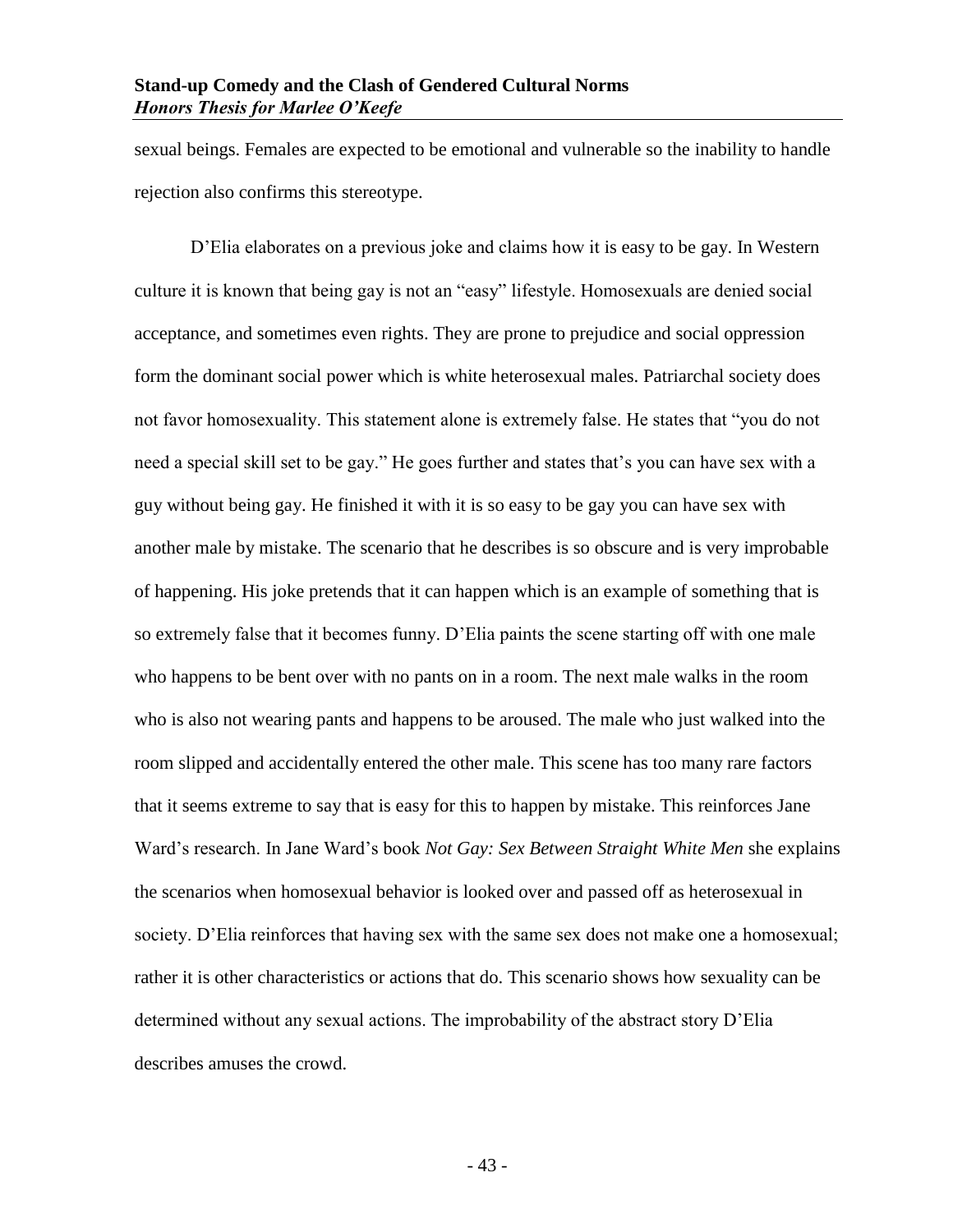sexual beings. Females are expected to be emotional and vulnerable so the inability to handle rejection also confirms this stereotype.

D'Elia elaborates on a previous joke and claims how it is easy to be gay. In Western culture it is known that being gay is not an "easy" lifestyle. Homosexuals are denied social acceptance, and sometimes even rights. They are prone to prejudice and social oppression form the dominant social power which is white heterosexual males. Patriarchal society does not favor homosexuality. This statement alone is extremely false. He states that "you do not need a special skill set to be gay." He goes further and states that's you can have sex with a guy without being gay. He finished it with it is so easy to be gay you can have sex with another male by mistake. The scenario that he describes is so obscure and is very improbable of happening. His joke pretends that it can happen which is an example of something that is so extremely false that it becomes funny. D'Elia paints the scene starting off with one male who happens to be bent over with no pants on in a room. The next male walks in the room who is also not wearing pants and happens to be aroused. The male who just walked into the room slipped and accidentally entered the other male. This scene has too many rare factors that it seems extreme to say that is easy for this to happen by mistake. This reinforces Jane Ward's research. In Jane Ward's book *Not Gay: Sex Between Straight White Men* she explains the scenarios when homosexual behavior is looked over and passed off as heterosexual in society. D'Elia reinforces that having sex with the same sex does not make one a homosexual; rather it is other characteristics or actions that do. This scenario shows how sexuality can be determined without any sexual actions. The improbability of the abstract story D'Elia describes amuses the crowd.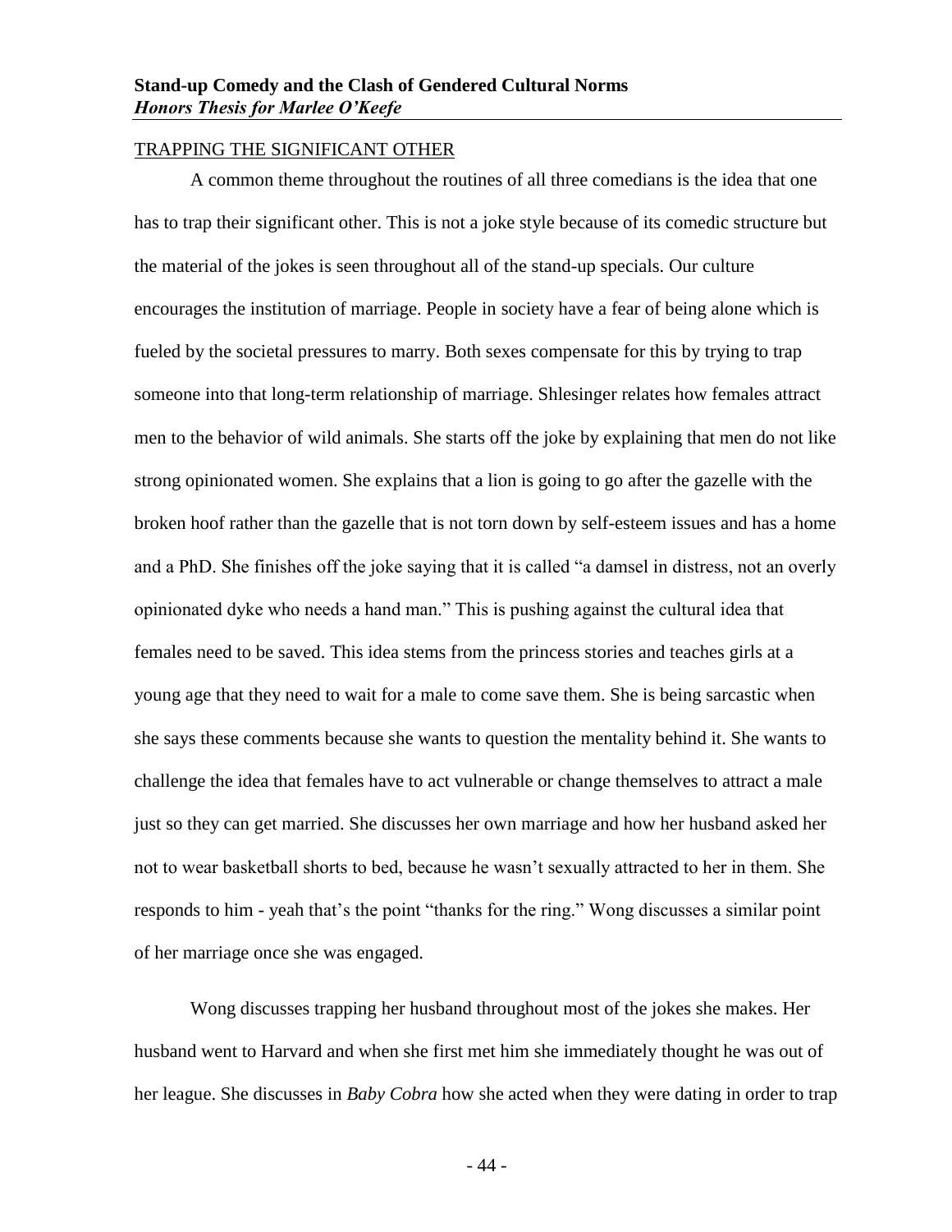TRAPPING THE SIGNIFICANT OTHER

A common theme throughout the routines of all three comedians is the idea that one has to trap their significant other. This is not a joke style because of its comedic structure but the material of the jokes is seen throughout all of the stand-up specials. Our culture encourages the institution of marriage. People in society have a fear of being alone which is fueled by the societal pressures to marry. Both sexes compensate for this by trying to trap someone into that long-term relationship of marriage. Shlesinger relates how females attract men to the behavior of wild animals. She starts off the joke by explaining that men do not like strong opinionated women. She explains that a lion is going to go after the gazelle with the broken hoof rather than the gazelle that is not torn down by self-esteem issues and has a home and a PhD. She finishes off the joke saying that it is called "a damsel in distress, not an overly opinionated dyke who needs a hand man." This is pushing against the cultural idea that females need to be saved. This idea stems from the princess stories and teaches girls at a young age that they need to wait for a male to come save them. She is being sarcastic when she says these comments because she wants to question the mentality behind it. She wants to challenge the idea that females have to act vulnerable or change themselves to attract a male just so they can get married. She discusses her own marriage and how her husband asked her not to wear basketball shorts to bed, because he wasn't sexually attracted to her in them. She responds to him - yeah that's the point "thanks for the ring." Wong discusses a similar point of her marriage once she was engaged.

Wong discusses trapping her husband throughout most of the jokes she makes. Her husband went to Harvard and when she first met him she immediately thought he was out of her league. She discusses in *Baby Cobra* how she acted when they were dating in order to trap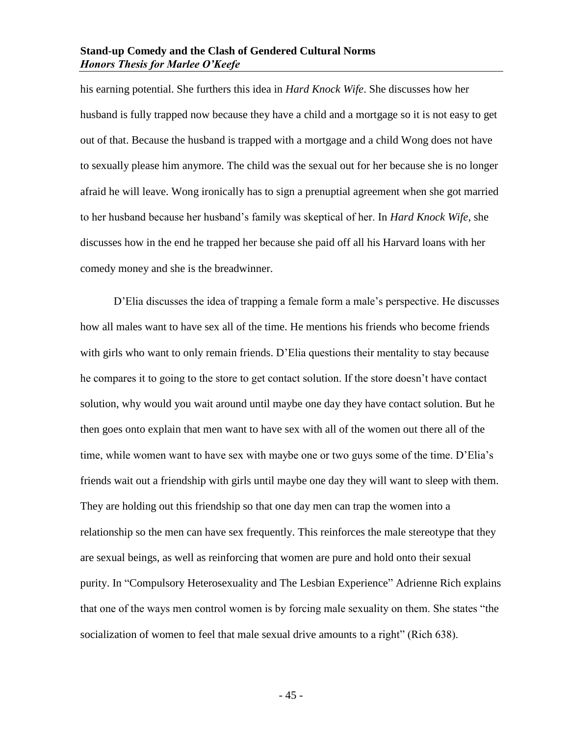his earning potential. She furthers this idea in *Hard Knock Wife*. She discusses how her husband is fully trapped now because they have a child and a mortgage so it is not easy to get out of that. Because the husband is trapped with a mortgage and a child Wong does not have to sexually please him anymore. The child was the sexual out for her because she is no longer afraid he will leave. Wong ironically has to sign a prenuptial agreement when she got married to her husband because her husband's family was skeptical of her. In *Hard Knock Wife*, she discusses how in the end he trapped her because she paid off all his Harvard loans with her comedy money and she is the breadwinner.

D'Elia discusses the idea of trapping a female form a male's perspective. He discusses how all males want to have sex all of the time. He mentions his friends who become friends with girls who want to only remain friends. D'Elia questions their mentality to stay because he compares it to going to the store to get contact solution. If the store doesn't have contact solution, why would you wait around until maybe one day they have contact solution. But he then goes onto explain that men want to have sex with all of the women out there all of the time, while women want to have sex with maybe one or two guys some of the time. D'Elia's friends wait out a friendship with girls until maybe one day they will want to sleep with them. They are holding out this friendship so that one day men can trap the women into a relationship so the men can have sex frequently. This reinforces the male stereotype that they are sexual beings, as well as reinforcing that women are pure and hold onto their sexual purity. In "Compulsory Heterosexuality and The Lesbian Experience" Adrienne Rich explains that one of the ways men control women is by forcing male sexuality on them. She states "the socialization of women to feel that male sexual drive amounts to a right" (Rich 638).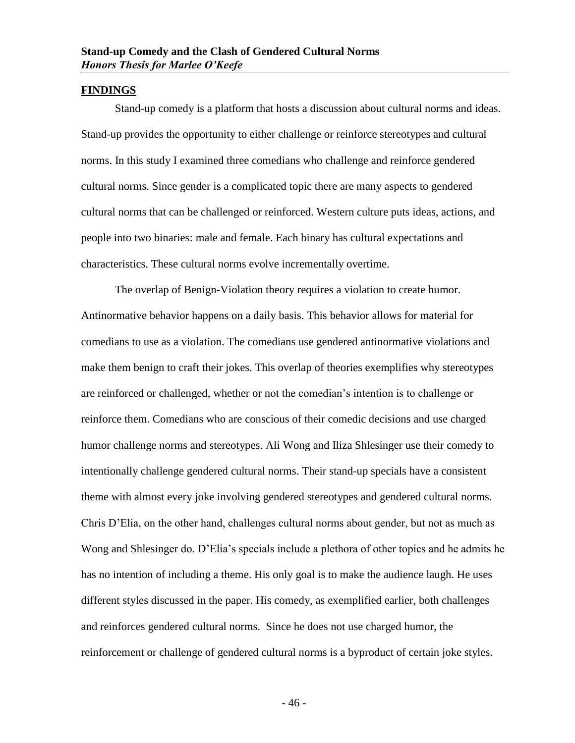## FINDINGS

Stand-up comedy is a platform that hosts a discussion about cultural norms and ideas. Stand-up provides the opportunity to either challenge or reinforce stereotypes and cultural norms. In this study I examined three comedians who challenge and reinforce gendered cultural norms. Since gender is a complicated topic there are many aspects to gendered cultural norms that can be challenged or reinforced. Western culture puts ideas, actions, and people into two binaries: male and female. Each binary has cultural expectations and characteristics. These cultural norms evolve incrementally overtime.

The overlap of Benign-Violation theory requires a violation to create humor. Antinormative behavior happens on a daily basis. This behavior allows for material for comedians to use as a violation. The comedians use gendered antinormative violations and make them benign to craft their jokes. This overlap of theories exemplifies why stereotypes are reinforced or challenged, whether or not the comedian's intention is to challenge or reinforce them. Comedians who are conscious of their comedic decisions and use charged humor challenge norms and stereotypes. Ali Wong and Iliza Shlesinger use their comedy to intentionally challenge gendered cultural norms. Their stand-up specials have a consistent theme with almost every joke involving gendered stereotypes and gendered cultural norms. Chris D'Elia, on the other hand, challenges cultural norms about gender, but not as much as Wong and Shlesinger do. D'Elia's specials include a plethora of other topics and he admits he has no intention of including a theme. His only goal is to make the audience laugh. He uses different styles discussed in the paper. His comedy, as exemplified earlier, both challenges and reinforces gendered cultural norms. Since he does not use charged humor, the reinforcement or challenge of gendered cultural norms is a byproduct of certain joke styles.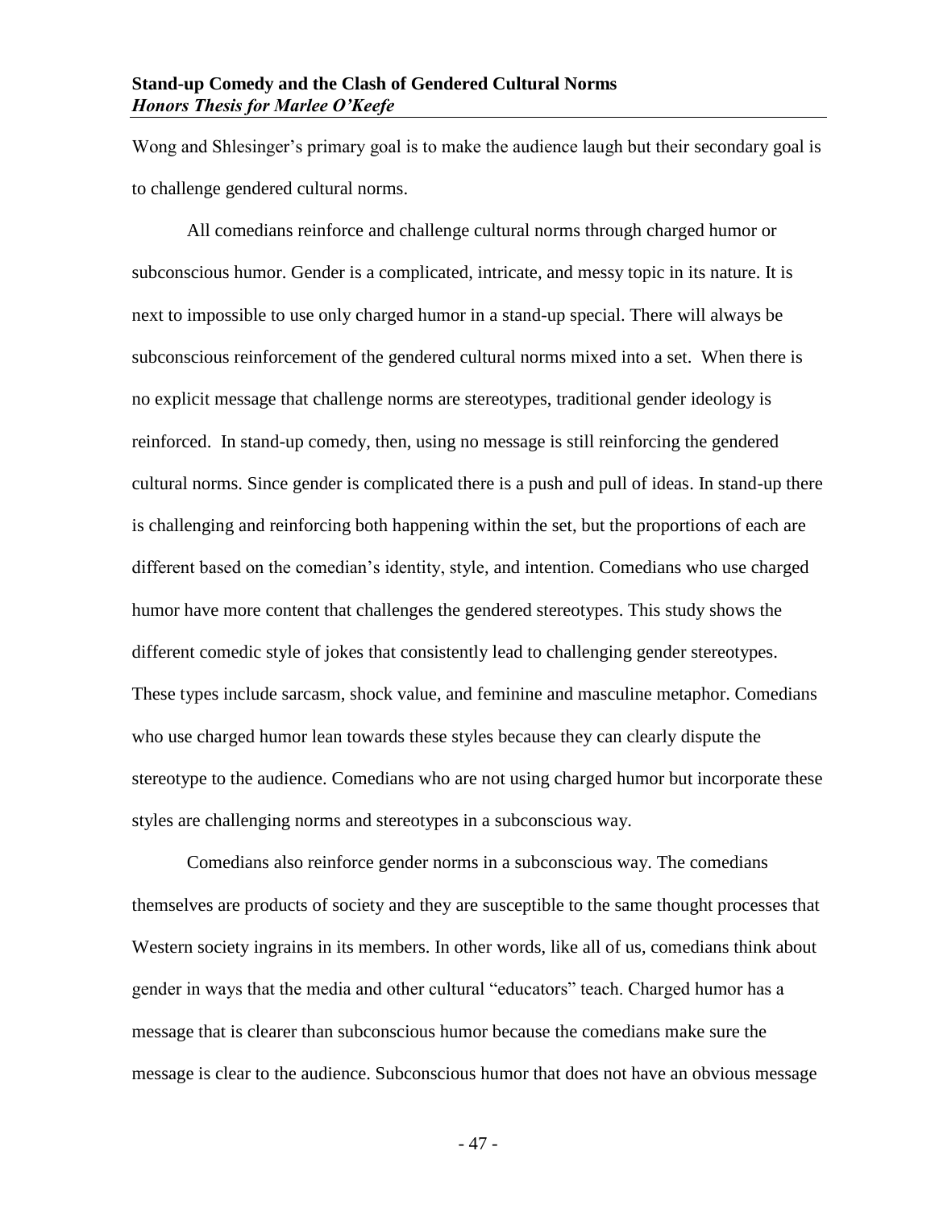Wong and Shlesinger's primary goal is to make the audience laugh but their secondary goal is to challenge gendered cultural norms.

All comedians reinforce and challenge cultural norms through charged humor or subconscious humor. Gender is a complicated, intricate, and messy topic in its nature. It is next to impossible to use only charged humor in a stand-up special. There will always be subconscious reinforcement of the gendered cultural norms mixed into a set. When there is no explicit message that challenge norms are stereotypes, traditional gender ideology is reinforced. In stand-up comedy, then, using no message is still reinforcing the gendered cultural norms. Since gender is complicated there is a push and pull of ideas. In stand-up there is challenging and reinforcing both happening within the set, but the proportions of each are different based on the comedian's identity, style, and intention. Comedians who use charged humor have more content that challenges the gendered stereotypes. This study shows the different comedic style of jokes that consistently lead to challenging gender stereotypes. These types include sarcasm, shock value, and feminine and masculine metaphor. Comedians who use charged humor lean towards these styles because they can clearly dispute the stereotype to the audience. Comedians who are not using charged humor but incorporate these styles are challenging norms and stereotypes in a subconscious way.

Comedians also reinforce gender norms in a subconscious way. The comedians themselves are products of society and they are susceptible to the same thought processes that Western society ingrains in its members. In other words, like all of us, comedians think about gender in ways that the media and other cultural "educators" teach. Charged humor has a message that is clearer than subconscious humor because the comedians make sure the message is clear to the audience. Subconscious humor that does not have an obvious message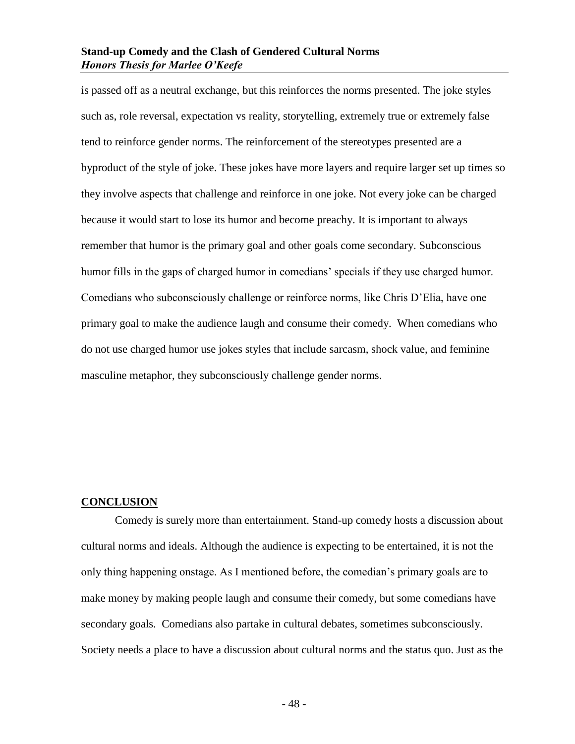is passed off as a neutral exchange, but this reinforces the norms presented. The joke styles such as, role reversal, expectation vs reality, storytelling, extremely true or extremely false tend to reinforce gender norms. The reinforcement of the stereotypes presented are a byproduct of the style of joke. These jokes have more layers and require larger set up times so they involve aspects that challenge and reinforce in one joke. Not every joke can be charged because it would start to lose its humor and become preachy. It is important to always remember that humor is the primary goal and other goals come secondary. Subconscious humor fills in the gaps of charged humor in comedians' specials if they use charged humor. Comedians who subconsciously challenge or reinforce norms, like Chris D'Elia, have one primary goal to make the audience laugh and consume their comedy. When comedians who do not use charged humor use jokes styles that include sarcasm, shock value, and feminine masculine metaphor, they subconsciously challenge gender norms.

## CONCLUSION

Comedy is surely more than entertainment. Stand-up comedy hosts a discussion about cultural norms and ideals. Although the audience is expecting to be entertained, it is not the only thing happening onstage. As I mentioned before, the comedian's primary goals are to make money by making people laugh and consume their comedy, but some comedians have secondary goals. Comedians also partake in cultural debates, sometimes subconsciously. Society needs a place to have a discussion about cultural norms and the status quo. Just as the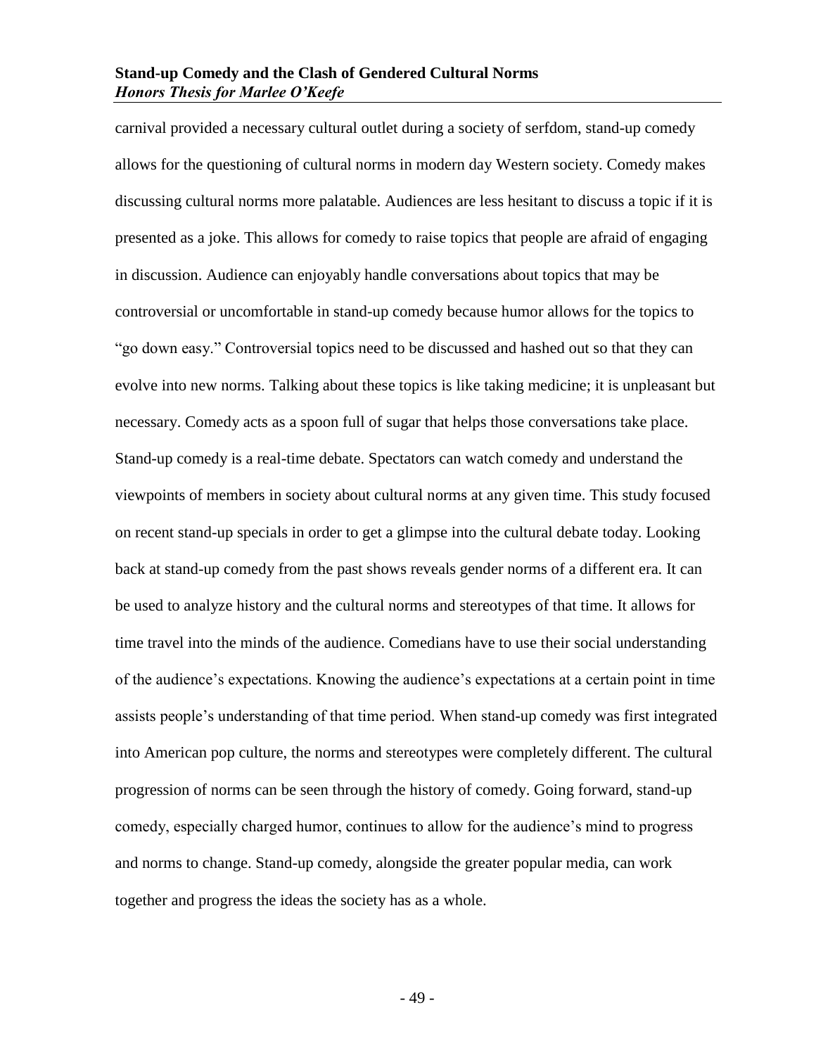carnival provided a necessary cultural outlet during a society of serfdom, stand-up comedy allows for the questioning of cultural norms in modern day Western society. Comedy makes discussing cultural norms more palatable. Audiences are less hesitant to discuss a topic if it is presented as a joke. This allows for comedy to raise topics that people are afraid of engaging in discussion. Audience can enjoyably handle conversations about topics that may be controversial or uncomfortable in stand-up comedy because humor allows for the topics to "go down easy." Controversial topics need to be discussed and hashed out so that they can evolve into new norms. Talking about these topics is like taking medicine; it is unpleasant but necessary. Comedy acts as a spoon full of sugar that helps those conversations take place. Stand-up comedy is a real-time debate. Spectators can watch comedy and understand the viewpoints of members in society about cultural norms at any given time. This study focused on recent stand-up specials in order to get a glimpse into the cultural debate today. Looking back at stand-up comedy from the past shows reveals gender norms of a different era. It can be used to analyze history and the cultural norms and stereotypes of that time. It allows for time travel into the minds of the audience. Comedians have to use their social understanding of the audience's expectations. Knowing the audience's expectations at a certain point in time assists people's understanding of that time period. When stand-up comedy was first integrated into American pop culture, the norms and stereotypes were completely different. The cultural progression of norms can be seen through the history of comedy. Going forward, stand-up comedy, especially charged humor, continues to allow for the audience's mind to progress and norms to change. Stand-up comedy, alongside the greater popular media, can work together and progress the ideas the society has as a whole.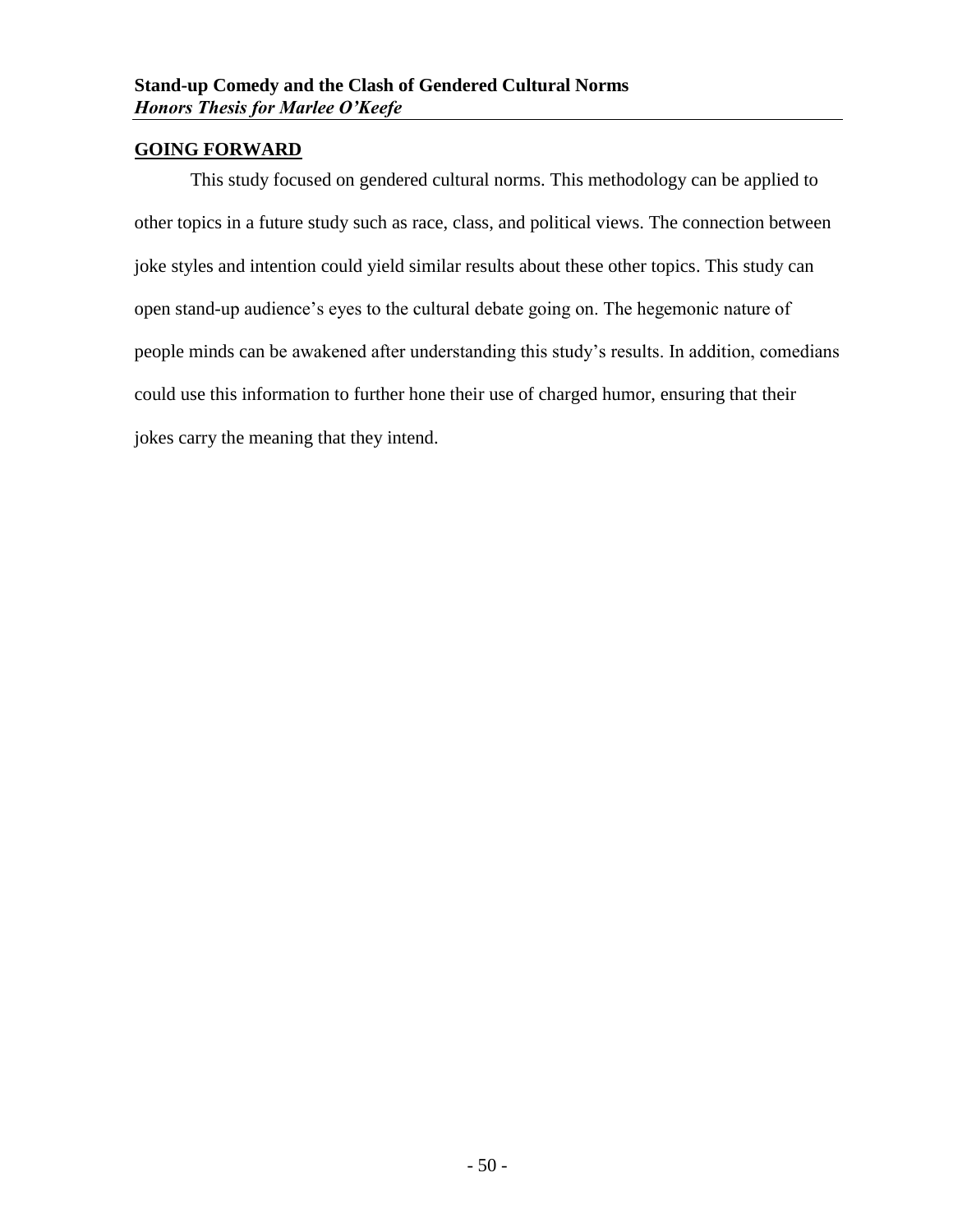## GOING FORWARD

This study focused on gendered cultural norms. This methodology can be applied to other topics in a future study such as race, class, and political views. The connection between joke styles and intention could yield similar results about these other topics. This study can open stand-up audience's eyes to the cultural debate going on. The hegemonic nature of people minds can be awakened after understanding this study's results. In addition, comedians could use this information to further hone their use of charged humor, ensuring that their jokes carry the meaning that they intend.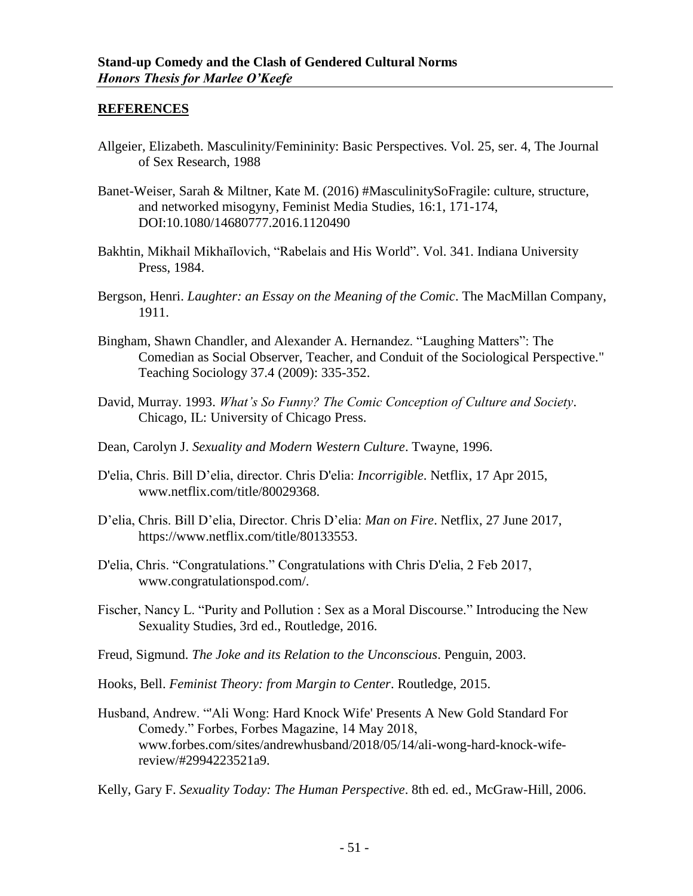## REFERENCES

Allgeier, Elizabeth. Masculinity/Femininity: Basic Perspectives. Vol. 25, ser. 4, The Journal of Sex Research, 1988

Banet-Weiser, Sarah & Miltner, Kate M. (2016) #MasculinitySoFragile: culture, structure, and networked misogyny, Feminist Media Studies, 16:1, 171-174, DOI:10.1080/14680777.2016.1120490

Bakhtin, Mikhail Mikhaĭlovich, "Rabelais and His World". Vol. 341. Indiana University Press, 1984.

Bergson, Henri. *Laughter: an Essay on the Meaning of the Comic*. The MacMillan Company, 1911.

Bingham, Shawn Chandler, and Alexander A. Hernandez. "Laughing Matters": The Comedian as Social Observer, Teacher, and Conduit of the Sociological Perspective." Teaching Sociology 37.4 (2009): 335-352.

David, Murray. 1993. *What's So Funny? The Comic Conception of Culture and Society*. Chicago, IL: University of Chicago Press.

Dean, Carolyn J. *Sexuality and Modern Western Culture*. Twayne, 1996.

D'elia, Chris. Bill D'elia, director. Chris D'elia: *Incorrigible*. Netflix, 17 Apr 2015, www.netflix.com/title/80029368.

D'elia, Chris. Bill D'elia, Director. Chris D'elia: *Man on Fire*. Netflix, 27 June 2017, https://www.netflix.com/title/80133553.

D'elia, Chris. "Congratulations." Congratulations with Chris D'elia, 2 Feb 2017, www.congratulationspod.com/.

Fischer, Nancy L. "Purity and Pollution : Sex as a Moral Discourse." Introducing the New Sexuality Studies, 3rd ed., Routledge, 2016.

Freud, Sigmund. *The Joke and its Relation to the Unconscious*. Penguin, 2003.

Hooks, Bell. *Feminist Theory: from Margin to Center*. Routledge, 2015.

Husband, Andrew. "'Ali Wong: Hard Knock Wife' Presents A New Gold Standard For Comedy." Forbes, Forbes Magazine, 14 May 2018, www.forbes.com/sites/andrewhusband/2018/05/14/ali-wong-hard-knock-wife-review/#2994223521a9.

Kelly, Gary F. *Sexuality Today: The Human Perspective*. 8th ed. ed., McGraw-Hill, 2006.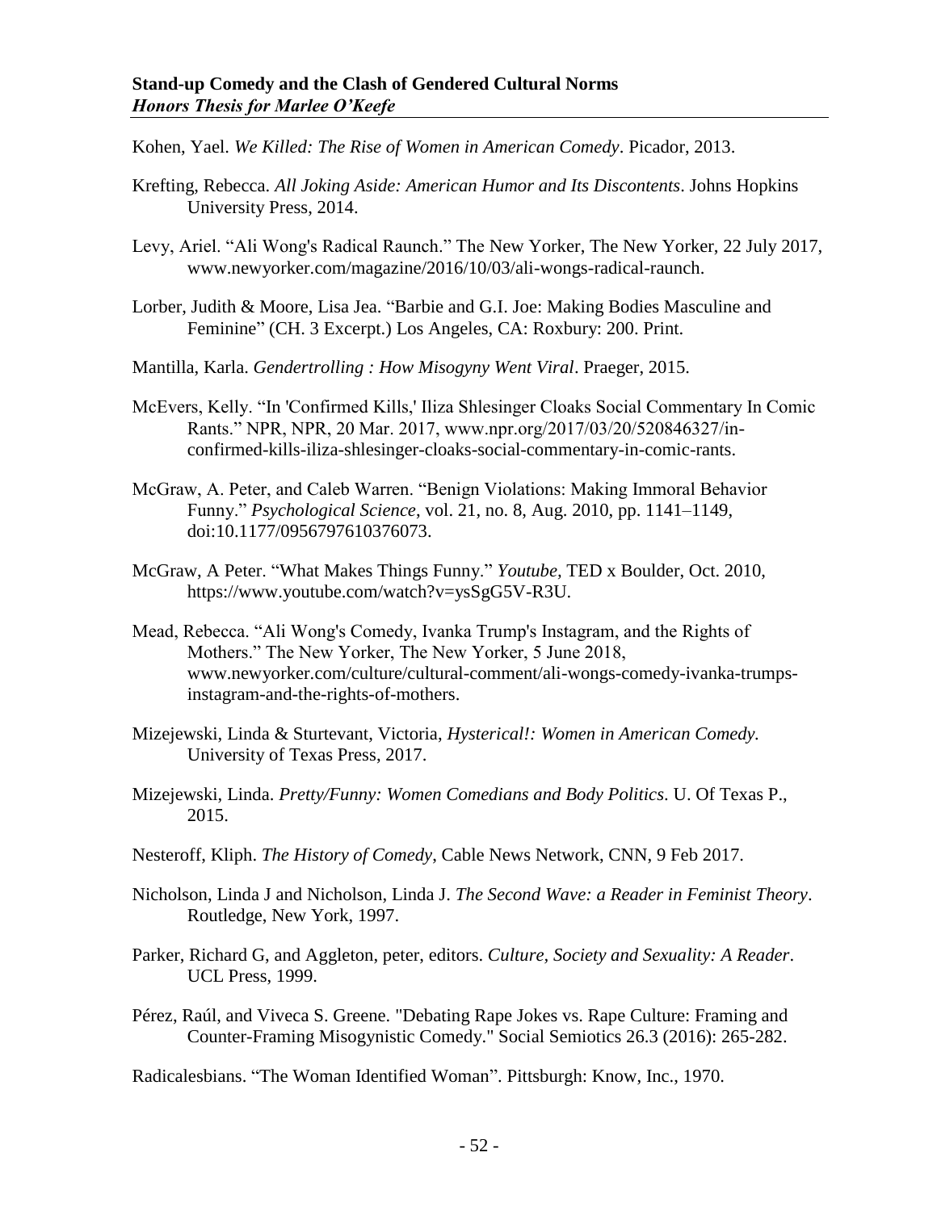Kohen, Yael. *We Killed: The Rise of Women in American Comedy*. Picador, 2013.

Krefting, Rebecca. *All Joking Aside: American Humor and Its Discontents*. Johns Hopkins University Press, 2014.

Levy, Ariel. "Ali Wong's Radical Raunch." The New Yorker, The New Yorker, 22 July 2017, www.newyorker.com/magazine/2016/10/03/ali-wongs-radical-raunch.

Lorber, Judith & Moore, Lisa Jea. "Barbie and G.I. Joe: Making Bodies Masculine and Feminine" (CH. 3 Excerpt.) Los Angeles, CA: Roxbury: 200. Print.

Mantilla, Karla. *Gendertrolling : How Misogyny Went Viral*. Praeger, 2015.

McEvers, Kelly. "In 'Confirmed Kills,' Iliza Shlesinger Cloaks Social Commentary In Comic Rants." NPR, NPR, 20 Mar. 2017, www.npr.org/2017/03/20/520846327/in-confirmed-kills-iliza-shlesinger-cloaks-social-commentary-in-comic-rants.

McGraw, A. Peter, and Caleb Warren. "Benign Violations: Making Immoral Behavior Funny." *Psychological Science*, vol. 21, no. 8, Aug. 2010, pp. 1141–1149, doi:10.1177/0956797610376073.

McGraw, A Peter. "What Makes Things Funny." *Youtube*, TED x Boulder, Oct. 2010, https://www.youtube.com/watch?v=ysSgG5V-R3U.

Mead, Rebecca. "Ali Wong's Comedy, Ivanka Trump's Instagram, and the Rights of Mothers." The New Yorker, The New Yorker, 5 June 2018, www.newyorker.com/culture/cultural-comment/ali-wongs-comedy-ivanka-trumps-instagram-and-the-rights-of-mothers.

Mizejewski, Linda & Sturtevant, Victoria, *Hysterical!: Women in American Comedy.* University of Texas Press, 2017.

Mizejewski, Linda. *Pretty/Funny: Women Comedians and Body Politics*. U. Of Texas P., 2015.

Nesteroff, Kliph. *The History of Comedy*, Cable News Network, CNN, 9 Feb 2017.

Nicholson, Linda J and Nicholson, Linda J. *The Second Wave: a Reader in Feminist Theory*. Routledge, New York, 1997.

Parker, Richard G, and Aggleton, peter, editors. *Culture, Society and Sexuality: A Reader*. UCL Press, 1999.

Pérez, Raúl, and Viveca S. Greene. "Debating Rape Jokes vs. Rape Culture: Framing and Counter-Framing Misogynistic Comedy." Social Semiotics 26.3 (2016): 265-282.

Radicalesbians. "The Woman Identified Woman". Pittsburgh: Know, Inc., 1970.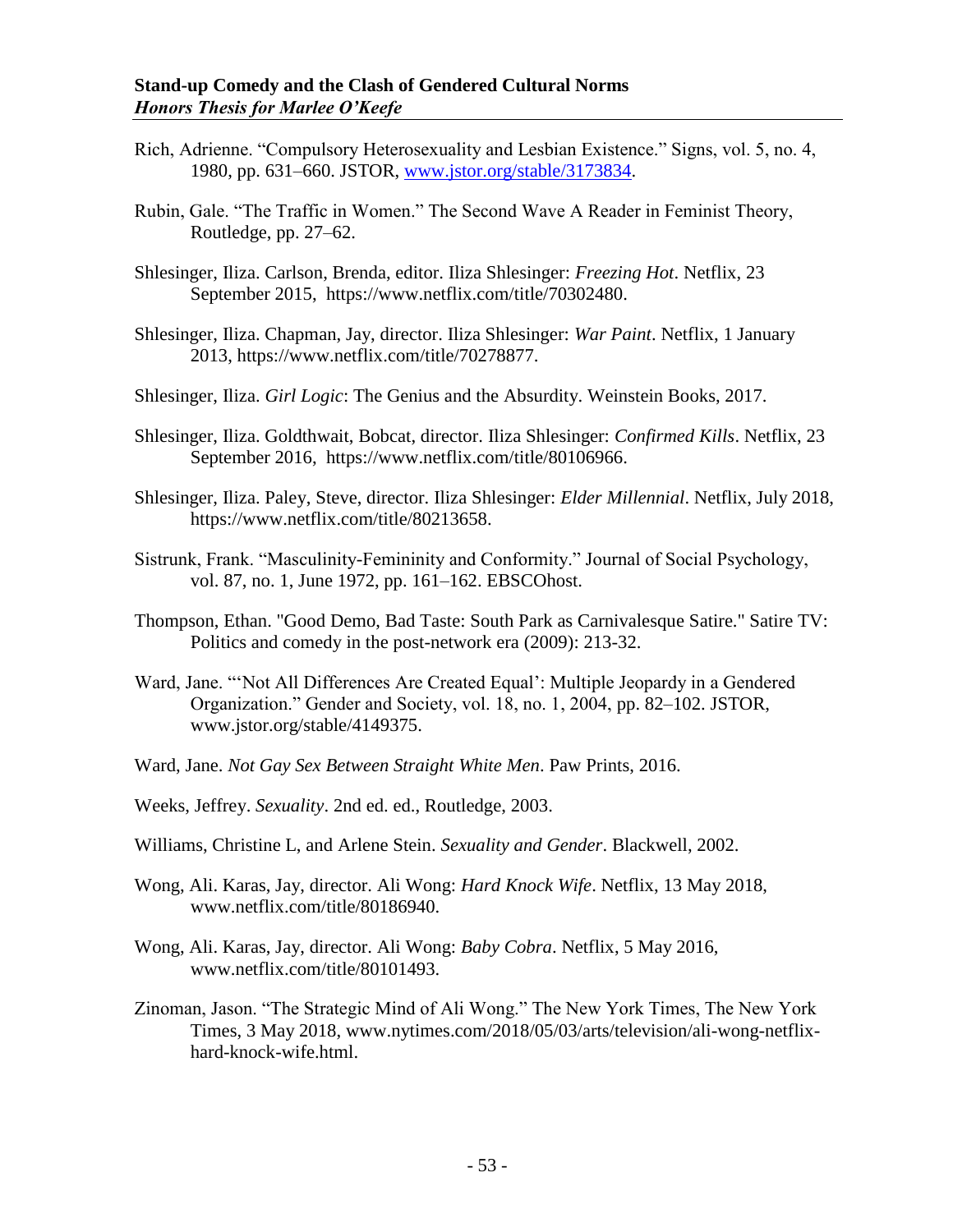Rich, Adrienne. "Compulsory Heterosexuality and Lesbian Existence." Signs, vol. 5, no. 4, 1980, pp. 631–660. JSTOR, www.jstor.org/stable/3173834.

Rubin, Gale. "The Traffic in Women." The Second Wave A Reader in Feminist Theory, Routledge, pp. 27–62.

Shlesinger, Iliza. Carlson, Brenda, editor. Iliza Shlesinger: *Freezing Hot*. Netflix, 23 September 2015, https://www.netflix.com/title/70302480.

Shlesinger, Iliza. Chapman, Jay, director. Iliza Shlesinger: *War Paint*. Netflix, 1 January 2013, https://www.netflix.com/title/70278877.

Shlesinger, Iliza. *Girl Logic*: The Genius and the Absurdity. Weinstein Books, 2017.

Shlesinger, Iliza. Goldthwait, Bobcat, director. Iliza Shlesinger: *Confirmed Kills*. Netflix, 23 September 2016, https://www.netflix.com/title/80106966.

Shlesinger, Iliza. Paley, Steve, director. Iliza Shlesinger: *Elder Millennial*. Netflix, July 2018, https://www.netflix.com/title/80213658.

Sistrunk, Frank. "Masculinity-Femininity and Conformity." Journal of Social Psychology, vol. 87, no. 1, June 1972, pp. 161–162. EBSCOhost.

Thompson, Ethan. "Good Demo, Bad Taste: South Park as Carnivalesque Satire." Satire TV: Politics and comedy in the post-network era (2009): 213-32.

Ward, Jane. "'Not All Differences Are Created Equal': Multiple Jeopardy in a Gendered Organization." Gender and Society, vol. 18, no. 1, 2004, pp. 82–102. JSTOR, www.jstor.org/stable/4149375.

Ward, Jane. *Not Gay Sex Between Straight White Men*. Paw Prints, 2016.

Weeks, Jeffrey. *Sexuality*. 2nd ed. ed., Routledge, 2003.

Williams, Christine L, and Arlene Stein. *Sexuality and Gender*. Blackwell, 2002.

Wong, Ali. Karas, Jay, director. Ali Wong: *Hard Knock Wife*. Netflix, 13 May 2018, www.netflix.com/title/80186940.

Wong, Ali. Karas, Jay, director. Ali Wong: *Baby Cobra*. Netflix, 5 May 2016, www.netflix.com/title/80101493.

Zinoman, Jason. "The Strategic Mind of Ali Wong." The New York Times, The New York Times, 3 May 2018, www.nytimes.com/2018/05/03/arts/television/ali-wong-netflix-hard-knock-wife.html.